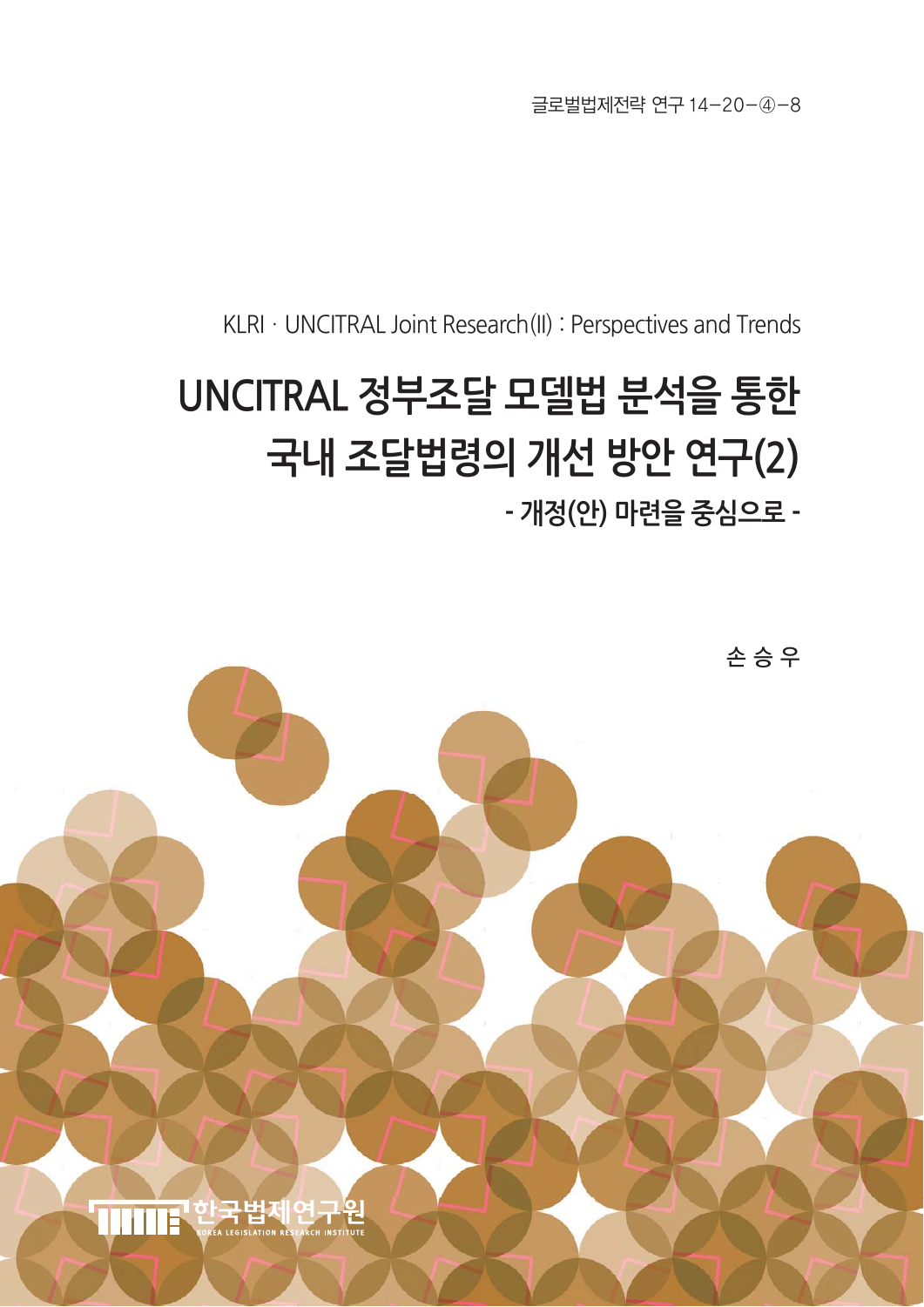글로벌법제전략 연구 14-20-④-8

KLRI · UNCITRAL Joint Research(II) : Perspectives and Trends

# UNCITRAL 정부조달 모델법 분석을 통한 국내 조달법령의 개선 방안 연구(2)

## - 개정(안) 마련을 중심으로 -

손 승 우

한국법제연구원
KOREA LEGISLATION RESEARCH INSTITUTE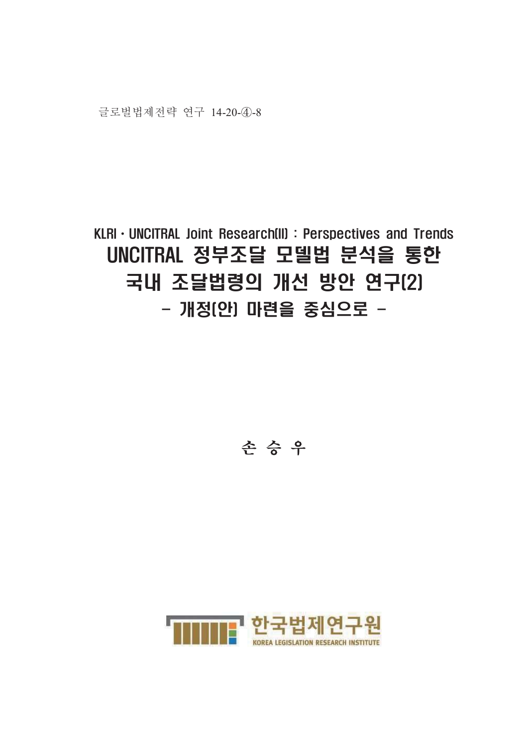글로벌법제전략 연구 14-20-④-8

# KLRI · UNCITRAL Joint Research(II) : Perspectives and Trends
# UNCITRAL 정부조달 모델법 분석을 통한 국내 조달법령의 개선 방안 연구(2)
## - 개정(안) 마련을 중심으로 -

손 승 우

한국법제연구원
KOREA LEGISLATION RESEARCH INSTITUTE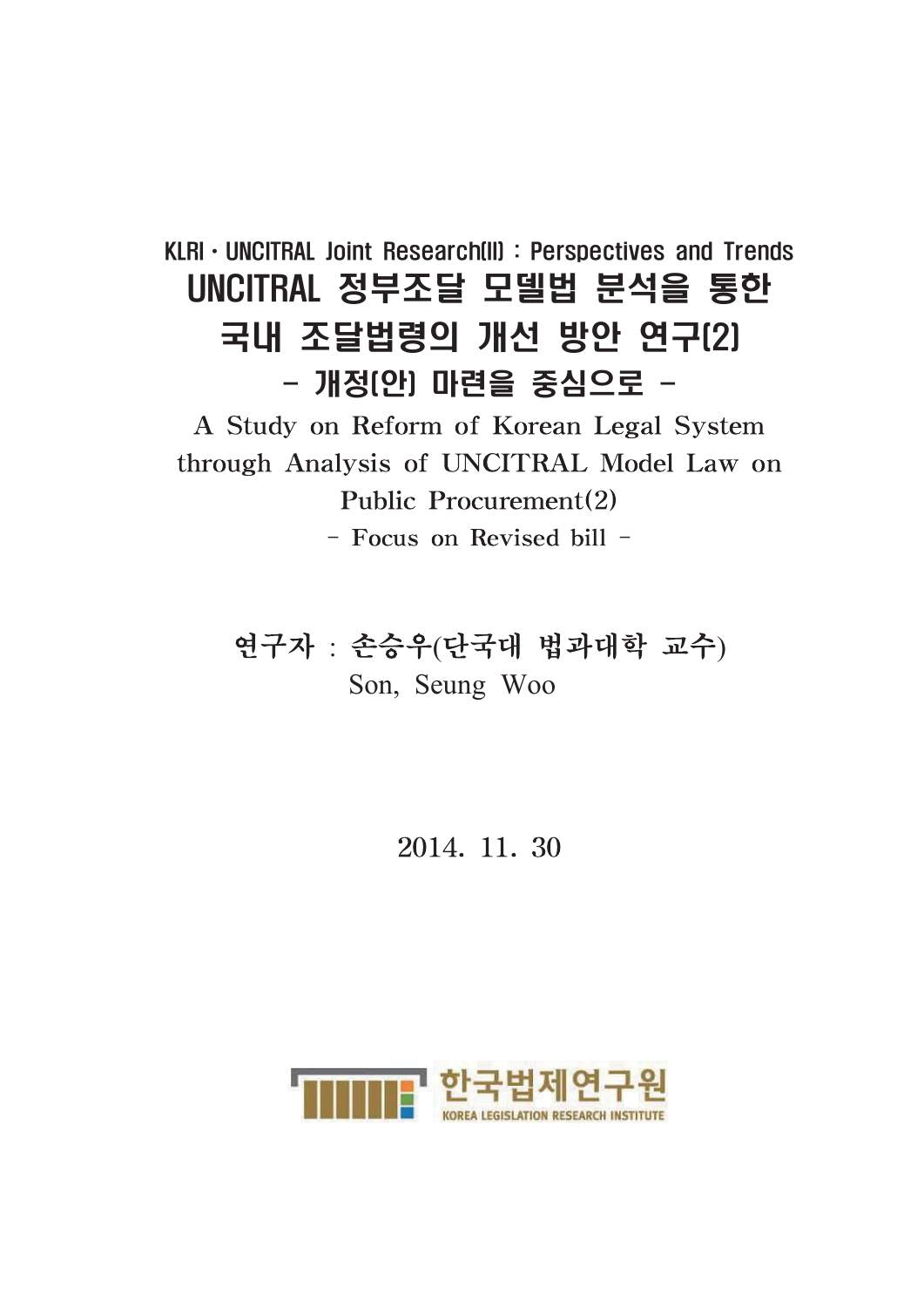KLRI · UNCITRAL Joint Research(II) : Perspectives and Trends

# UNCITRAL 정부조달 모델법 분석을 통한 국내 조달법령의 개선 방안 연구(2)

## - 개정(안) 마련을 중심으로 -

A Study on Reform of Korean Legal System through Analysis of UNCITRAL Model Law on Public Procurement(2)

- Focus on Revised bill -

연구자 : 손승우(단국대 법과대학 교수)
Son, Seung Woo

2014. 11. 30

한국법제연구원
KOREA LEGISLATION RESEARCH INSTITUTE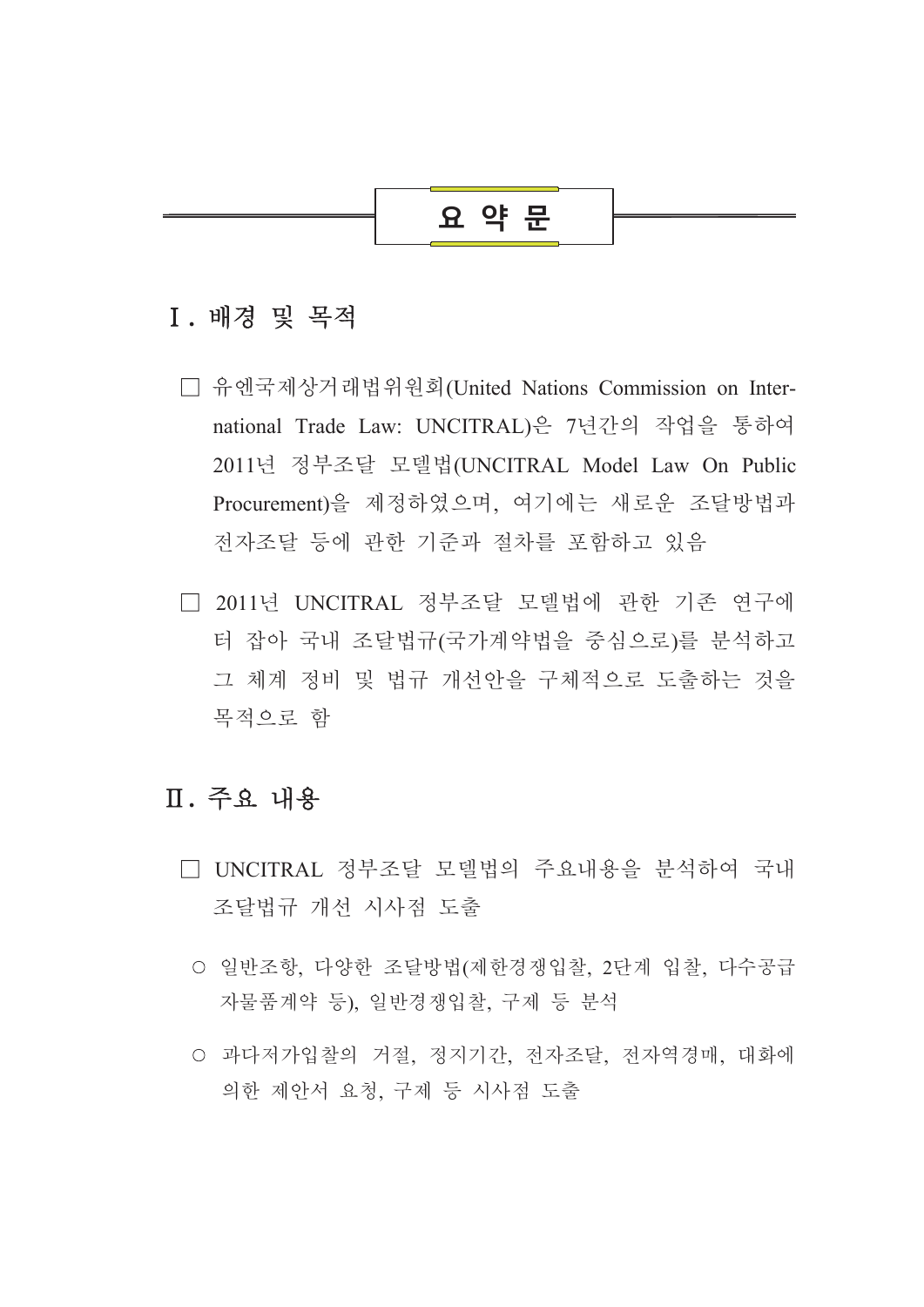# 요 약 문

## Ⅰ. 배경 및 목적

□ 유엔국제상거래법위원회(United Nations Commission on International Trade Law: UNCITRAL)은 7년간의 작업을 통하여 2011년 정부조달 모델법(UNCITRAL Model Law On Public Procurement)을 제정하였으며, 여기에는 새로운 조달방법과 전자조달 등에 관한 기준과 절차를 포함하고 있음

□ 2011년 UNCITRAL 정부조달 모델법에 관한 기존 연구에 터 잡아 국내 조달법규(국가계약법을 중심으로)를 분석하고 그 체계 정비 및 법규 개선안을 구체적으로 도출하는 것을 목적으로 함

## Ⅱ. 주요 내용

□ UNCITRAL 정부조달 모델법의 주요내용을 분석하여 국내 조달법규 개선 시사점 도출

○ 일반조항, 다양한 조달방법(제한경쟁입찰, 2단계 입찰, 다수공급자물품계약 등), 일반경쟁입찰, 구제 등 분석

○ 과다저가입찰의 거절, 정지기간, 전자조달, 전자역경매, 대화에 의한 제안서 요청, 구제 등 시사점 도출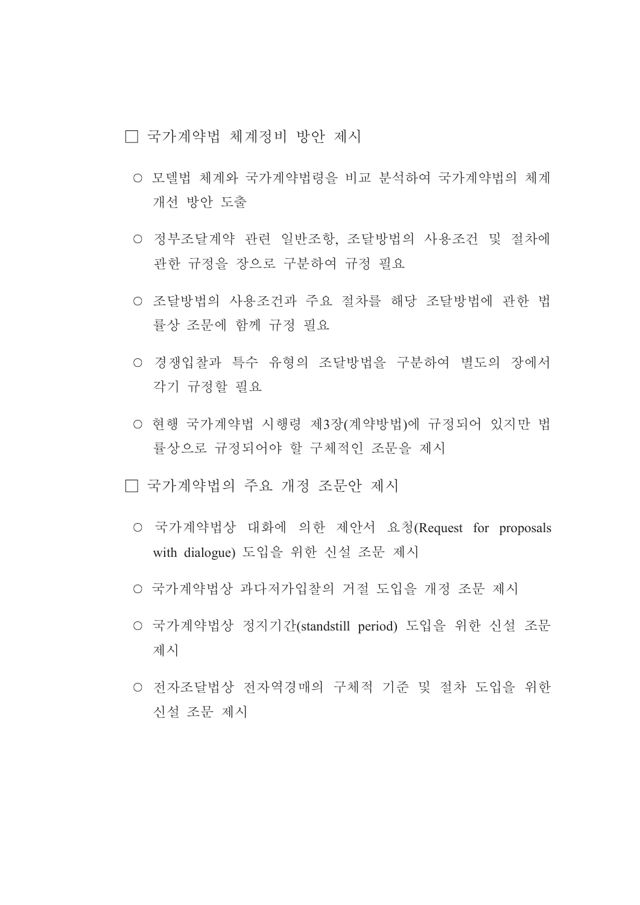□ 국가계약법 체계정비 방안 제시

- ○ 모델법 체계와 국가계약법령을 비교 분석하여 국가계약법의 체계 개선 방안 도출
- ○ 정부조달계약 관련 일반조항, 조달방법의 사용조건 및 절차에 관한 규정을 장으로 구분하여 규정 필요
- ○ 조달방법의 사용조건과 주요 절차를 해당 조달방법에 관한 법률상 조문에 함께 규정 필요
- ○ 경쟁입찰과 특수 유형의 조달방법을 구분하여 별도의 장에서 각기 규정할 필요
- ○ 현행 국가계약법 시행령 제3장(계약방법)에 규정되어 있지만 법률상으로 규정되어야 할 구체적인 조문을 제시

□ 국가계약법의 주요 개정 조문안 제시

- ○ 국가계약법상 대화에 의한 제안서 요청(Request for proposals with dialogue) 도입을 위한 신설 조문 제시
- ○ 국가계약법상 과다저가입찰의 거절 도입을 개정 조문 제시
- ○ 국가계약법상 정지기간(standstill period) 도입을 위한 신설 조문 제시
- ○ 전자조달법상 전자역경매의 구체적 기준 및 절차 도입을 위한 신설 조문 제시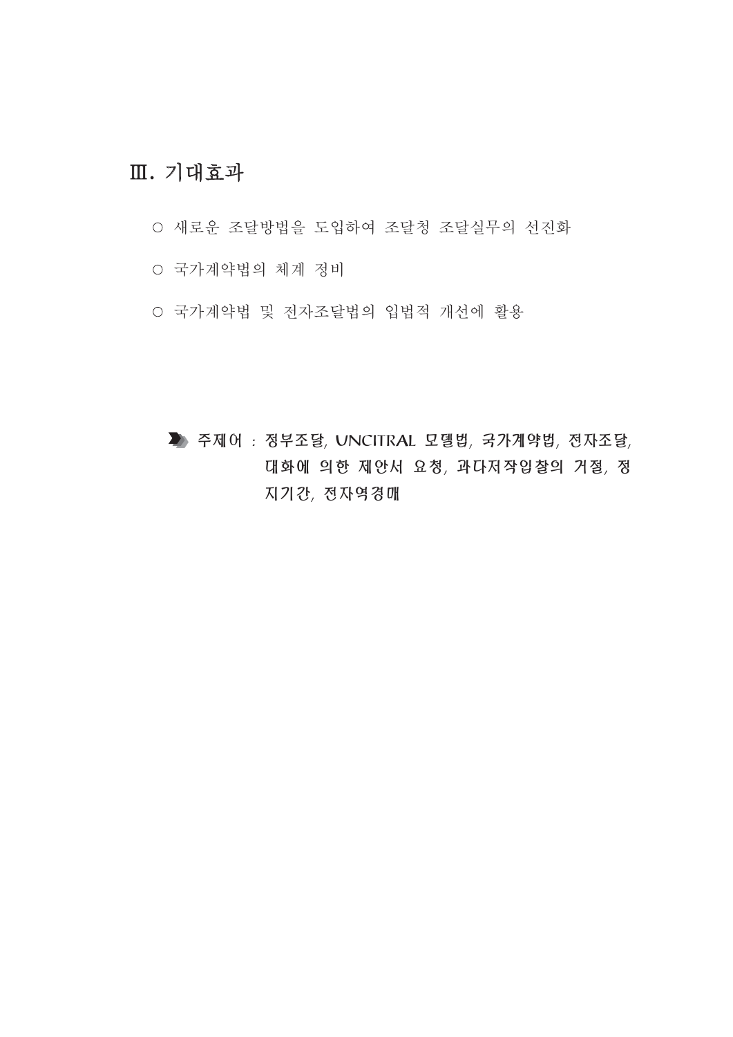## Ⅲ. 기대효과

○ 새로운 조달방법을 도입하여 조달청 조달실무의 선진화

○ 국가계약법의 체계 정비

○ 국가계약법 및 전자조달법의 입법적 개선에 활용

**주제어 : 정부조달, UNCITRAL 모델법, 국가계약법, 전자조달, 대화에 의한 제안서 요청, 과다저작입찰의 거절, 정지기간, 전자역경매**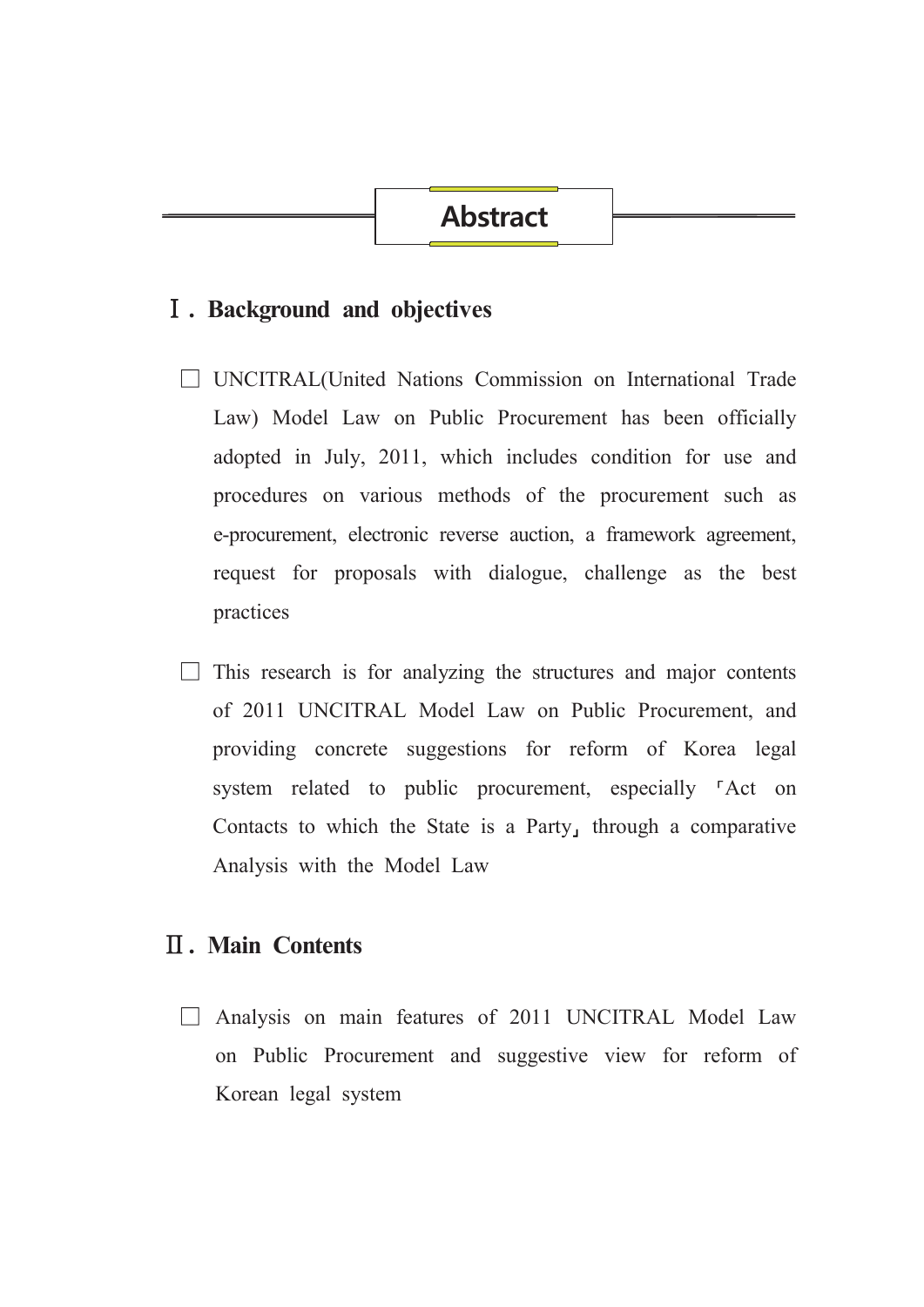# Abstract

## Ⅰ. Background and objectives

□ UNCITRAL(United Nations Commission on International Trade Law) Model Law on Public Procurement has been officially adopted in July, 2011, which includes condition for use and procedures on various methods of the procurement such as e-procurement, electronic reverse auction, a framework agreement, request for proposals with dialogue, challenge as the best practices

□ This research is for analyzing the structures and major contents of 2011 UNCITRAL Model Law on Public Procurement, and providing concrete suggestions for reform of Korea legal system related to public procurement, especially 「Act on Contacts to which the State is a Party」 through a comparative Analysis with the Model Law

## Ⅱ. Main Contents

□ Analysis on main features of 2011 UNCITRAL Model Law on Public Procurement and suggestive view for reform of Korean legal system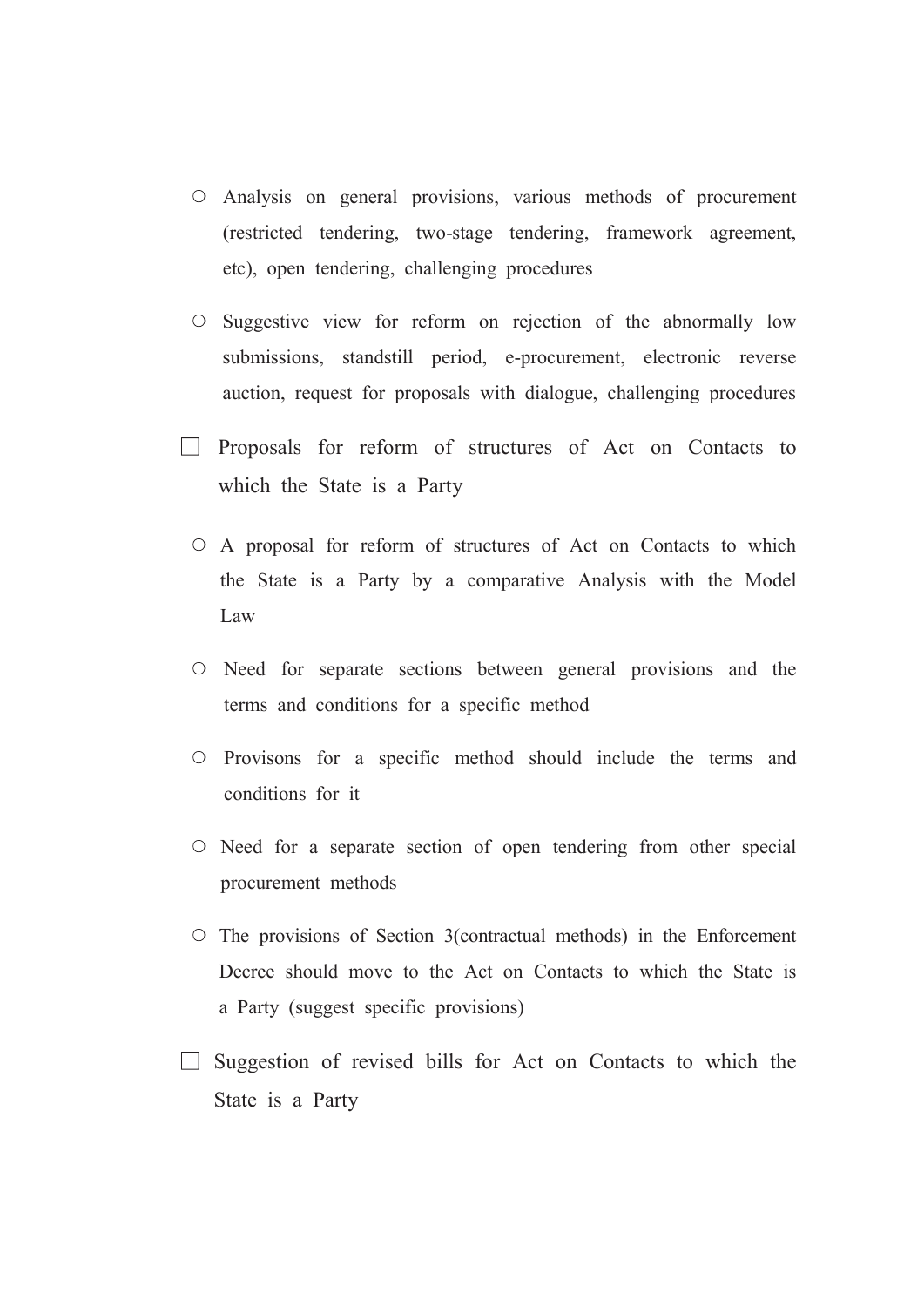○ Analysis on general provisions, various methods of procurement (restricted tendering, two-stage tendering, framework agreement, etc), open tendering, challenging procedures

○ Suggestive view for reform on rejection of the abnormally low submissions, standstill period, e-procurement, electronic reverse auction, request for proposals with dialogue, challenging procedures

□ Proposals for reform of structures of Act on Contacts to which the State is a Party

○ A proposal for reform of structures of Act on Contacts to which the State is a Party by a comparative Analysis with the Model Law

○ Need for separate sections between general provisions and the terms and conditions for a specific method

○ Provisons for a specific method should include the terms and conditions for it

○ Need for a separate section of open tendering from other special procurement methods

○ The provisions of Section 3(contractual methods) in the Enforcement Decree should move to the Act on Contacts to which the State is a Party (suggest specific provisions)

□ Suggestion of revised bills for Act on Contacts to which the State is a Party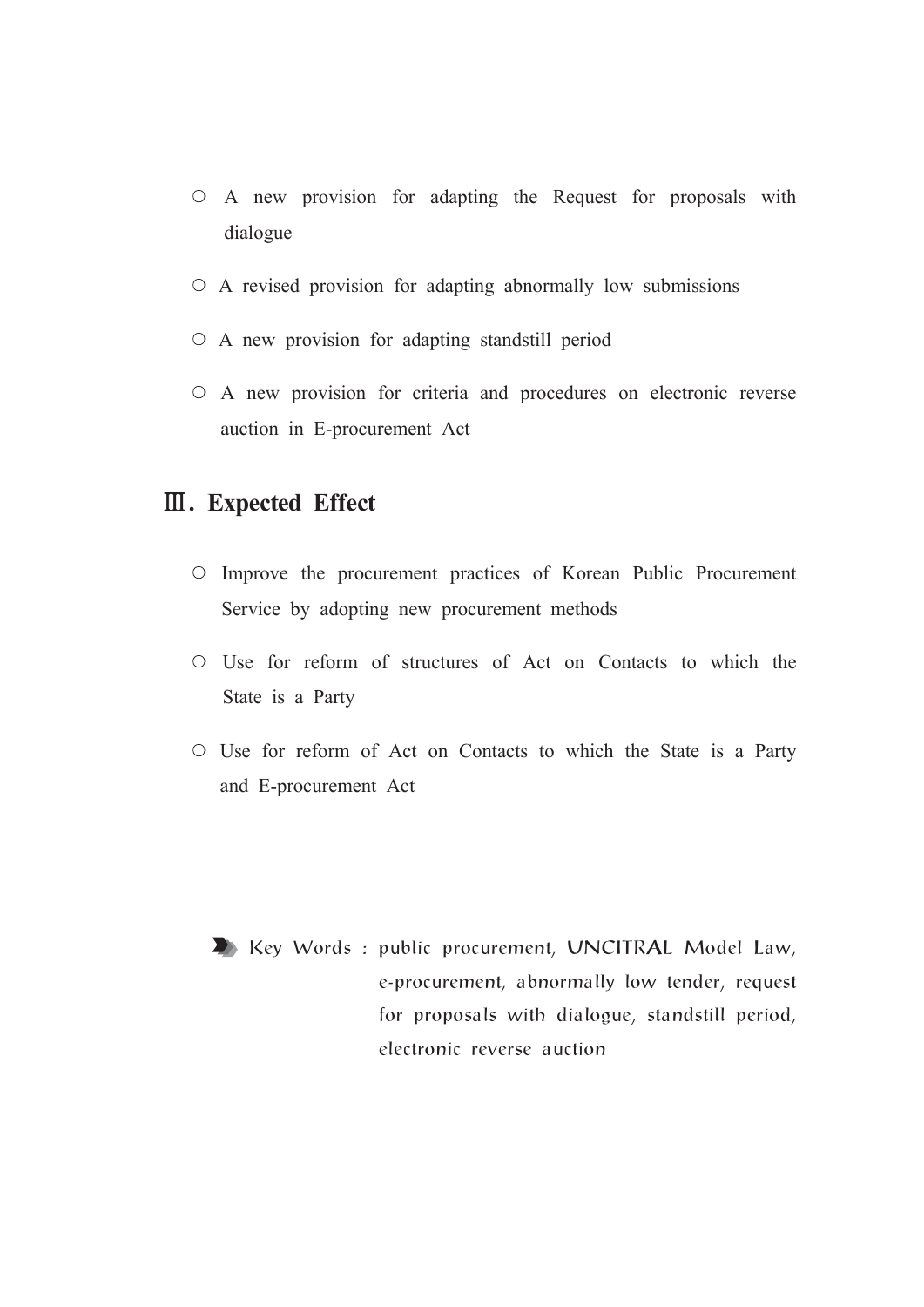- A new provision for adapting the Request for proposals with dialogue

- A revised provision for adapting abnormally low submissions

- A new provision for adapting standstill period

- A new provision for criteria and procedures on electronic reverse auction in E-procurement Act

## Ⅲ. Expected Effect

- Improve the procurement practices of Korean Public Procurement Service by adopting new procurement methods

- Use for reform of structures of Act on Contacts to which the State is a Party

- Use for reform of Act on Contacts to which the State is a Party and E-procurement Act

Key Words : public procurement, UNCITRAL Model Law, e-procurement, abnormally low tender, request for proposals with dialogue, standstill period, electronic reverse auction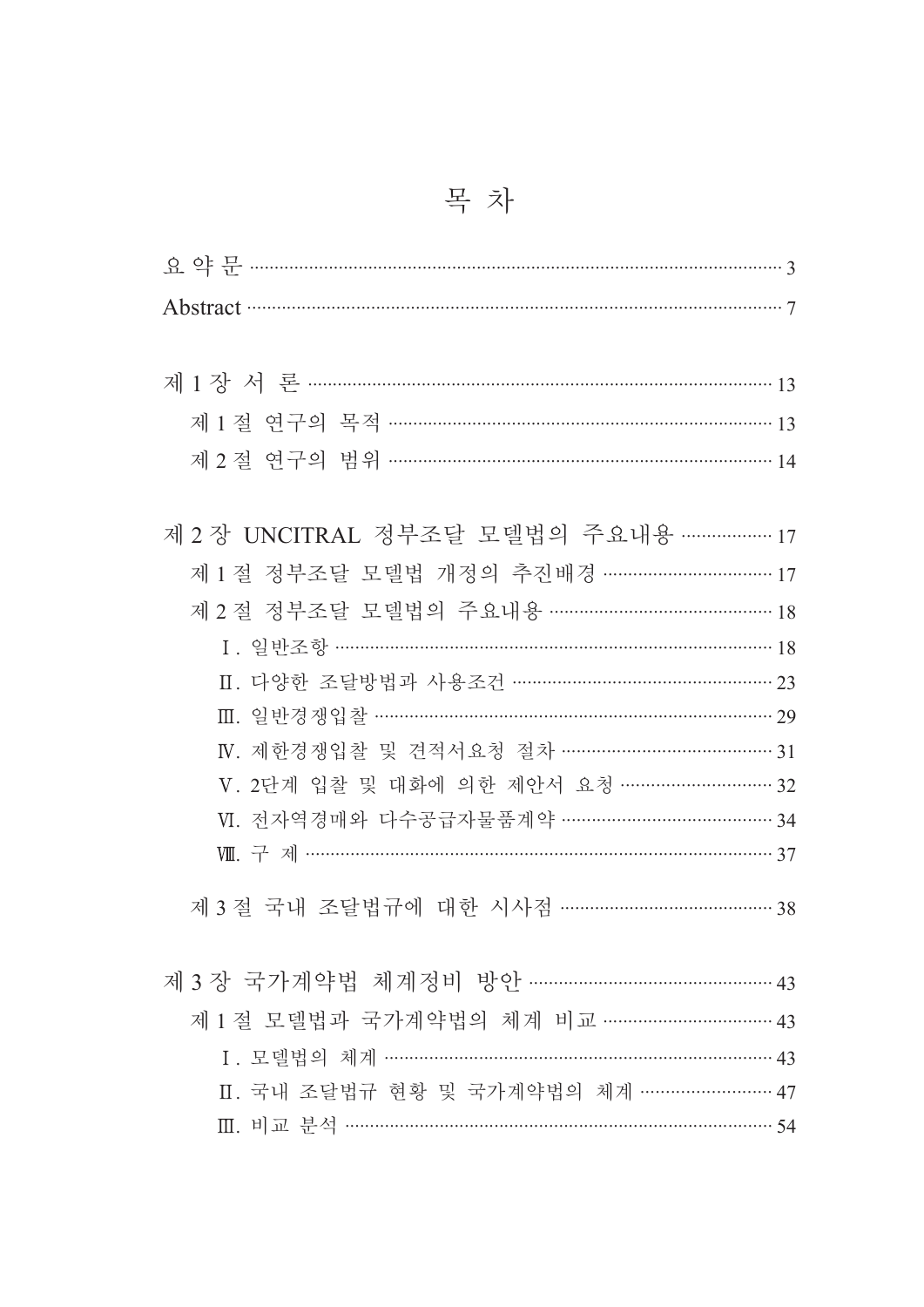# 목 차

요 약 문 ······························································ 3

Abstract ······························································ 7

제 1 장 서 론 ······························································ 13

제 1 절 연구의 목적 ······························································ 13

제 2 절 연구의 범위 ······························································ 14

제 2 장 UNCITRAL 정부조달 모델법의 주요내용 ················· 17

제 1 절 정부조달 모델법 개정의 추진배경 ································ 17

제 2 절 정부조달 모델법의 주요내용 ········································ 18

Ⅰ. 일반조항 ······························································ 18

Ⅱ. 다양한 조달방법과 사용조건 ················································ 23

Ⅲ. 일반경쟁입찰 ······························································ 29

Ⅳ. 제한경쟁입찰 및 견적서요청 절차 ········································ 31

Ⅴ. 2단계 입찰 및 대화에 의한 제안서 요청 ······························ 32

Ⅵ. 전자역경매와 다수공급자물품계약 ········································ 34

Ⅷ. 구 제 ······························································ 37

제 3 절 국내 조달법규에 대한 시사점 ······································ 38

제 3 장 국가계약법 체계정비 방안 ············································ 43

제 1 절 모델법과 국가계약법의 체계 비교 ································ 43

Ⅰ. 모델법의 체계 ······························································ 43

Ⅱ. 국내 조달법규 현황 및 국가계약법의 체계 ·························· 47

Ⅲ. 비교 분석 ······························································ 54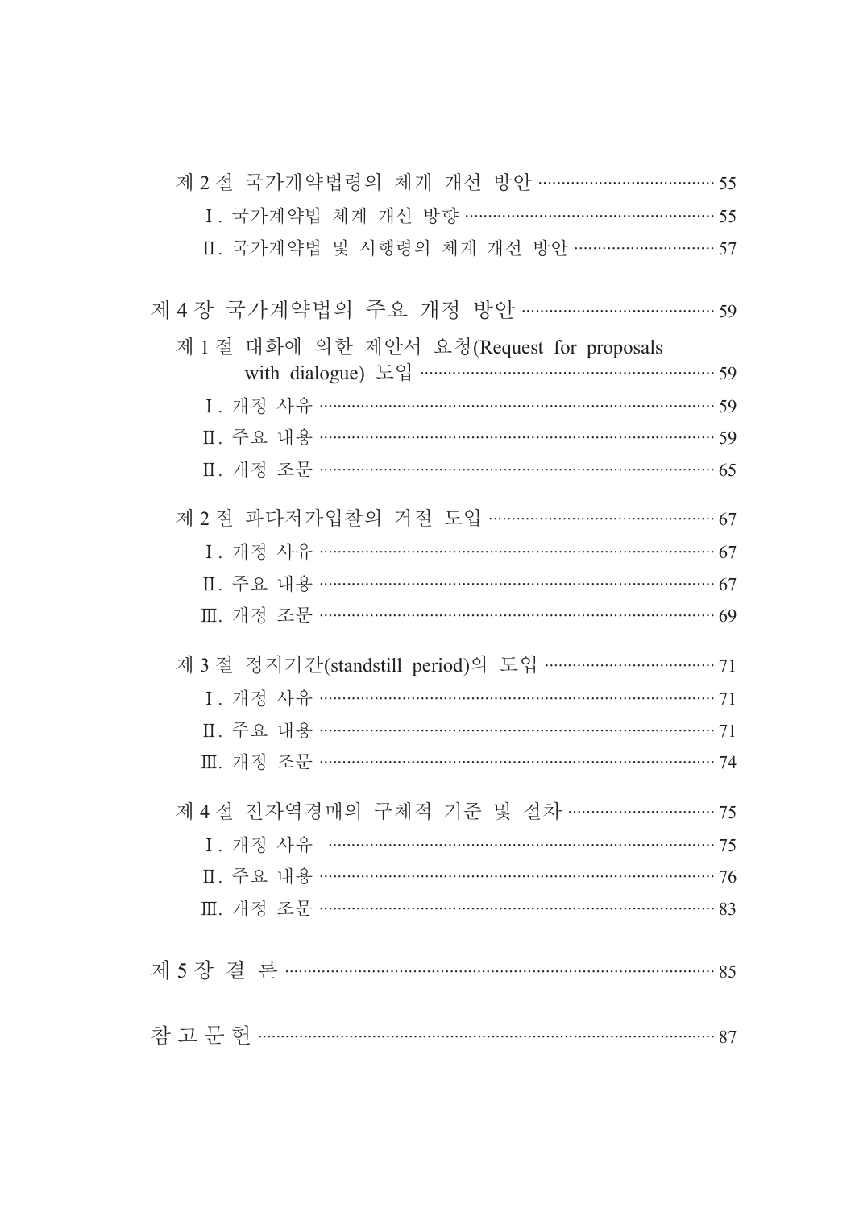제 2 절 국가계약법령의 체계 개선 방안 ······ 55

Ⅰ. 국가계약법 체계 개선 방향 ······ 55

Ⅱ. 국가계약법 및 시행령의 체계 개선 방안 ······ 57

제 4 장 국가계약법의 주요 개정 방안 ······ 59

제 1 절 대화에 의한 제안서 요청(Request for proposals with dialogue) 도입 ······ 59

Ⅰ. 개정 사유 ······ 59

Ⅱ. 주요 내용 ······ 59

Ⅱ. 개정 조문 ······ 65

제 2 절 과다저가입찰의 거절 도입 ······ 67

Ⅰ. 개정 사유 ······ 67

Ⅱ. 주요 내용 ······ 67

Ⅲ. 개정 조문 ······ 69

제 3 절 정지기간(standstill period)의 도입 ······ 71

Ⅰ. 개정 사유 ······ 71

Ⅱ. 주요 내용 ······ 71

Ⅲ. 개정 조문 ······ 74

제 4 절 전자역경매의 구체적 기준 및 절차 ······ 75

Ⅰ. 개정 사유 ······ 75

Ⅱ. 주요 내용 ······ 76

Ⅲ. 개정 조문 ······ 83

제 5 장 결 론 ······ 85

참 고 문 헌 ······ 87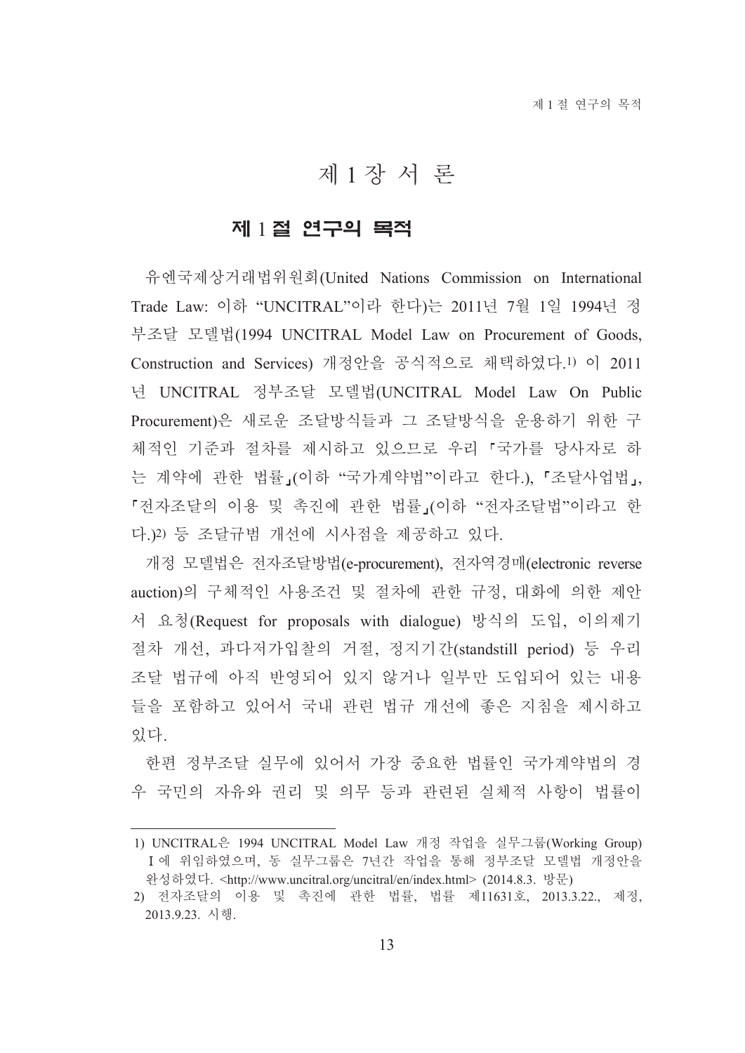# 제 1 장 서 론

## 제 1 절 연구의 목적

유엔국제상거래법위원회(United Nations Commission on International Trade Law: 이하 “UNCITRAL”이라 한다)는 2011년 7월 1일 1994년 정부조달 모델법(1994 UNCITRAL Model Law on Procurement of Goods, Construction and Services) 개정안을 공식적으로 채택하였다.[1] 이 2011년 UNCITRAL 정부조달 모델법(UNCITRAL Model Law On Public Procurement)은 새로운 조달방식들과 그 조달방식을 운용하기 위한 구체적인 기준과 절차를 제시하고 있으므로 우리 「국가를 당사자로 하는 계약에 관한 법률」(이하 “국가계약법”이라고 한다.), 「조달사업법」, 「전자조달의 이용 및 촉진에 관한 법률」(이하 “전자조달법”이라고 한다.)[2] 등 조달규범 개선에 시사점을 제공하고 있다.

개정 모델법은 전자조달방법(e-procurement), 전자역경매(electronic reverse auction)의 구체적인 사용조건 및 절차에 관한 규정, 대화에 의한 제안서 요청(Request for proposals with dialogue) 방식의 도입, 이의제기 절차 개선, 과다저가입찰의 거절, 정지기간(standstill period) 등 우리 조달 법규에 아직 반영되어 있지 않거나 일부만 도입되어 있는 내용들을 포함하고 있어서 국내 관련 법규 개선에 좋은 지침을 제시하고 있다.

한편 정부조달 실무에 있어서 가장 중요한 법률인 국가계약법의 경우 국민의 자유와 권리 및 의무 등과 관련된 실체적 사항이 법률이

---

1) UNCITRAL은 1994 UNCITRAL Model Law 개정 작업을 실무그룹(Working Group) Ⅰ에 위임하였으며, 동 실무그룹은 7년간 작업을 통해 정부조달 모델법 개정안을 완성하였다. <http://www.uncitral.org/uncitral/en/index.html> (2014.8.3. 방문)

2) 전자조달의 이용 및 촉진에 관한 법률, 법률 제11631호, 2013.3.22., 제정, 2013.9.23. 시행.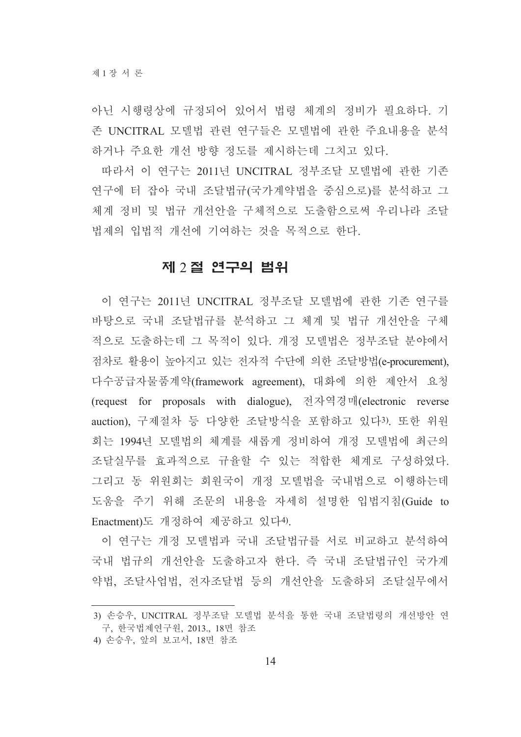아닌 시행령상에 규정되어 있어서 법령 체계의 정비가 필요하다. 기존 UNCITRAL 모델법 관련 연구들은 모델법에 관한 주요내용을 분석하거나 주요한 개선 방향 정도를 제시하는데 그치고 있다.

따라서 이 연구는 2011년 UNCITRAL 정부조달 모델법에 관한 기존 연구에 터 잡아 국내 조달법규(국가계약법을 중심으로)를 분석하고 그 체계 정비 및 법규 개선안을 구체적으로 도출함으로써 우리나라 조달법제의 입법적 개선에 기여하는 것을 목적으로 한다.

## 제 2 절 연구의 범위

이 연구는 2011년 UNCITRAL 정부조달 모델법에 관한 기존 연구를 바탕으로 국내 조달법규를 분석하고 그 체계 및 법규 개선안을 구체적으로 도출하는데 그 목적이 있다. 개정 모델법은 정부조달 분야에서 점차로 활용이 높아지고 있는 전자적 수단에 의한 조달방법(e-procurement), 다수공급자물품계약(framework agreement), 대화에 의한 제안서 요청(request for proposals with dialogue), 전자역경매(electronic reverse auction), 구제절차 등 다양한 조달방식을 포함하고 있다[3]. 또한 위원회는 1994년 모델법의 체계를 새롭게 정비하여 개정 모델법에 최근의 조달실무를 효과적으로 규율할 수 있는 적합한 체계로 구성하였다. 그리고 동 위원회는 회원국이 개정 모델법을 국내법으로 이행하는데 도움을 주기 위해 조문의 내용을 자세히 설명한 입법지침(Guide to Enactment)도 개정하여 제공하고 있다[4].

이 연구는 개정 모델법과 국내 조달법규를 서로 비교하고 분석하여 국내 법규의 개선안을 도출하고자 한다. 즉 국내 조달법규인 국가계약법, 조달사업법, 전자조달법 등의 개선안을 도출하되 조달실무에서

---

3) 손승우, UNCITRAL 정부조달 모델법 분석을 통한 국내 조달법령의 개선방안 연구, 한국법제연구원, 2013., 18면 참조

4) 손승우, 앞의 보고서, 18면 참조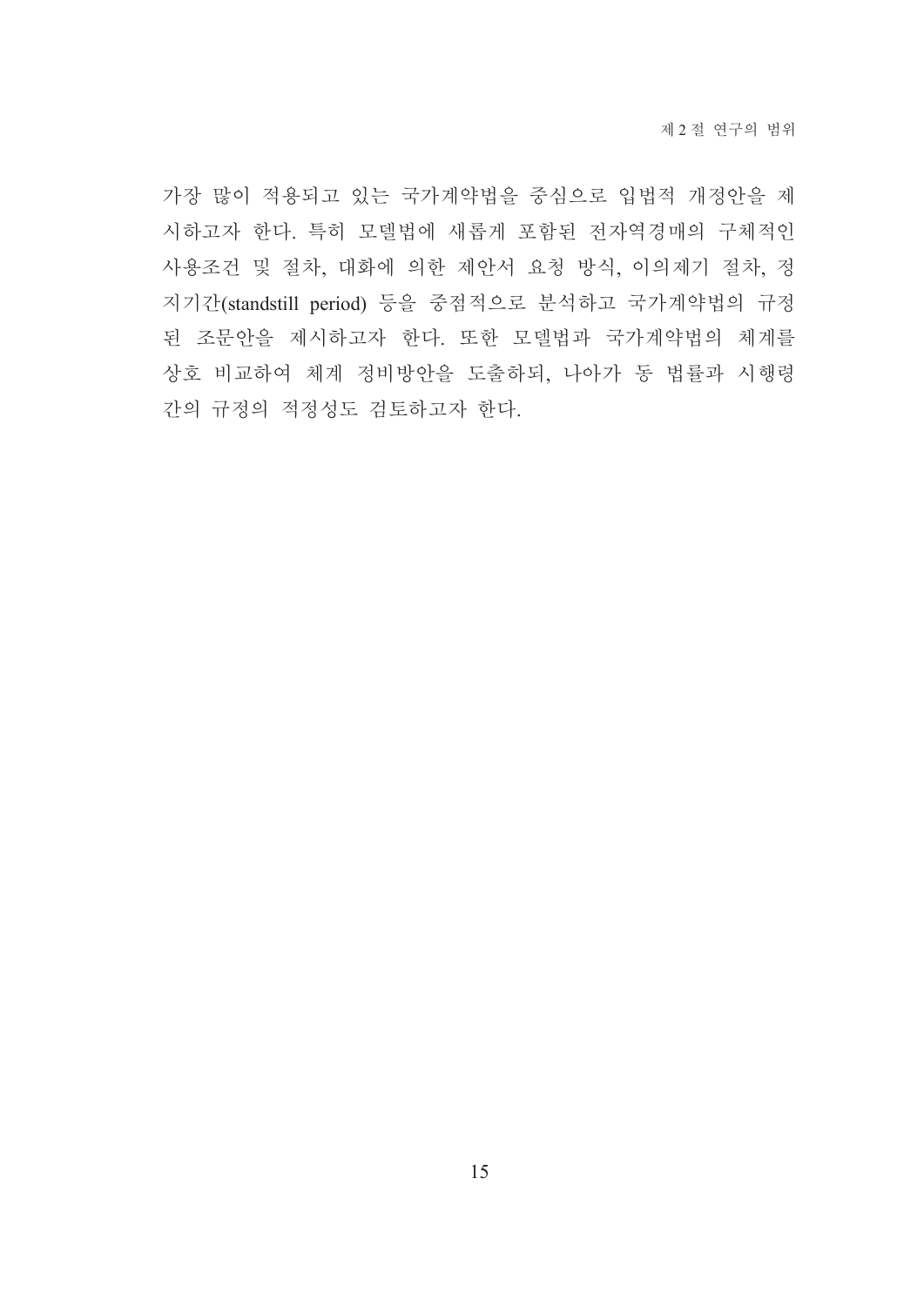가장 많이 적용되고 있는 국가계약법을 중심으로 입법적 개정안을 제시하고자 한다. 특히 모델법에 새롭게 포함된 전자역경매의 구체적인 사용조건 및 절차, 대화에 의한 제안서 요청 방식, 이의제기 절차, 정지기간(standstill period) 등을 중점적으로 분석하고 국가계약법의 규정된 조문안을 제시하고자 한다. 또한 모델법과 국가계약법의 체계를 상호 비교하여 체계 정비방안을 도출하되, 나아가 동 법률과 시행령 간의 규정의 적정성도 검토하고자 한다.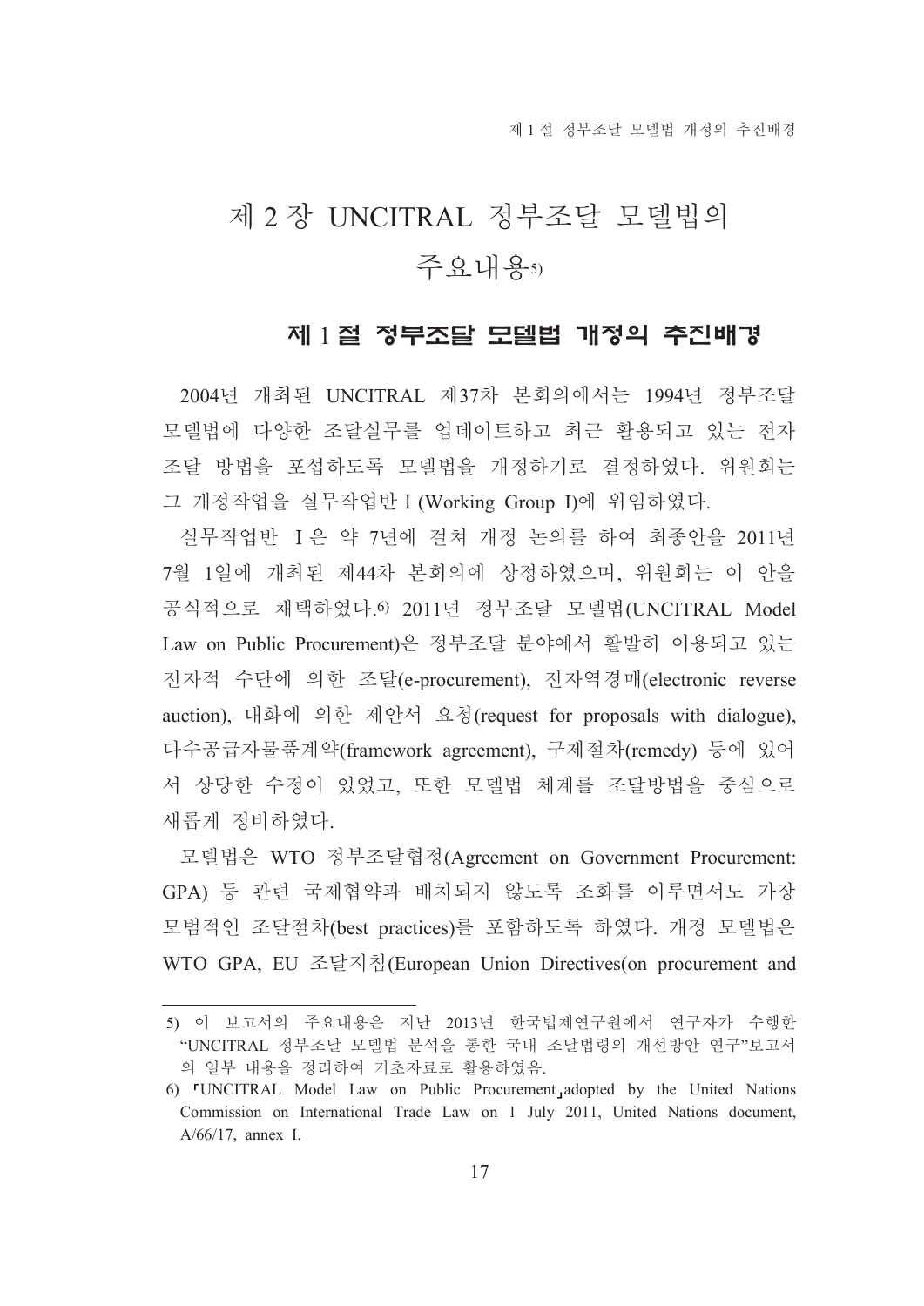# 제 2 장 UNCITRAL 정부조달 모델법의 주요내용[5)]

## 제 1 절 정부조달 모델법 개정의 추진배경

2004년 개최된 UNCITRAL 제37차 본회의에서는 1994년 정부조달 모델법에 다양한 조달실무를 업데이트하고 최근 활용되고 있는 전자조달 방법을 포섭하도록 모델법을 개정하기로 결정하였다. 위원회는 그 개정작업을 실무작업반 I (Working Group I)에 위임하였다.

실무작업반 I은 약 7년에 걸쳐 개정 논의를 하여 최종안을 2011년 7월 1일에 개최된 제44차 본회의에 상정하였으며, 위원회는 이 안을 공식적으로 채택하였다.[6)] 2011년 정부조달 모델법(UNCITRAL Model Law on Public Procurement)은 정부조달 분야에서 활발히 이용되고 있는 전자적 수단에 의한 조달(e-procurement), 전자역경매(electronic reverse auction), 대화에 의한 제안서 요청(request for proposals with dialogue), 다수공급자물품계약(framework agreement), 구제절차(remedy) 등에 있어서 상당한 수정이 있었고, 또한 모델법 체계를 조달방법을 중심으로 새롭게 정비하였다.

모델법은 WTO 정부조달협정(Agreement on Government Procurement: GPA) 등 관련 국제협약과 배치되지 않도록 조화를 이루면서도 가장 모범적인 조달절차(best practices)를 포함하도록 하였다. 개정 모델법은 WTO GPA, EU 조달지침(European Union Directives(on procurement and

---

5) 이 보고서의 주요내용은 지난 2013년 한국법제연구원에서 연구자가 수행한 "UNCITRAL 정부조달 모델법 분석을 통한 국내 조달법령의 개선방안 연구"보고서의 일부 내용을 정리하여 기초자료로 활용하였음.

6) 「UNCITRAL Model Law on Public Procurement」adopted by the United Nations Commission on International Trade Law on 1 July 2011, United Nations document, A/66/17, annex I.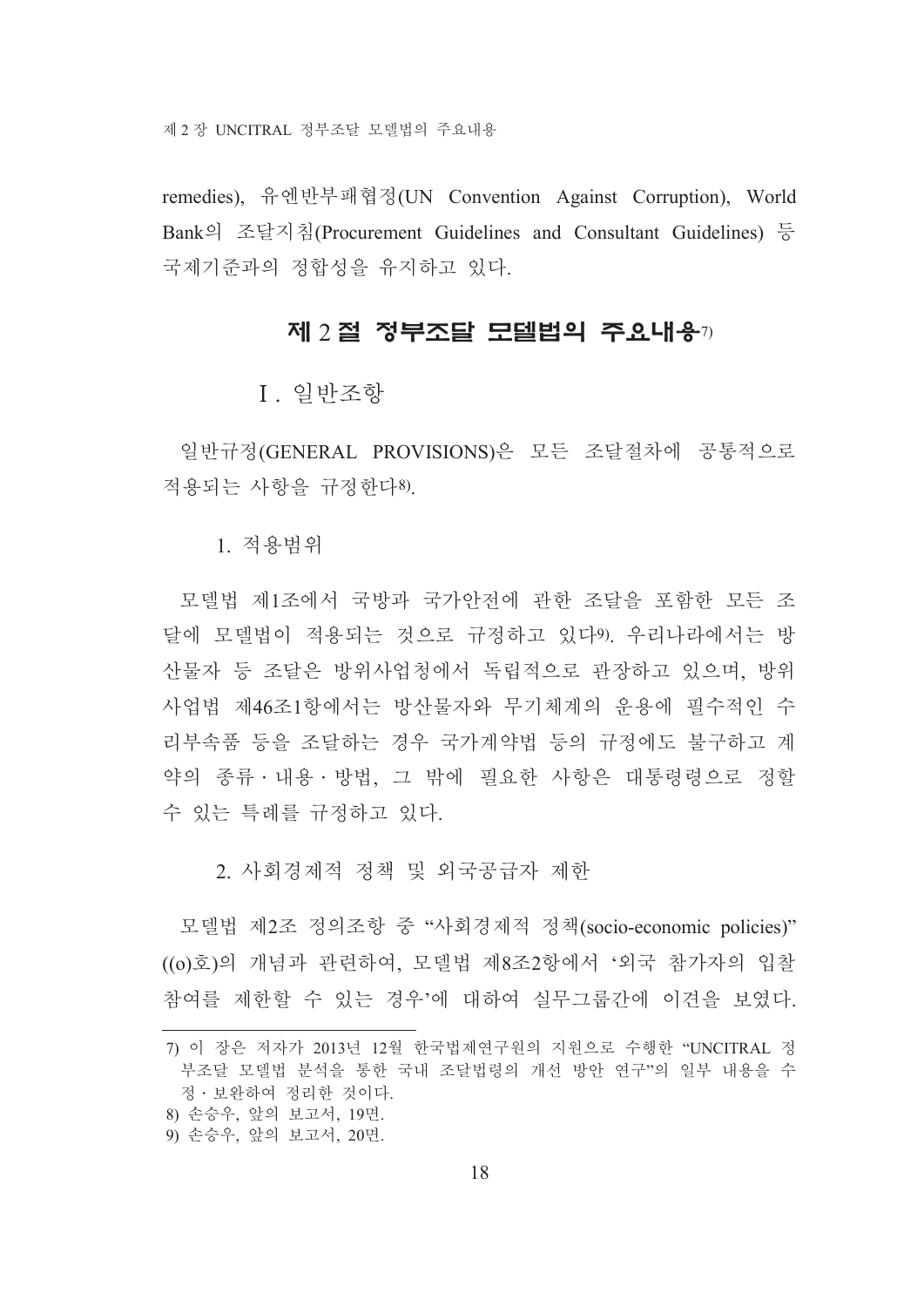remedies), 유엔반부패협정(UN Convention Against Corruption), World Bank의 조달지침(Procurement Guidelines and Consultant Guidelines) 등 국제기준과의 정합성을 유지하고 있다.

## 제 2 절 정부조달 모델법의 주요내용[7]

### Ⅰ. 일반조항

일반규정(GENERAL PROVISIONS)은 모든 조달절차에 공통적으로 적용되는 사항을 규정한다[8].

#### 1. 적용범위

모델법 제1조에서 국방과 국가안전에 관한 조달을 포함한 모든 조달에 모델법이 적용되는 것으로 규정하고 있다[9]. 우리나라에서는 방산물자 등 조달은 방위사업청에서 독립적으로 관장하고 있으며, 방위사업법 제46조1항에서는 방산물자와 무기체계의 운용에 필수적인 수리부속품 등을 조달하는 경우 국가계약법 등의 규정에도 불구하고 계약의 종류·내용·방법, 그 밖에 필요한 사항은 대통령령으로 정할 수 있는 특례를 규정하고 있다.

#### 2. 사회경제적 정책 및 외국공급자 제한

모델법 제2조 정의조항 중 "사회경제적 정책(socio-economic policies)" ((o)호)의 개념과 관련하여, 모델법 제8조2항에서 '외국 참가자의 입찰 참여를 제한할 수 있는 경우'에 대하여 실무그룹간에 이견을 보였다.

---

7) 이 장은 저자가 2013년 12월 한국법제연구원의 지원으로 수행한 "UNCITRAL 정부조달 모델법 분석을 통한 국내 조달법령의 개선 방안 연구"의 일부 내용을 수정·보완하여 정리한 것이다.

8) 손승우, 앞의 보고서, 19면.

9) 손승우, 앞의 보고서, 20면.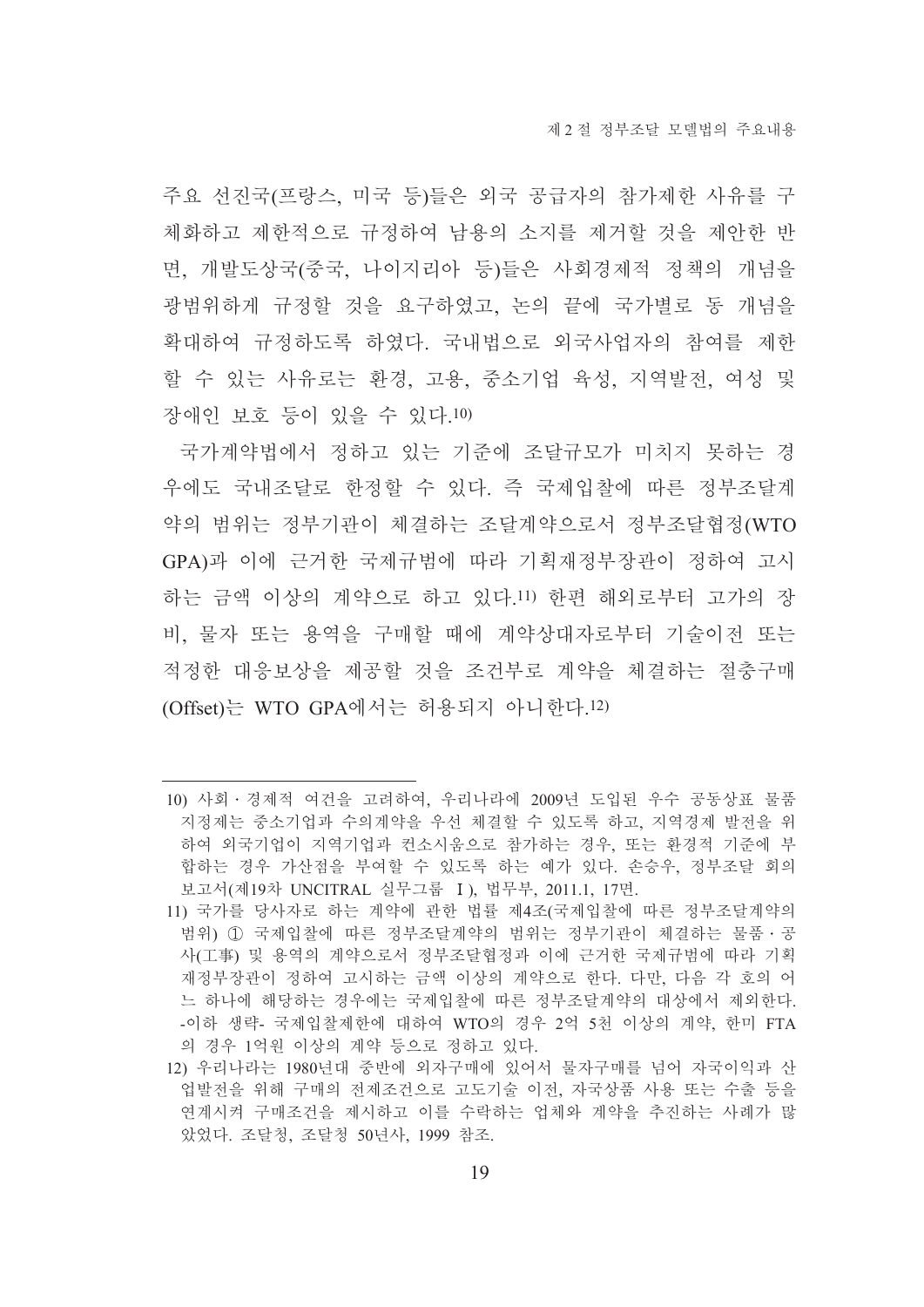주요 선진국(프랑스, 미국 등)들은 외국 공급자의 참가제한 사유를 구체화하고 제한적으로 규정하여 남용의 소지를 제거할 것을 제안한 반면, 개발도상국(중국, 나이지리아 등)들은 사회경제적 정책의 개념을 광범위하게 규정할 것을 요구하였고, 논의 끝에 국가별로 동 개념을 확대하여 규정하도록 하였다. 국내법으로 외국사업자의 참여를 제한할 수 있는 사유로는 환경, 고용, 중소기업 육성, 지역발전, 여성 및 장애인 보호 등이 있을 수 있다.[10)]

국가계약법에서 정하고 있는 기준에 조달규모가 미치지 못하는 경우에도 국내조달로 한정할 수 있다. 즉 국제입찰에 따른 정부조달계약의 범위는 정부기관이 체결하는 조달계약으로서 정부조달협정(WTO GPA)과 이에 근거한 국제규범에 따라 기획재정부장관이 정하여 고시하는 금액 이상의 계약으로 하고 있다.[11)] 한편 해외로부터 고가의 장비, 물자 또는 용역을 구매할 때에 계약상대자로부터 기술이전 또는 적정한 대응보상을 제공할 것을 조건부로 계약을 체결하는 절충구매(Offset)는 WTO GPA에서는 허용되지 아니한다.[12)]

---

10) 사회·경제적 여건을 고려하여, 우리나라에 2009년 도입된 우수 공동상표 물품 지정제는 중소기업과 수의계약을 우선 체결할 수 있도록 하고, 지역경제 발전을 위하여 외국기업이 지역기업과 컨소시움으로 참가하는 경우, 또는 환경적 기준에 부합하는 경우 가산점을 부여할 수 있도록 하는 예가 있다. 손승우, 정부조달 회의 보고서(제19차 UNCITRAL 실무그룹 Ⅰ), 법무부, 2011.1, 17면.

11) 국가를 당사자로 하는 계약에 관한 법률 제4조(국제입찰에 따른 정부조달계약의 범위) ① 국제입찰에 따른 정부조달계약의 범위는 정부기관이 체결하는 물품·공사(工事) 및 용역의 계약으로서 정부조달협정과 이에 근거한 국제규범에 따라 기획재정부장관이 정하여 고시하는 금액 이상의 계약으로 한다. 다만, 다음 각 호의 어느 하나에 해당하는 경우에는 국제입찰에 따른 정부조달계약의 대상에서 제외한다. -이하 생략- 국제입찰제한에 대하여 WTO의 경우 2억 5천 이상의 계약, 한미 FTA의 경우 1억원 이상의 계약 등으로 정하고 있다.

12) 우리나라는 1980년대 중반에 외자구매에 있어서 물자구매를 넘어 자국이익과 산업발전을 위해 구매의 전제조건으로 고도기술 이전, 자국상품 사용 또는 수출 등을 연계시켜 구매조건을 제시하고 이를 수락하는 업체와 계약을 추진하는 사례가 많았었다. 조달청, 조달청 50년사, 1999 참조.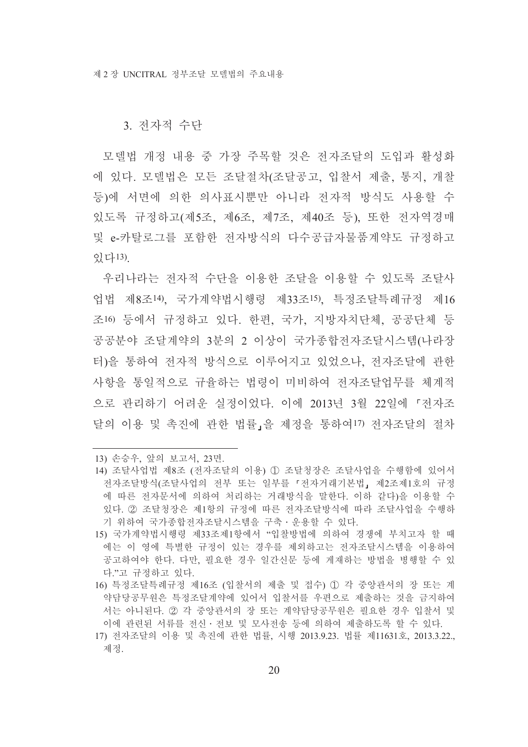### 3. 전자적 수단

모델법 개정 내용 중 가장 주목할 것은 전자조달의 도입과 활성화에 있다. 모델법은 모든 조달절차(조달공고, 입찰서 제출, 통지, 개찰 등)에 서면에 의한 의사표시뿐만 아니라 전자적 방식도 사용할 수 있도록 규정하고(제5조, 제6조, 제7조, 제40조 등), 또한 전자역경매 및 e-카탈로그를 포함한 전자방식의 다수공급자물품계약도 규정하고 있다[13].

우리나라는 전자적 수단을 이용한 조달을 이용할 수 있도록 조달사업법 제8조[14], 국가계약법시행령 제33조[15], 특정조달특례규정 제16조[16] 등에서 규정하고 있다. 한편, 국가, 지방자치단체, 공공단체 등 공공분야 조달계약의 3분의 2 이상이 국가종합전자조달시스템(나라장터)을 통하여 전자적 방식으로 이루어지고 있었으나, 전자조달에 관한 사항을 통일적으로 규율하는 법령이 미비하여 전자조달업무를 체계적으로 관리하기 어려운 실정이었다. 이에 2013년 3월 22일에 「전자조달의 이용 및 촉진에 관한 법률」을 제정을 통하여[17] 전자조달의 절차

---

13) 손승우, 앞의 보고서, 23면.

14) 조달사업법 제8조 (전자조달의 이용) ① 조달청장은 조달사업을 수행함에 있어서 전자조달방식(조달사업의 전부 또는 일부를 「전자거래기본법」 제2조제1호의 규정에 따른 전자문서에 의하여 처리하는 거래방식을 말한다. 이하 같다)을 이용할 수 있다. ② 조달청장은 제1항의 규정에 따른 전자조달방식에 따라 조달사업을 수행하기 위하여 국가종합전자조달시스템을 구축·운용할 수 있다.

15) 국가계약법시행령 제33조제1항에서 "입찰방법에 의하여 경쟁에 부치고자 할 때에는 이 영에 특별한 규정이 있는 경우를 제외하고는 전자조달시스템을 이용하여 공고하여야 한다. 다만, 필요한 경우 일간신문 등에 게재하는 방법을 병행할 수 있다."고 규정하고 있다.

16) 특정조달특례규정 제16조 (입찰서의 제출 및 접수) ① 각 중앙관서의 장 또는 계약담당공무원은 특정조달계약에 있어서 입찰서를 우편으로 제출하는 것을 금지하여서는 아니된다. ② 각 중앙관서의 장 또는 계약담당공무원은 필요한 경우 입찰서 및 이에 관련된 서류를 전신·전보 및 모사전송 등에 의하여 제출하도록 할 수 있다.

17) 전자조달의 이용 및 촉진에 관한 법률, 시행 2013.9.23. 법률 제11631호, 2013.3.22., 제정.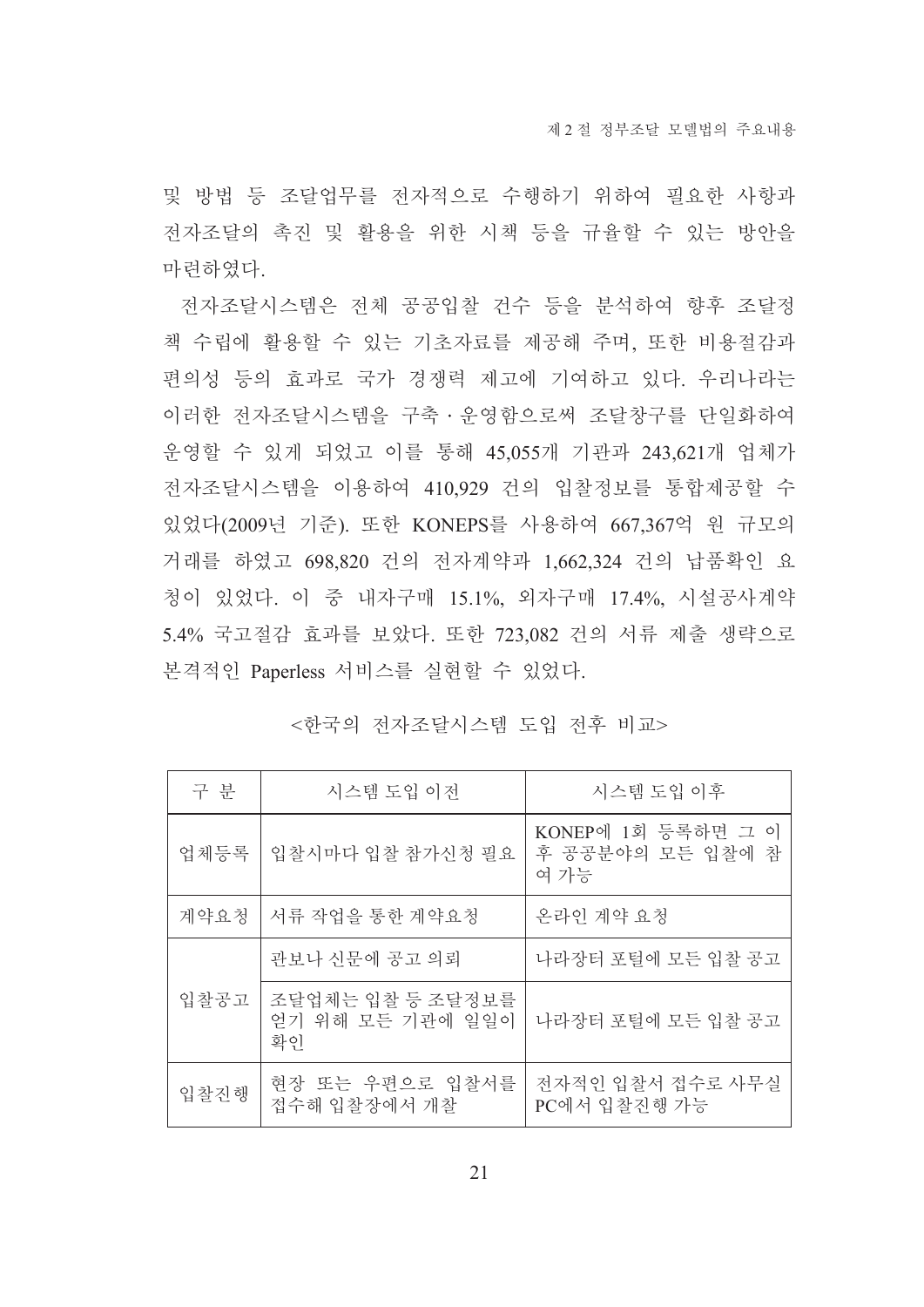및 방법 등 조달업무를 전자적으로 수행하기 위하여 필요한 사항과 전자조달의 촉진 및 활용을 위한 시책 등을 규율할 수 있는 방안을 마련하였다.

전자조달시스템은 전체 공공입찰 건수 등을 분석하여 향후 조달정책 수립에 활용할 수 있는 기초자료를 제공해 주며, 또한 비용절감과 편의성 등의 효과로 국가 경쟁력 제고에 기여하고 있다. 우리나라는 이러한 전자조달시스템을 구축·운영함으로써 조달창구를 단일화하여 운영할 수 있게 되었고 이를 통해 45,055개 기관과 243,621개 업체가 전자조달시스템을 이용하여 410,929 건의 입찰정보를 통합제공할 수 있었다(2009년 기준). 또한 KONEPS를 사용하여 667,367억 원 규모의 거래를 하였고 698,820 건의 전자계약과 1,662,324 건의 납품확인 요청이 있었다. 이 중 내자구매 15.1%, 외자구매 17.4%, 시설공사계약 5.4% 국고절감 효과를 보았다. 또한 723,082 건의 서류 제출 생략으로 본격적인 Paperless 서비스를 실현할 수 있었다.

<한국의 전자조달시스템 도입 전후 비교>

| 구 분 | 시스템 도입 이전 | 시스템 도입 이후 |
|---|---|---|
| 업체등록 | 입찰시마다 입찰 참가신청 필요 | KONEP에 1회 등록하면 그 이후 공공분야의 모든 입찰에 참여 가능 |
| 계약요청 | 서류 작업을 통한 계약요청 | 온라인 계약 요청 |
| 입찰공고 | 관보나 신문에 공고 의뢰 | 나라장터 포털에 모든 입찰 공고 |
| | 조달업체는 입찰 등 조달정보를 얻기 위해 모든 기관에 일일이 확인 | 나라장터 포털에 모든 입찰 공고 |
| 입찰진행 | 현장 또는 우편으로 입찰서를 접수해 입찰장에서 개찰 | 전자적인 입찰서 접수로 사무실 PC에서 입찰진행 가능 |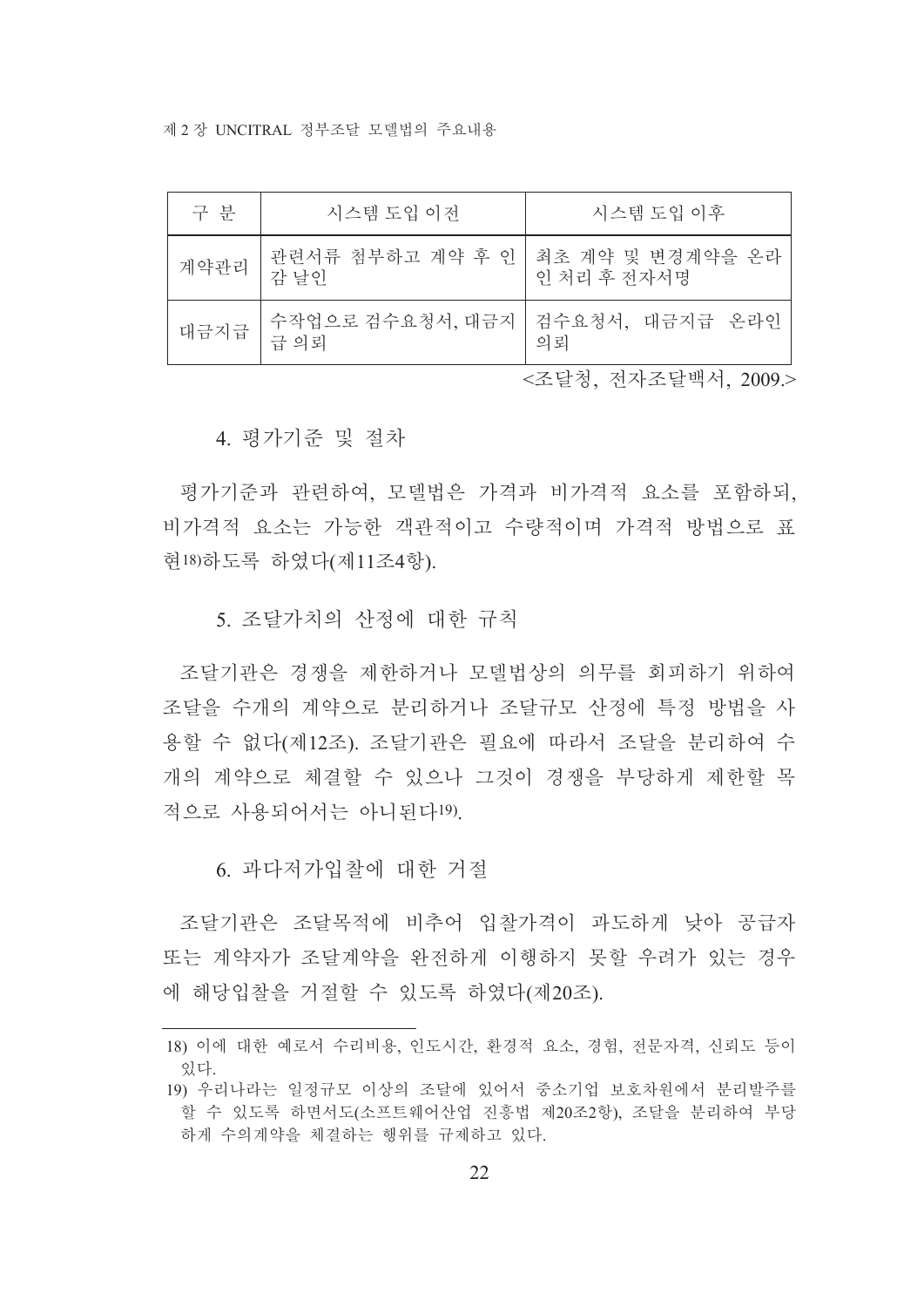| 구 분 | 시스템 도입 이전 | 시스템 도입 이후 |
| --- | --- | --- |
| 계약관리 | 관련서류 첨부하고 계약 후 인감 날인 | 최초 계약 및 변경계약을 온라인 처리 후 전자서명 |
| 대금지급 | 수작업으로 검수요청서, 대금지급 의뢰 | 검수요청서, 대금지급 온라인 의뢰 |

<조달청, 전자조달백서, 2009.>

### 4. 평가기준 및 절차

평가기준과 관련하여, 모델법은 가격과 비가격적 요소를 포함하되, 비가격적 요소는 가능한 객관적이고 수량적이며 가격적 방법으로 표현[18]하도록 하였다(제11조4항).

### 5. 조달가치의 산정에 대한 규칙

조달기관은 경쟁을 제한하거나 모델법상의 의무를 회피하기 위하여 조달을 수개의 계약으로 분리하거나 조달규모 산정에 특정 방법을 사용할 수 없다(제12조). 조달기관은 필요에 따라서 조달을 분리하여 수개의 계약으로 체결할 수 있으나 그것이 경쟁을 부당하게 제한할 목적으로 사용되어서는 아니된다[19].

### 6. 과다저가입찰에 대한 거절

조달기관은 조달목적에 비추어 입찰가격이 과도하게 낮아 공급자 또는 계약자가 조달계약을 완전하게 이행하지 못할 우려가 있는 경우에 해당입찰을 거절할 수 있도록 하였다(제20조).

---

18) 이에 대한 예로서 수리비용, 인도시간, 환경적 요소, 경험, 전문자격, 신뢰도 등이 있다.

19) 우리나라는 일정규모 이상의 조달에 있어서 중소기업 보호차원에서 분리발주를 할 수 있도록 하면서도(소프트웨어산업 진흥법 제20조2항), 조달을 분리하여 부당하게 수의계약을 체결하는 행위를 규제하고 있다.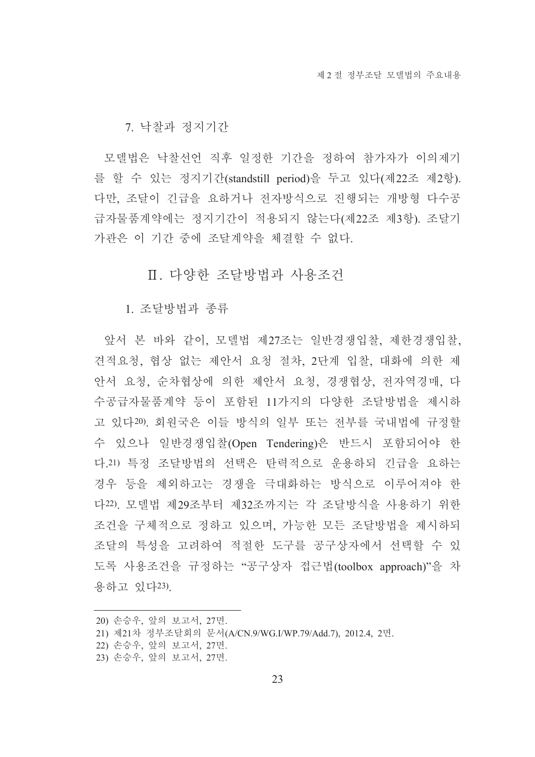### 7. 낙찰과 정지기간

모델법은 낙찰선언 직후 일정한 기간을 정하여 참가자가 이의제기를 할 수 있는 정지기간(standstill period)을 두고 있다(제22조 제2항). 다만, 조달이 긴급을 요하거나 전자방식으로 진행되는 개방형 다수공급자물품계약에는 정지기간이 적용되지 않는다(제22조 제3항). 조달기관은 이 기간 중에 조달계약을 체결할 수 없다.

## Ⅱ. 다양한 조달방법과 사용조건

### 1. 조달방법과 종류

앞서 본 바와 같이, 모델법 제27조는 일반경쟁입찰, 제한경쟁입찰, 견적요청, 협상 없는 제안서 요청 절차, 2단계 입찰, 대화에 의한 제안서 요청, 순차협상에 의한 제안서 요청, 경쟁협상, 전자역경매, 다수공급자물품계약 등이 포함된 11가지의 다양한 조달방법을 제시하고 있다[20]. 회원국은 이들 방식의 일부 또는 전부를 국내법에 규정할 수 있으나 일반경쟁입찰(Open Tendering)은 반드시 포함되어야 한다.[21] 특정 조달방법의 선택은 탄력적으로 운용하되 긴급을 요하는 경우 등을 제외하고는 경쟁을 극대화하는 방식으로 이루어져야 한다[22]. 모델법 제29조부터 제32조까지는 각 조달방식을 사용하기 위한 조건을 구체적으로 정하고 있으며, 가능한 모든 조달방법을 제시하되 조달의 특성을 고려하여 적절한 도구를 공구상자에서 선택할 수 있도록 사용조건을 규정하는 "공구상자 접근법(toolbox approach)"을 차용하고 있다[23].

---

20) 손승우, 앞의 보고서, 27면.

21) 제21차 정부조달회의 문서(A/CN.9/WG.I/WP.79/Add.7), 2012.4, 2면.

22) 손승우, 앞의 보고서, 27면.

23) 손승우, 앞의 보고서, 27면.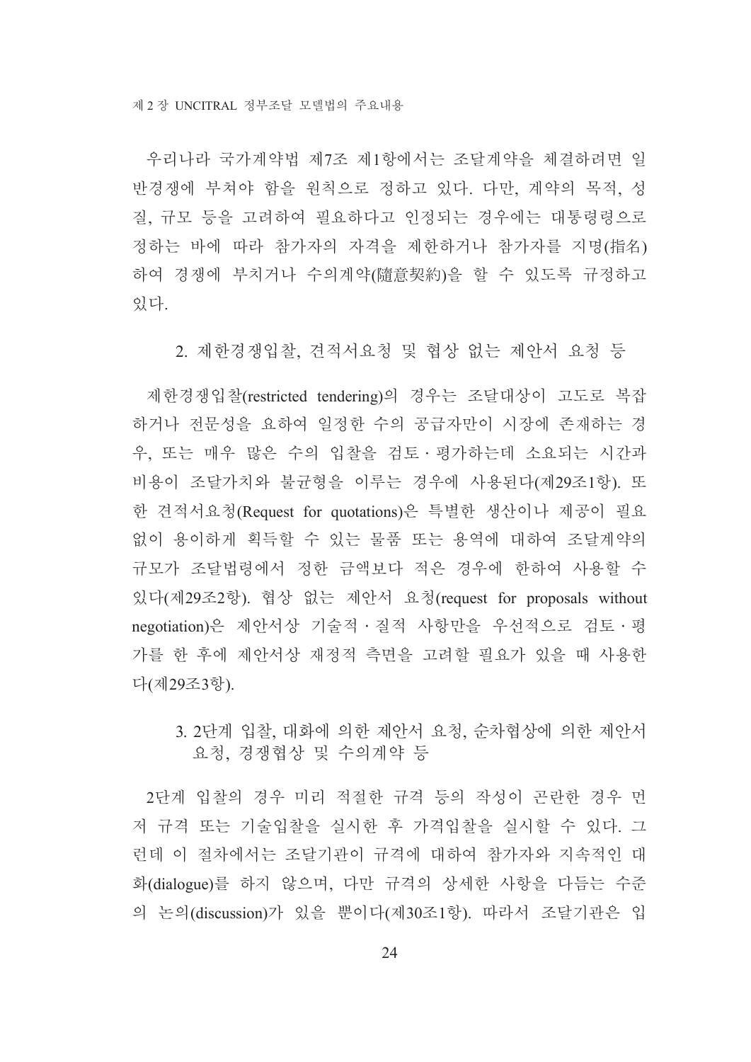우리나라 국가계약법 제7조 제1항에서는 조달계약을 체결하려면 일반경쟁에 부쳐야 함을 원칙으로 정하고 있다. 다만, 계약의 목적, 성질, 규모 등을 고려하여 필요하다고 인정되는 경우에는 대통령령으로 정하는 바에 따라 참가자의 자격을 제한하거나 참가자를 지명(指名)하여 경쟁에 부치거나 수의계약(隨意契約)을 할 수 있도록 규정하고 있다.

### 2. 제한경쟁입찰, 견적서요청 및 협상 없는 제안서 요청 등

제한경쟁입찰(restricted tendering)의 경우는 조달대상이 고도로 복잡하거나 전문성을 요하여 일정한 수의 공급자만이 시장에 존재하는 경우, 또는 매우 많은 수의 입찰을 검토·평가하는데 소요되는 시간과 비용이 조달가치와 불균형을 이루는 경우에 사용된다(제29조1항). 또한 견적서요청(Request for quotations)은 특별한 생산이나 제공이 필요 없이 용이하게 획득할 수 있는 물품 또는 용역에 대하여 조달계약의 규모가 조달법령에서 정한 금액보다 적은 경우에 한하여 사용할 수 있다(제29조2항). 협상 없는 제안서 요청(request for proposals without negotiation)은 제안서상 기술적·질적 사항만을 우선적으로 검토·평가를 한 후에 제안서상 재정적 측면을 고려할 필요가 있을 때 사용한다(제29조3항).

### 3. 2단계 입찰, 대화에 의한 제안서 요청, 순차협상에 의한 제안서 요청, 경쟁협상 및 수의계약 등

2단계 입찰의 경우 미리 적절한 규격 등의 작성이 곤란한 경우 먼저 규격 또는 기술입찰을 실시한 후 가격입찰을 실시할 수 있다. 그런데 이 절차에서는 조달기관이 규격에 대하여 참가자와 지속적인 대화(dialogue)를 하지 않으며, 다만 규격의 상세한 사항을 다듬는 수준의 논의(discussion)가 있을 뿐이다(제30조1항). 따라서 조달기관은 입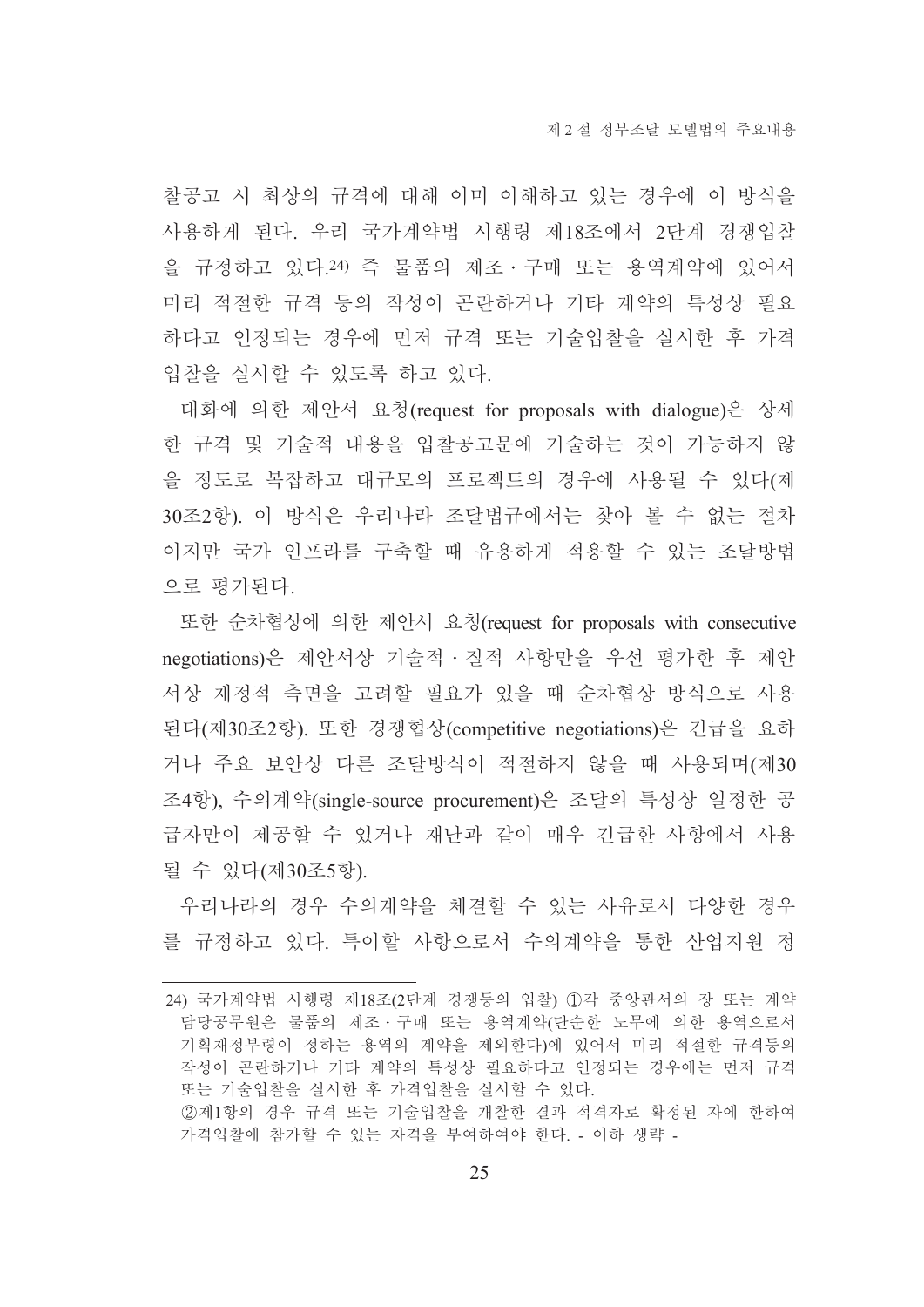찰공고 시 최상의 규격에 대해 이미 이해하고 있는 경우에 이 방식을 사용하게 된다. 우리 국가계약법 시행령 제18조에서 2단계 경쟁입찰을 규정하고 있다.[24] 즉 물품의 제조・구매 또는 용역계약에 있어서 미리 적절한 규격 등의 작성이 곤란하거나 기타 계약의 특성상 필요하다고 인정되는 경우에 먼저 규격 또는 기술입찰을 실시한 후 가격입찰을 실시할 수 있도록 하고 있다.

대화에 의한 제안서 요청(request for proposals with dialogue)은 상세한 규격 및 기술적 내용을 입찰공고문에 기술하는 것이 가능하지 않을 정도로 복잡하고 대규모의 프로젝트의 경우에 사용될 수 있다(제30조2항). 이 방식은 우리나라 조달법규에서는 찾아 볼 수 없는 절차이지만 국가 인프라를 구축할 때 유용하게 적용할 수 있는 조달방법으로 평가된다.

또한 순차협상에 의한 제안서 요청(request for proposals with consecutive negotiations)은 제안서상 기술적・질적 사항만을 우선 평가한 후 제안서상 재정적 측면을 고려할 필요가 있을 때 순차협상 방식으로 사용된다(제30조2항). 또한 경쟁협상(competitive negotiations)은 긴급을 요하거나 주요 보안상 다른 조달방식이 적절하지 않을 때 사용되며(제30조4항), 수의계약(single-source procurement)은 조달의 특성상 일정한 공급자만이 제공할 수 있거나 재난과 같이 매우 긴급한 사항에서 사용될 수 있다(제30조5항).

우리나라의 경우 수의계약을 체결할 수 있는 사유로서 다양한 경우를 규정하고 있다. 특이할 사항으로서 수의계약을 통한 산업지원 정

---

24) 국가계약법 시행령 제18조(2단계 경쟁등의 입찰) ①각 중앙관서의 장 또는 계약담당공무원은 물품의 제조・구매 또는 용역계약(단순한 노무에 의한 용역으로서 기획재정부령이 정하는 용역의 계약을 제외한다)에 있어서 미리 적절한 규격등의 작성이 곤란하거나 기타 계약의 특성상 필요하다고 인정되는 경우에는 먼저 규격 또는 기술입찰을 실시한 후 가격입찰을 실시할 수 있다.
②제1항의 경우 규격 또는 기술입찰을 개찰한 결과 적격자로 확정된 자에 한하여 가격입찰에 참가할 수 있는 자격을 부여하여야 한다. - 이하 생략 -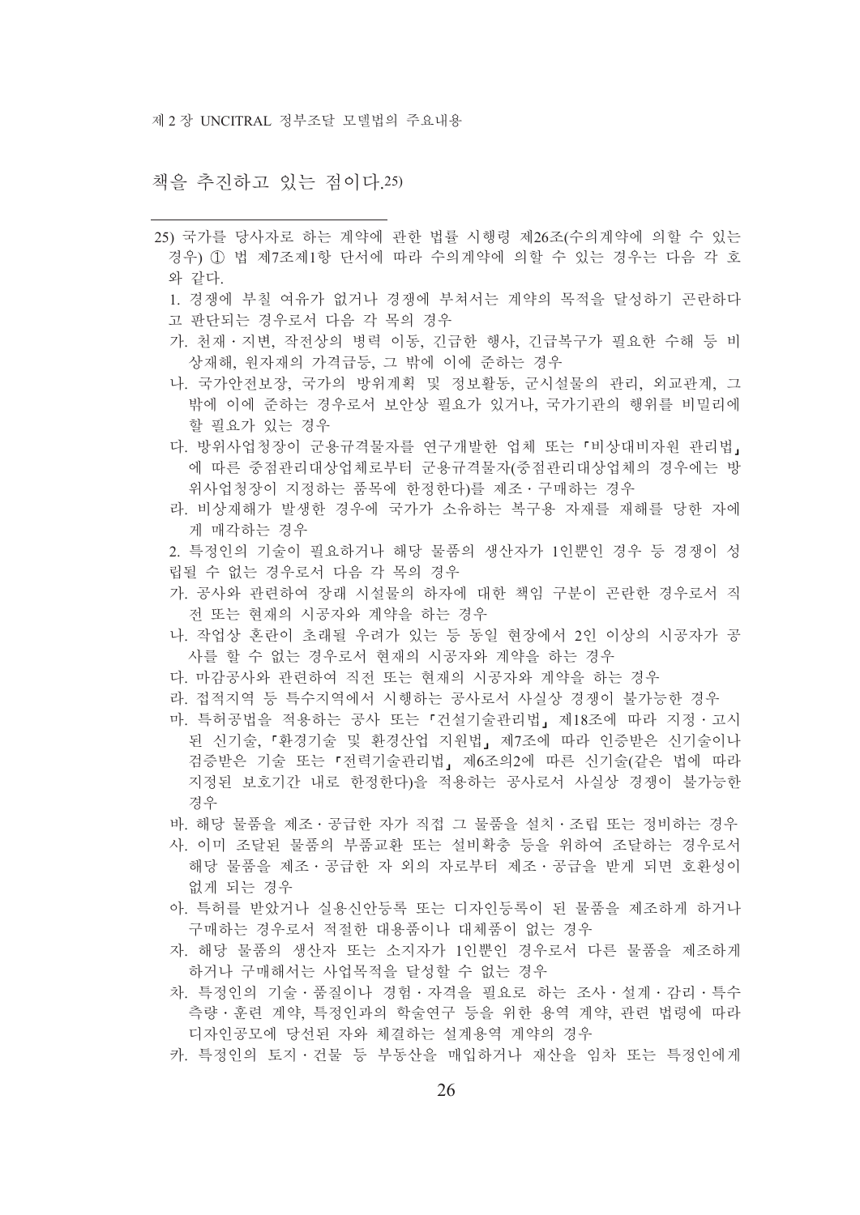책을 추진하고 있는 점이다.[25)]

---

25) 국가를 당사자로 하는 계약에 관한 법률 시행령 제26조(수의계약에 의할 수 있는 경우) ① 법 제7조제1항 단서에 따라 수의계약에 의할 수 있는 경우는 다음 각 호와 같다.

1. 경쟁에 부칠 여유가 없거나 경쟁에 부쳐서는 계약의 목적을 달성하기 곤란하다고 판단되는 경우로서 다음 각 목의 경우
   가. 천재・지변, 작전상의 병력 이동, 긴급한 행사, 긴급복구가 필요한 수해 등 비상재해, 원자재의 가격급등, 그 밖에 이에 준하는 경우
   나. 국가안전보장, 국가의 방위계획 및 정보활동, 군시설물의 관리, 외교관계, 그 밖에 이에 준하는 경우로서 보안상 필요가 있거나, 국가기관의 행위를 비밀리에 할 필요가 있는 경우
   다. 방위사업청장이 군용규격물자를 연구개발한 업체 또는 「비상대비자원 관리법」에 따른 중점관리대상업체로부터 군용규격물자(중점관리대상업체의 경우에는 방위사업청장이 지정하는 품목에 한정한다)를 제조・구매하는 경우
   라. 비상재해가 발생한 경우에 국가가 소유하는 복구용 자재를 재해를 당한 자에게 매각하는 경우
2. 특정인의 기술이 필요하거나 해당 물품의 생산자가 1인뿐인 경우 등 경쟁이 성립될 수 없는 경우로서 다음 각 목의 경우
   가. 공사와 관련하여 장래 시설물의 하자에 대한 책임 구분이 곤란한 경우로서 직전 또는 현재의 시공자와 계약을 하는 경우
   나. 작업상 혼란이 초래될 우려가 있는 등 동일 현장에서 2인 이상의 시공자가 공사를 할 수 없는 경우로서 현재의 시공자와 계약을 하는 경우
   다. 마감공사와 관련하여 직전 또는 현재의 시공자와 계약을 하는 경우
   라. 접적지역 등 특수지역에서 시행하는 공사로서 사실상 경쟁이 불가능한 경우
   마. 특허공법을 적용하는 공사 또는 「건설기술관리법」 제18조에 따라 지정・고시된 신기술, 「환경기술 및 환경산업 지원법」 제7조에 따라 인증받은 신기술이나 검증받은 기술 또는 「전력기술관리법」 제6조의2에 따른 신기술(같은 법에 따라 지정된 보호기간 내로 한정한다)을 적용하는 공사로서 사실상 경쟁이 불가능한 경우
   바. 해당 물품을 제조・공급한 자가 직접 그 물품을 설치・조립 또는 정비하는 경우
   사. 이미 조달된 물품의 부품교환 또는 설비확충 등을 위하여 조달하는 경우로서 해당 물품을 제조・공급한 자 외의 자로부터 제조・공급을 받게 되면 호환성이 없게 되는 경우
   아. 특허를 받았거나 실용신안등록 또는 디자인등록이 된 물품을 제조하게 하거나 구매하는 경우로서 적절한 대용품이나 대체품이 없는 경우
   자. 해당 물품의 생산자 또는 소지자가 1인뿐인 경우로서 다른 물품을 제조하게 하거나 구매해서는 사업목적을 달성할 수 없는 경우
   차. 특정인의 기술・품질이나 경험・자격을 필요로 하는 조사・설계・감리・특수측량・훈련 계약, 특정인과의 학술연구 등을 위한 용역 계약, 관련 법령에 따라 디자인공모에 당선된 자와 체결하는 설계용역 계약의 경우
   카. 특정인의 토지・건물 등 부동산을 매입하거나 재산을 임차 또는 특정인에게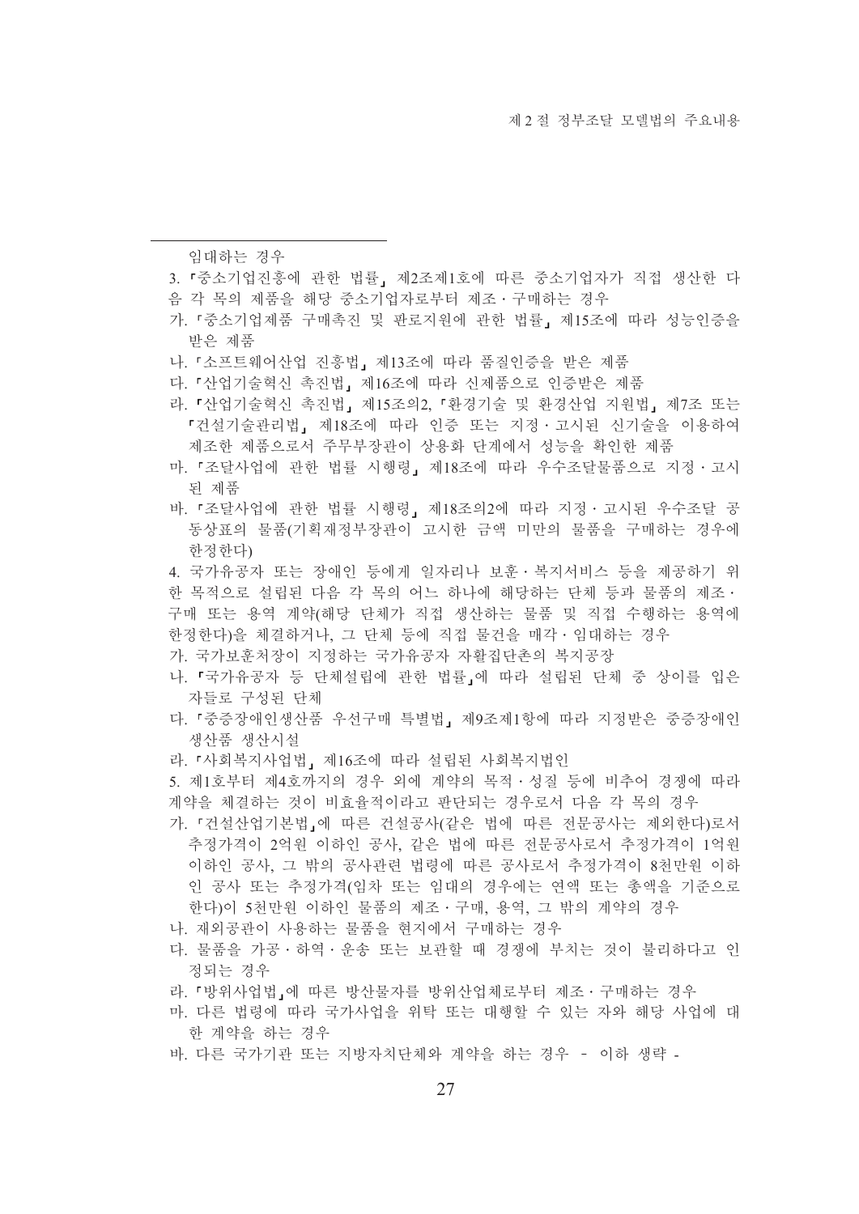임대하는 경우

3. 「중소기업진흥에 관한 법률」 제2조제1호에 따른 중소기업자가 직접 생산한 다음 각 목의 제품을 해당 중소기업자로부터 제조·구매하는 경우

가. 「중소기업제품 구매촉진 및 판로지원에 관한 법률」 제15조에 따라 성능인증을 받은 제품

나. 「소프트웨어산업 진흥법」 제13조에 따라 품질인증을 받은 제품

다. 「산업기술혁신 촉진법」 제16조에 따라 신제품으로 인증받은 제품

라. 「산업기술혁신 촉진법」 제15조의2, 「환경기술 및 환경산업 지원법」 제7조 또는 「건설기술관리법」 제18조에 따라 인증 또는 지정·고시된 신기술을 이용하여 제조한 제품으로서 주무부장관이 상용화 단계에서 성능을 확인한 제품

마. 「조달사업에 관한 법률 시행령」 제18조에 따라 우수조달물품으로 지정·고시된 제품

바. 「조달사업에 관한 법률 시행령」 제18조의2에 따라 지정·고시된 우수조달 공동상표의 물품(기획재정부장관이 고시한 금액 미만의 물품을 구매하는 경우에 한정한다)

4. 국가유공자 또는 장애인 등에게 일자리나 보훈·복지서비스 등을 제공하기 위한 목적으로 설립된 다음 각 목의 어느 하나에 해당하는 단체 등과 물품의 제조·구매 또는 용역 계약(해당 단체가 직접 생산하는 물품 및 직접 수행하는 용역에 한정한다)을 체결하거나, 그 단체 등에 직접 물건을 매각·임대하는 경우

가. 국가보훈처장이 지정하는 국가유공자 자활집단촌의 복지공장

나. 「국가유공자 등 단체설립에 관한 법률」에 따라 설립된 단체 중 상이를 입은 자들로 구성된 단체

다. 「중증장애인생산품 우선구매 특별법」 제9조제1항에 따라 지정받은 중증장애인생산품 생산시설

라. 「사회복지사업법」 제16조에 따라 설립된 사회복지법인

5. 제1호부터 제4호까지의 경우 외에 계약의 목적·성질 등에 비추어 경쟁에 따라 계약을 체결하는 것이 비효율적이라고 판단되는 경우로서 다음 각 목의 경우

가. 「건설산업기본법」에 따른 건설공사(같은 법에 따른 전문공사는 제외한다)로서 추정가격이 2억원 이하인 공사, 같은 법에 따른 전문공사로서 추정가격이 1억원 이하인 공사, 그 밖의 공사관련 법령에 따른 공사로서 추정가격이 8천만원 이하인 공사 또는 추정가격(임차 또는 임대의 경우에는 연액 또는 총액을 기준으로 한다)이 5천만원 이하인 물품의 제조·구매, 용역, 그 밖의 계약의 경우

나. 재외공관이 사용하는 물품을 현지에서 구매하는 경우

다. 물품을 가공·하역·운송 또는 보관할 때 경쟁에 부치는 것이 불리하다고 인정되는 경우

라. 「방위사업법」에 따른 방산물자를 방위산업체로부터 제조·구매하는 경우

마. 다른 법령에 따라 국가사업을 위탁 또는 대행할 수 있는 자와 해당 사업에 대한 계약을 하는 경우

바. 다른 국가기관 또는 지방자치단체와 계약을 하는 경우 - 이하 생략 -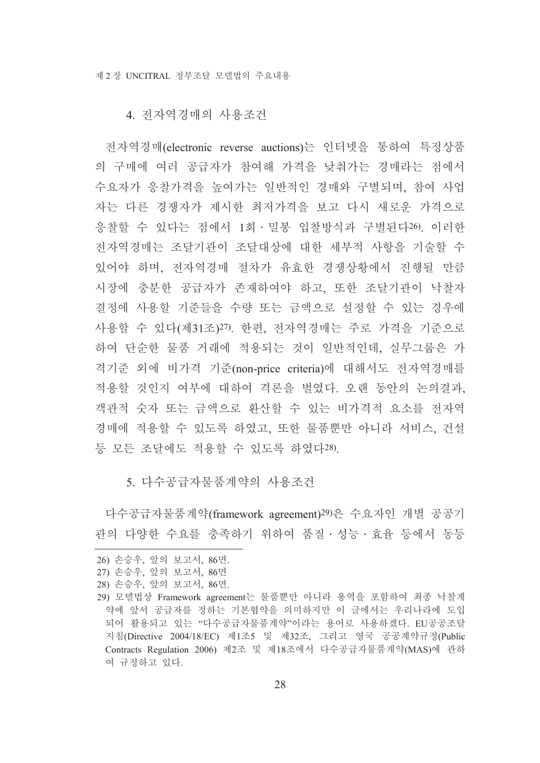### 4. 전자역경매의 사용조건

전자역경매(electronic reverse auctions)는 인터넷을 통하여 특정상품의 구매에 여러 공급자가 참여해 가격을 낮춰가는 경매라는 점에서 수요자가 응찰가격을 높여가는 일반적인 경매와 구별되며, 참여 사업자는 다른 경쟁자가 제시한 최저가격을 보고 다시 새로운 가격으로 응찰할 수 있다는 점에서 1회 · 밀봉 입찰방식과 구별된다[26]. 이러한 전자역경매는 조달기관이 조달대상에 대한 세부적 사항을 기술할 수 있어야 하며, 전자역경매 절차가 유효한 경쟁상황에서 진행될 만큼 시장에 충분한 공급자가 존재하여야 하고, 또한 조달기관이 낙찰자 결정에 사용할 기준들을 수량 또는 금액으로 설정할 수 있는 경우에 사용할 수 있다(제31조)[27]. 한편, 전자역경매는 주로 가격을 기준으로 하여 단순한 물품 거래에 적용되는 것이 일반적인데, 실무그룹은 가격기준 외에 비가격 기준(non-price criteria)에 대해서도 전자역경매를 적용할 것인지 여부에 대하여 격론을 벌였다. 오랜 동안의 논의결과, 객관적 숫자 또는 금액으로 환산할 수 있는 비가격적 요소를 전자역경매에 적용할 수 있도록 하였고, 또한 물품뿐만 아니라 서비스, 건설 등 모든 조달에도 적용할 수 있도록 하였다[28].

### 5. 다수공급자물품계약의 사용조건

다수공급자물품계약(framework agreement)[29]은 수요자인 개별 공공기관의 다양한 수요를 충족하기 위하여 품질 · 성능 · 효율 등에서 동등

---

26) 손승우, 앞의 보고서, 86면.

27) 손승우, 앞의 보고서, 86면

28) 손승우, 앞의 보고서, 86면.

29) 모델법상 Framework agreement는 물품뿐만 아니라 용역을 포함하여 최종 낙찰계약에 앞서 공급자를 정하는 기본협약을 의미하지만 이 글에서는 우리나라에 도입되어 활용되고 있는 "다수공급자물품계약"이라는 용어로 사용하겠다. EU공공조달지침(Directive 2004/18/EC) 제1조5 및 제32조, 그리고 영국 공공계약규정(Public Contracts Regulation 2006) 제2조 및 제18조에서 다수공급자물품계약(MAS)에 관하여 규정하고 있다.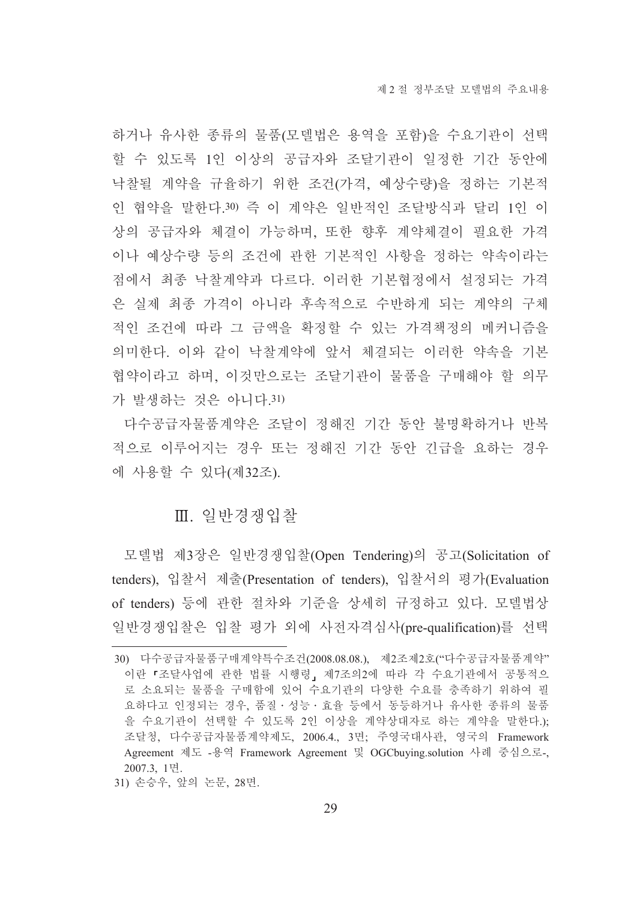하거나 유사한 종류의 물품(모델법은 용역을 포함)을 수요기관이 선택할 수 있도록 1인 이상의 공급자와 조달기관이 일정한 기간 동안에 낙찰될 계약을 규율하기 위한 조건(가격, 예상수량)을 정하는 기본적인 협약을 말한다.[30] 즉 이 계약은 일반적인 조달방식과 달리 1인 이상의 공급자와 체결이 가능하며, 또한 향후 계약체결이 필요한 가격이나 예상수량 등의 조건에 관한 기본적인 사항을 정하는 약속이라는 점에서 최종 낙찰계약과 다르다. 이러한 기본협정에서 설정되는 가격은 실제 최종 가격이 아니라 후속적으로 수반하게 되는 계약의 구체적인 조건에 따라 그 금액을 확정할 수 있는 가격책정의 메커니즘을 의미한다. 이와 같이 낙찰계약에 앞서 체결되는 이러한 약속을 기본협약이라고 하며, 이것만으로는 조달기관이 물품을 구매해야 할 의무가 발생하는 것은 아니다.[31]

다수공급자물품계약은 조달이 정해진 기간 동안 불명확하거나 반복적으로 이루어지는 경우 또는 정해진 기간 동안 긴급을 요하는 경우에 사용할 수 있다(제32조).

## Ⅲ. 일반경쟁입찰

모델법 제3장은 일반경쟁입찰(Open Tendering)의 공고(Solicitation of tenders), 입찰서 제출(Presentation of tenders), 입찰서의 평가(Evaluation of tenders) 등에 관한 절차와 기준을 상세히 규정하고 있다. 모델법상 일반경쟁입찰은 입찰 평가 외에 사전자격심사(pre-qualification)를 선택

---

30) 다수공급자물품구매계약특수조건(2008.08.08.), 제2조제2호("다수공급자물품계약"이란 「조달사업에 관한 법률 시행령」 제7조의2에 따라 각 수요기관에서 공통적으로 소요되는 물품을 구매함에 있어 수요기관의 다양한 수요를 충족하기 위하여 필요하다고 인정되는 경우, 품질·성능·효율 등에서 동등하거나 유사한 종류의 물품을 수요기관이 선택할 수 있도록 2인 이상을 계약상대자로 하는 계약을 말한다.); 조달청, 다수공급자물품계약제도, 2006.4., 3면; 주영국대사관, 영국의 Framework Agreement 제도 -용역 Framework Agreement 및 OGCbuying.solution 사례 중심으로-, 2007.3, 1면.

31) 손승우, 앞의 논문, 28면.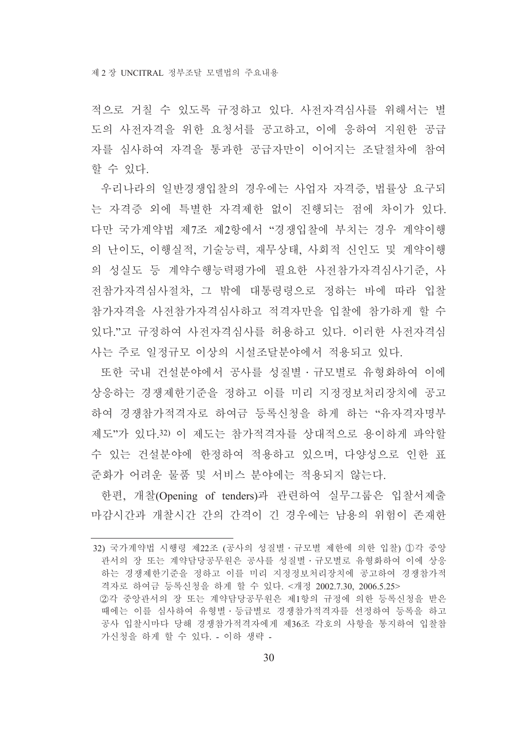적으로 거칠 수 있도록 규정하고 있다. 사전자격심사를 위해서는 별도의 사전자격을 위한 요청서를 공고하고, 이에 응하여 지원한 공급자를 심사하여 자격을 통과한 공급자만이 이어지는 조달절차에 참여할 수 있다.

우리나라의 일반경쟁입찰의 경우에는 사업자 자격증, 법률상 요구되는 자격증 외에 특별한 자격제한 없이 진행되는 점에 차이가 있다. 다만 국가계약법 제7조 제2항에서 "경쟁입찰에 부치는 경우 계약이행의 난이도, 이행실적, 기술능력, 재무상태, 사회적 신인도 및 계약이행의 성실도 등 계약수행능력평가에 필요한 사전참가자격심사기준, 사전참가자격심사절차, 그 밖에 대통령령으로 정하는 바에 따라 입찰참가자격을 사전참가자격심사하고 적격자만을 입찰에 참가하게 할 수 있다."고 규정하여 사전자격심사를 허용하고 있다. 이러한 사전자격심사는 주로 일정규모 이상의 시설조달분야에서 적용되고 있다.

또한 국내 건설분야에서 공사를 성질별 · 규모별로 유형화하여 이에 상응하는 경쟁제한기준을 정하고 이를 미리 지정정보처리장치에 공고하여 경쟁참가적격자로 하여금 등록신청을 하게 하는 "유자격자명부제도"가 있다.[32] 이 제도는 참가적격자를 상대적으로 용이하게 파악할 수 있는 건설분야에 한정하여 적용하고 있으며, 다양성으로 인한 표준화가 어려운 물품 및 서비스 분야에는 적용되지 않는다.

한편, 개찰(Opening of tenders)과 관련하여 실무그룹은 입찰서제출마감시간과 개찰시간 간의 간격이 긴 경우에는 남용의 위험이 존재한

---

32) 국가계약법 시행령 제22조 (공사의 성질별 · 규모별 제한에 의한 입찰) ①각 중앙관서의 장 또는 계약담당공무원은 공사를 성질별 · 규모별로 유형화하여 이에 상응하는 경쟁제한기준을 정하고 이를 미리 지정정보처리장치에 공고하여 경쟁참가적격자로 하여금 등록신청을 하게 할 수 있다. <개정 2002.7.30, 2006.5.25>
②각 중앙관서의 장 또는 계약담당공무원은 제1항의 규정에 의한 등록신청을 받은 때에는 이를 심사하여 유형별 · 등급별로 경쟁참가적격자를 선정하여 등록을 하고 공사 입찰시마다 당해 경쟁참가적격자에게 제36조 각호의 사항을 통지하여 입찰참가신청을 하게 할 수 있다. - 이하 생략 -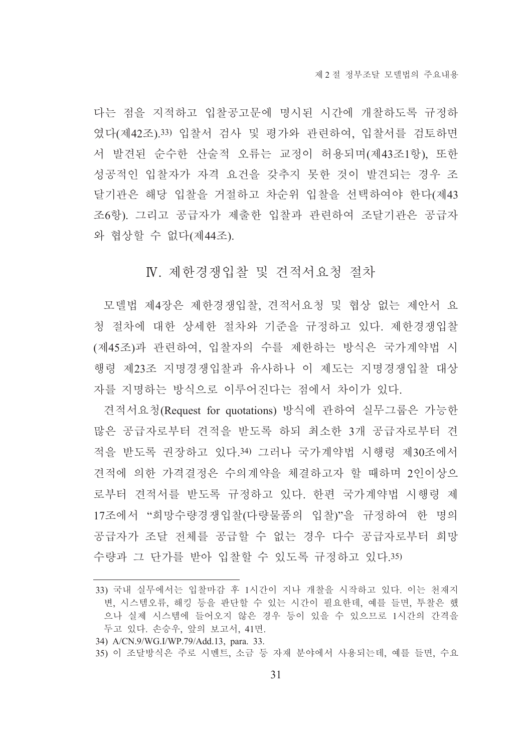다는 점을 지적하고 입찰공고문에 명시된 시간에 개찰하도록 규정하였다(제42조).[33] 입찰서 검사 및 평가와 관련하여, 입찰서를 검토하면서 발견된 순수한 산술적 오류는 교정이 허용되며(제43조1항), 또한 성공적인 입찰자가 자격 요건을 갖추지 못한 것이 발견되는 경우 조달기관은 해당 입찰을 거절하고 차순위 입찰을 선택하여야 한다(제43조6항). 그리고 공급자가 제출한 입찰과 관련하여 조달기관은 공급자와 협상할 수 없다(제44조).

## Ⅳ. 제한경쟁입찰 및 견적서요청 절차

모델법 제4장은 제한경쟁입찰, 견적서요청 및 협상 없는 제안서 요청 절차에 대한 상세한 절차와 기준을 규정하고 있다. 제한경쟁입찰(제45조)과 관련하여, 입찰자의 수를 제한하는 방식은 국가계약법 시행령 제23조 지명경쟁입찰과 유사하나 이 제도는 지명경쟁입찰 대상자를 지명하는 방식으로 이루어진다는 점에서 차이가 있다.

견적서요청(Request for quotations) 방식에 관하여 실무그룹은 가능한 많은 공급자로부터 견적을 받도록 하되 최소한 3개 공급자로부터 견적을 받도록 권장하고 있다.[34] 그러나 국가계약법 시행령 제30조에서 견적에 의한 가격결정은 수의계약을 체결하고자 할 때하며 2인이상으로부터 견적서를 받도록 규정하고 있다. 한편 국가계약법 시행령 제17조에서 "희망수량경쟁입찰(다량물품의 입찰)"을 규정하여 한 명의 공급자가 조달 전체를 공급할 수 없는 경우 다수 공급자로부터 희망수량과 그 단가를 받아 입찰할 수 있도록 규정하고 있다.[35]

---

33) 국내 실무에서는 입찰마감 후 1시간이 지나 개찰을 시작하고 있다. 이는 천재지변, 시스템오류, 해킹 등을 판단할 수 있는 시간이 필요한데, 예를 들면, 투찰은 했으나 실제 시스템에 들어오지 않은 경우 등이 있을 수 있으므로 1시간의 간격을 두고 있다. 손승우, 앞의 보고서, 41면.

34) A/CN.9/WG.I/WP.79/Add.13, para. 33.

35) 이 조달방식은 주로 시멘트, 소금 등 자재 분야에서 사용되는데, 예를 들면, 수요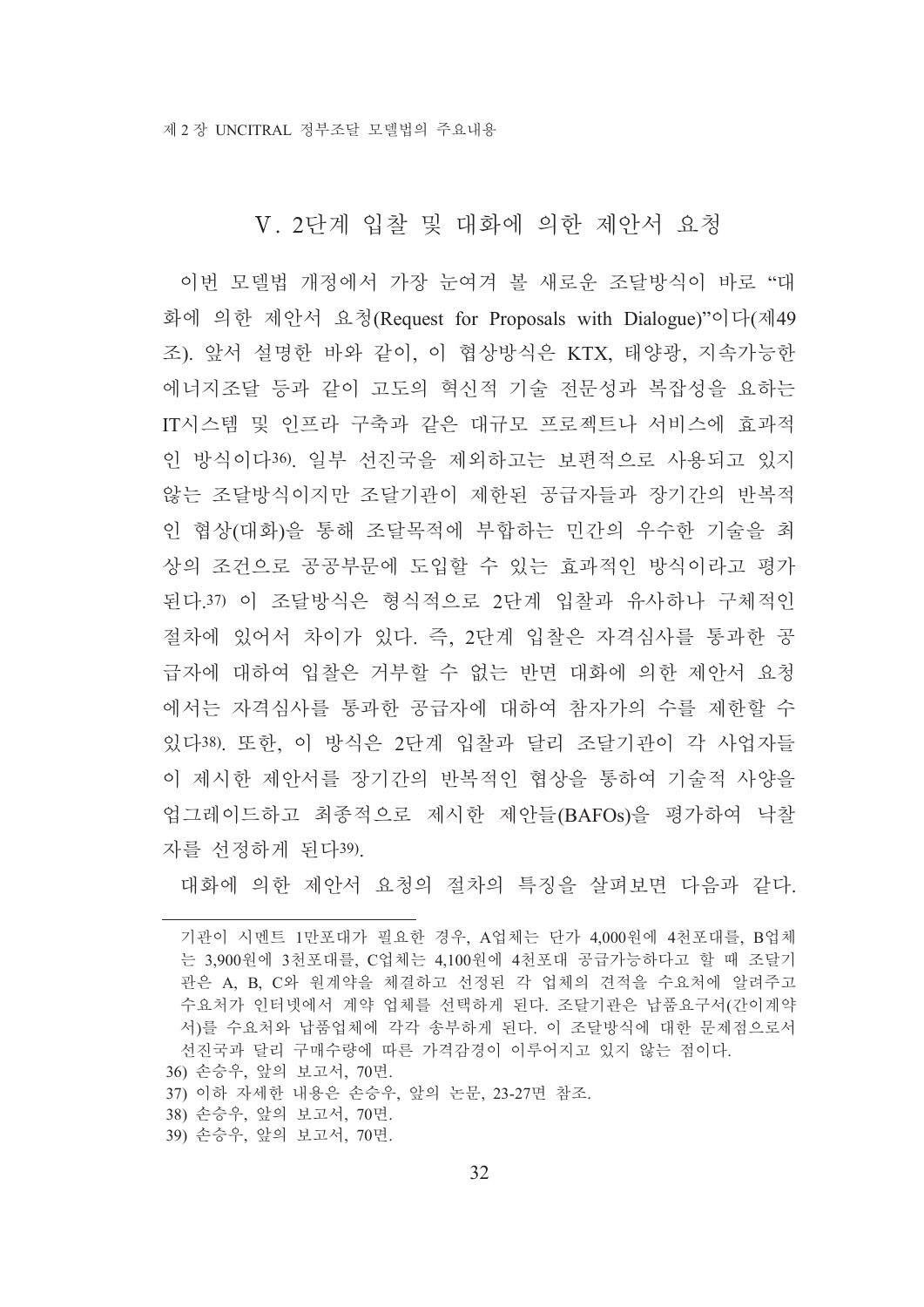## V. 2단계 입찰 및 대화에 의한 제안서 요청

이번 모델법 개정에서 가장 눈여겨 볼 새로운 조달방식이 바로 "대화에 의한 제안서 요청(Request for Proposals with Dialogue)"이다(제49조). 앞서 설명한 바와 같이, 이 협상방식은 KTX, 태양광, 지속가능한 에너지조달 등과 같이 고도의 혁신적 기술 전문성과 복잡성을 요하는 IT시스템 및 인프라 구축과 같은 대규모 프로젝트나 서비스에 효과적인 방식이다[36]. 일부 선진국을 제외하고는 보편적으로 사용되고 있지 않는 조달방식이지만 조달기관이 제한된 공급자들과 장기간의 반복적인 협상(대화)을 통해 조달목적에 부합하는 민간의 우수한 기술을 최상의 조건으로 공공부문에 도입할 수 있는 효과적인 방식이라고 평가된다.[37] 이 조달방식은 형식적으로 2단계 입찰과 유사하나 구체적인 절차에 있어서 차이가 있다. 즉, 2단계 입찰은 자격심사를 통과한 공급자에 대하여 입찰은 거부할 수 없는 반면 대화에 의한 제안서 요청에서는 자격심사를 통과한 공급자에 대하여 참자가의 수를 제한할 수 있다[38]. 또한, 이 방식은 2단계 입찰과 달리 조달기관이 각 사업자들이 제시한 제안서를 장기간의 반복적인 협상을 통하여 기술적 사양을 업그레이드하고 최종적으로 제시한 제안들(BAFOs)을 평가하여 낙찰자를 선정하게 된다[39].

대화에 의한 제안서 요청의 절차의 특징을 살펴보면 다음과 같다.

---

기관이 시멘트 1만포대가 필요한 경우, A업체는 단가 4,000원에 4천포대를, B업체는 3,900원에 3천포대를, C업체는 4,100원에 4천포대 공급가능하다고 할 때 조달기관은 A, B, C와 원계약을 체결하고 선정된 각 업체의 견적을 수요처에 알려주고 수요처가 인터넷에서 계약 업체를 선택하게 된다. 조달기관은 납품요구서(간이계약서)를 수요처와 납품업체에 각각 송부하게 된다. 이 조달방식에 대한 문제점으로서 선진국과 달리 구매수량에 따른 가격감경이 이루어지고 있지 않는 점이다.

36) 손승우, 앞의 보고서, 70면.

37) 이하 자세한 내용은 손승우, 앞의 논문, 23-27면 참조.

38) 손승우, 앞의 보고서, 70면.

39) 손승우, 앞의 보고서, 70면.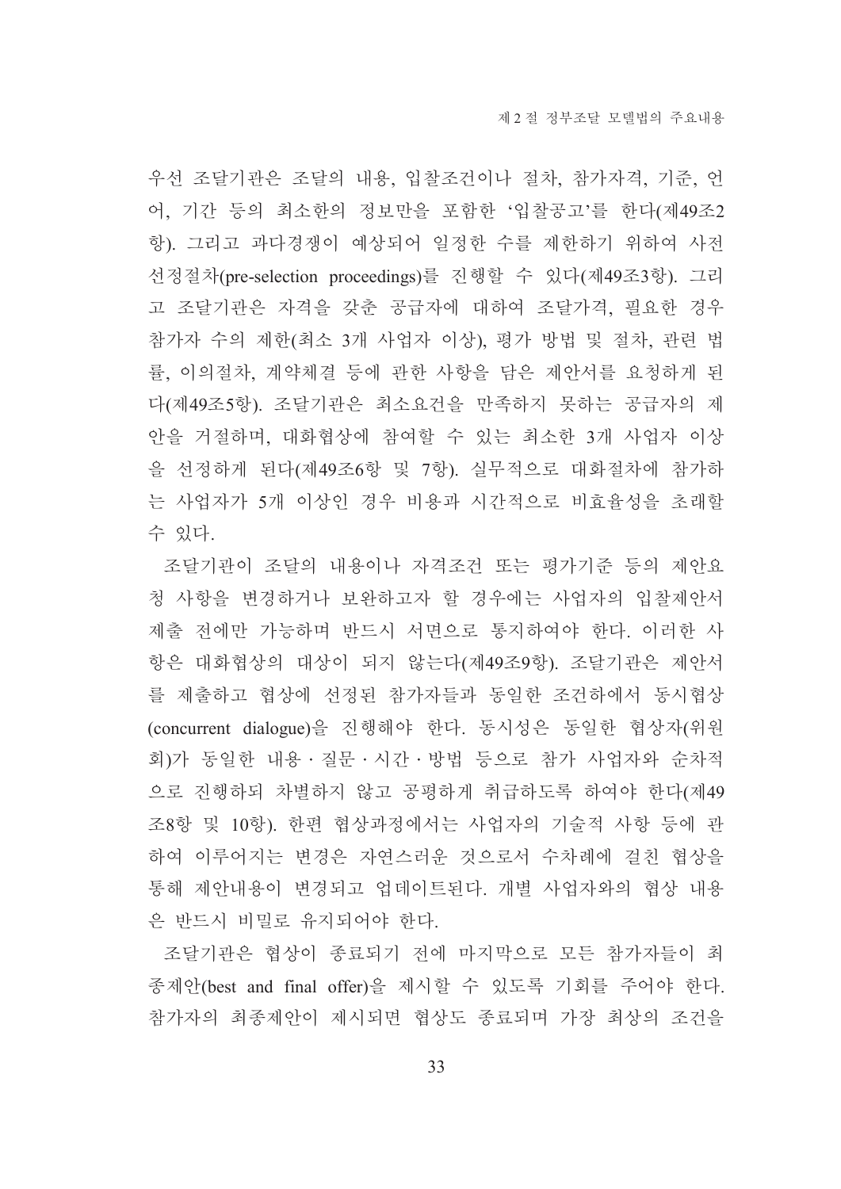우선 조달기관은 조달의 내용, 입찰조건이나 절차, 참가자격, 기준, 언어, 기간 등의 최소한의 정보만을 포함한 '입찰공고'를 한다(제49조2항). 그리고 과다경쟁이 예상되어 일정한 수를 제한하기 위하여 사전선정절차(pre-selection proceedings)를 진행할 수 있다(제49조3항). 그리고 조달기관은 자격을 갖춘 공급자에 대하여 조달가격, 필요한 경우 참가자 수의 제한(최소 3개 사업자 이상), 평가 방법 및 절차, 관련 법률, 이의절차, 계약체결 등에 관한 사항을 담은 제안서를 요청하게 된다(제49조5항). 조달기관은 최소요건을 만족하지 못하는 공급자의 제안을 거절하며, 대화협상에 참여할 수 있는 최소한 3개 사업자 이상을 선정하게 된다(제49조6항 및 7항). 실무적으로 대화절차에 참가하는 사업자가 5개 이상인 경우 비용과 시간적으로 비효율성을 초래할 수 있다.

조달기관이 조달의 내용이나 자격조건 또는 평가기준 등의 제안요청 사항을 변경하거나 보완하고자 할 경우에는 사업자의 입찰제안서 제출 전에만 가능하며 반드시 서면으로 통지하여야 한다. 이러한 사항은 대화협상의 대상이 되지 않는다(제49조9항). 조달기관은 제안서를 제출하고 협상에 선정된 참가자들과 동일한 조건하에서 동시협상(concurrent dialogue)을 진행해야 한다. 동시성은 동일한 협상자(위원회)가 동일한 내용·질문·시간·방법 등으로 참가 사업자와 순차적으로 진행하되 차별하지 않고 공평하게 취급하도록 하여야 한다(제49조8항 및 10항). 한편 협상과정에서는 사업자의 기술적 사항 등에 관하여 이루어지는 변경은 자연스러운 것으로서 수차례에 걸친 협상을 통해 제안내용이 변경되고 업데이트된다. 개별 사업자와의 협상 내용은 반드시 비밀로 유지되어야 한다.

조달기관은 협상이 종료되기 전에 마지막으로 모든 참가자들이 최종제안(best and final offer)을 제시할 수 있도록 기회를 주어야 한다. 참가자의 최종제안이 제시되면 협상도 종료되며 가장 최상의 조건을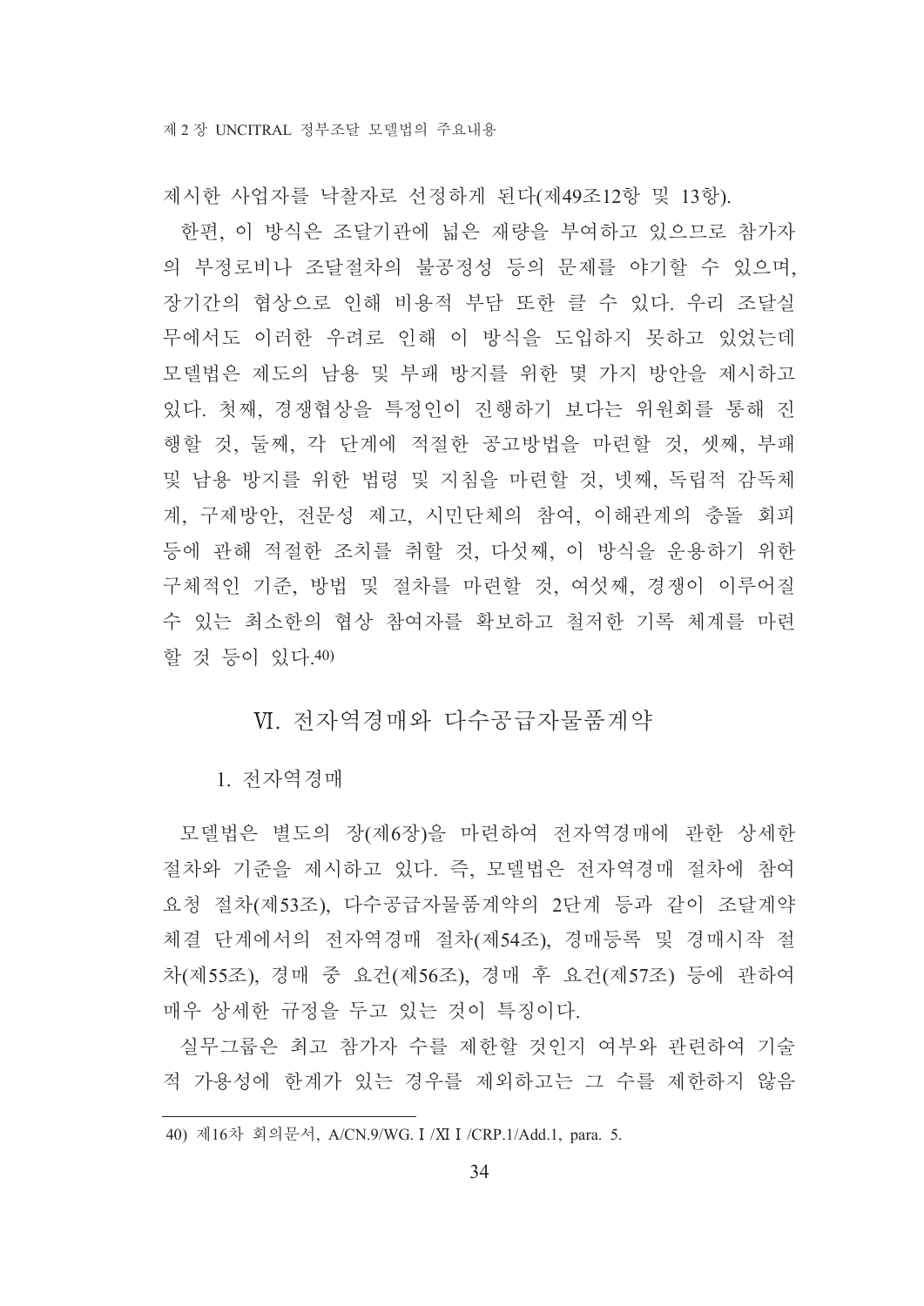제시한 사업자를 낙찰자로 선정하게 된다(제49조12항 및 13항).

한편, 이 방식은 조달기관에 넓은 재량을 부여하고 있으므로 참가자의 부정로비나 조달절차의 불공정성 등의 문제를 야기할 수 있으며, 장기간의 협상으로 인해 비용적 부담 또한 클 수 있다. 우리 조달실무에서도 이러한 우려로 인해 이 방식을 도입하지 못하고 있었는데 모델법은 제도의 남용 및 부패 방지를 위한 몇 가지 방안을 제시하고 있다. 첫째, 경쟁협상을 특정인이 진행하기 보다는 위원회를 통해 진행할 것, 둘째, 각 단계에 적절한 공고방법을 마련할 것, 셋째, 부패 및 남용 방지를 위한 법령 및 지침을 마련할 것, 넷째, 독립적 감독체계, 구제방안, 전문성 제고, 시민단체의 참여, 이해관계의 충돌 회피 등에 관해 적절한 조치를 취할 것, 다섯째, 이 방식을 운용하기 위한 구체적인 기준, 방법 및 절차를 마련할 것, 여섯째, 경쟁이 이루어질 수 있는 최소한의 협상 참여자를 확보하고 철저한 기록 체계를 마련할 것 등이 있다.[40]

## Ⅵ. 전자역경매와 다수공급자물품계약

### 1. 전자역경매

모델법은 별도의 장(제6장)을 마련하여 전자역경매에 관한 상세한 절차와 기준을 제시하고 있다. 즉, 모델법은 전자역경매 절차에 참여요청 절차(제53조), 다수공급자물품계약의 2단계 등과 같이 조달계약 체결 단계에서의 전자역경매 절차(제54조), 경매등록 및 경매시작 절차(제55조), 경매 중 요건(제56조), 경매 후 요건(제57조) 등에 관하여 매우 상세한 규정을 두고 있는 것이 특징이다.

실무그룹은 최고 참가자 수를 제한할 것인지 여부와 관련하여 기술적 가용성에 한계가 있는 경우를 제외하고는 그 수를 제한하지 않음

---

40) 제16차 회의문서, A/CN.9/WG.Ⅰ/ⅩⅠ/CRP.1/Add.1, para. 5.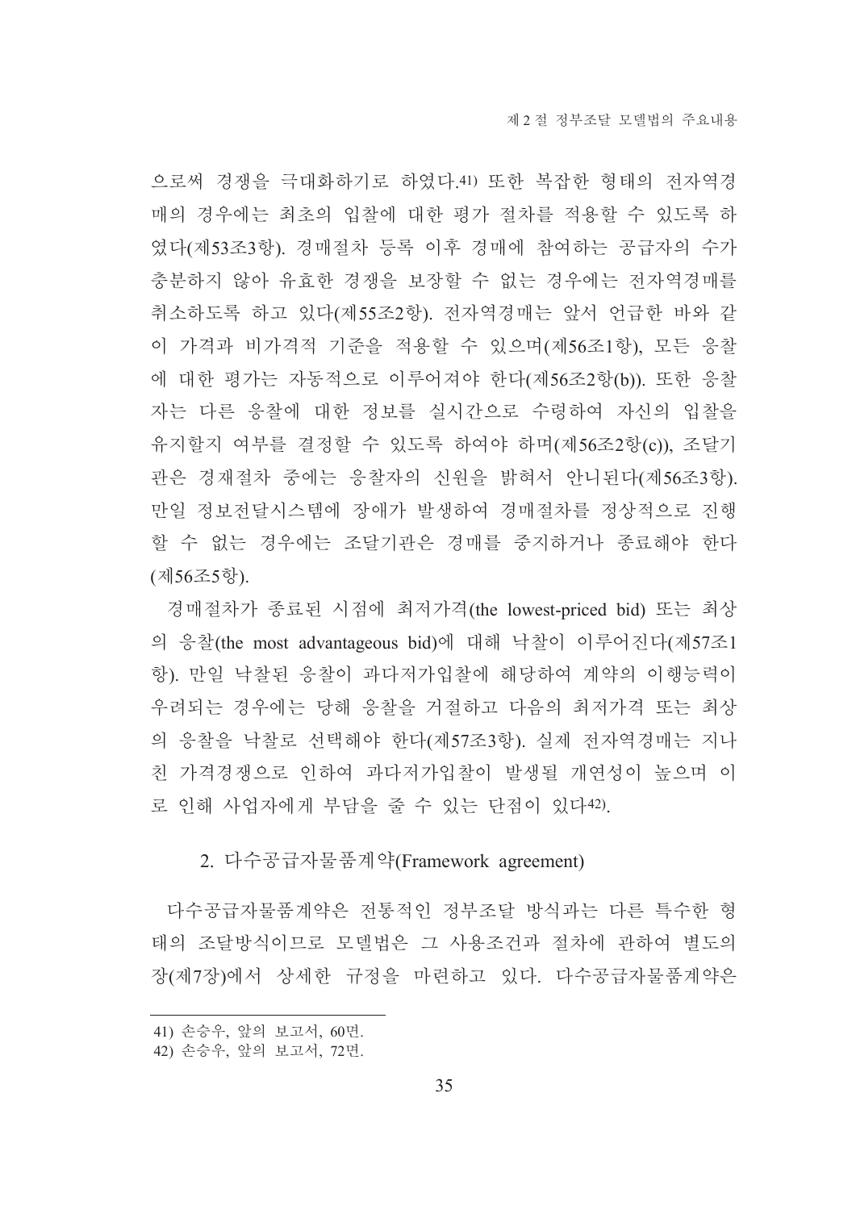으로써 경쟁을 극대화하기로 하였다.[41] 또한 복잡한 형태의 전자역경매의 경우에는 최초의 입찰에 대한 평가 절차를 적용할 수 있도록 하였다(제53조3항). 경매절차 등록 이후 경매에 참여하는 공급자의 수가 충분하지 않아 유효한 경쟁을 보장할 수 없는 경우에는 전자역경매를 취소하도록 하고 있다(제55조2항). 전자역경매는 앞서 언급한 바와 같이 가격과 비가격적 기준을 적용할 수 있으며(제56조1항), 모든 응찰에 대한 평가는 자동적으로 이루어져야 한다(제56조2항(b)). 또한 응찰자는 다른 응찰에 대한 정보를 실시간으로 수령하여 자신의 입찰을 유지할지 여부를 결정할 수 있도록 하여야 하며(제56조2항(c)), 조달기관은 경재절차 중에는 응찰자의 신원을 밝혀서 안니된다(제56조3항). 만일 정보전달시스템에 장애가 발생하여 경매절차를 정상적으로 진행할 수 없는 경우에는 조달기관은 경매를 중지하거나 종료해야 한다(제56조5항).

경매절차가 종료된 시점에 최저가격(the lowest-priced bid) 또는 최상의 응찰(the most advantageous bid)에 대해 낙찰이 이루어진다(제57조1항). 만일 낙찰된 응찰이 과다저가입찰에 해당하여 계약의 이행능력이 우려되는 경우에는 당해 응찰을 거절하고 다음의 최저가격 또는 최상의 응찰을 낙찰로 선택해야 한다(제57조3항). 실제 전자역경매는 지나친 가격경쟁으로 인하여 과다저가입찰이 발생될 개연성이 높으며 이로 인해 사업자에게 부담을 줄 수 있는 단점이 있다[42].

### 2. 다수공급자물품계약(Framework agreement)

다수공급자물품계약은 전통적인 정부조달 방식과는 다른 특수한 형태의 조달방식이므로 모델법은 그 사용조건과 절차에 관하여 별도의 장(제7장)에서 상세한 규정을 마련하고 있다. 다수공급자물품계약은

---

41) 손승우, 앞의 보고서, 60면.

42) 손승우, 앞의 보고서, 72면.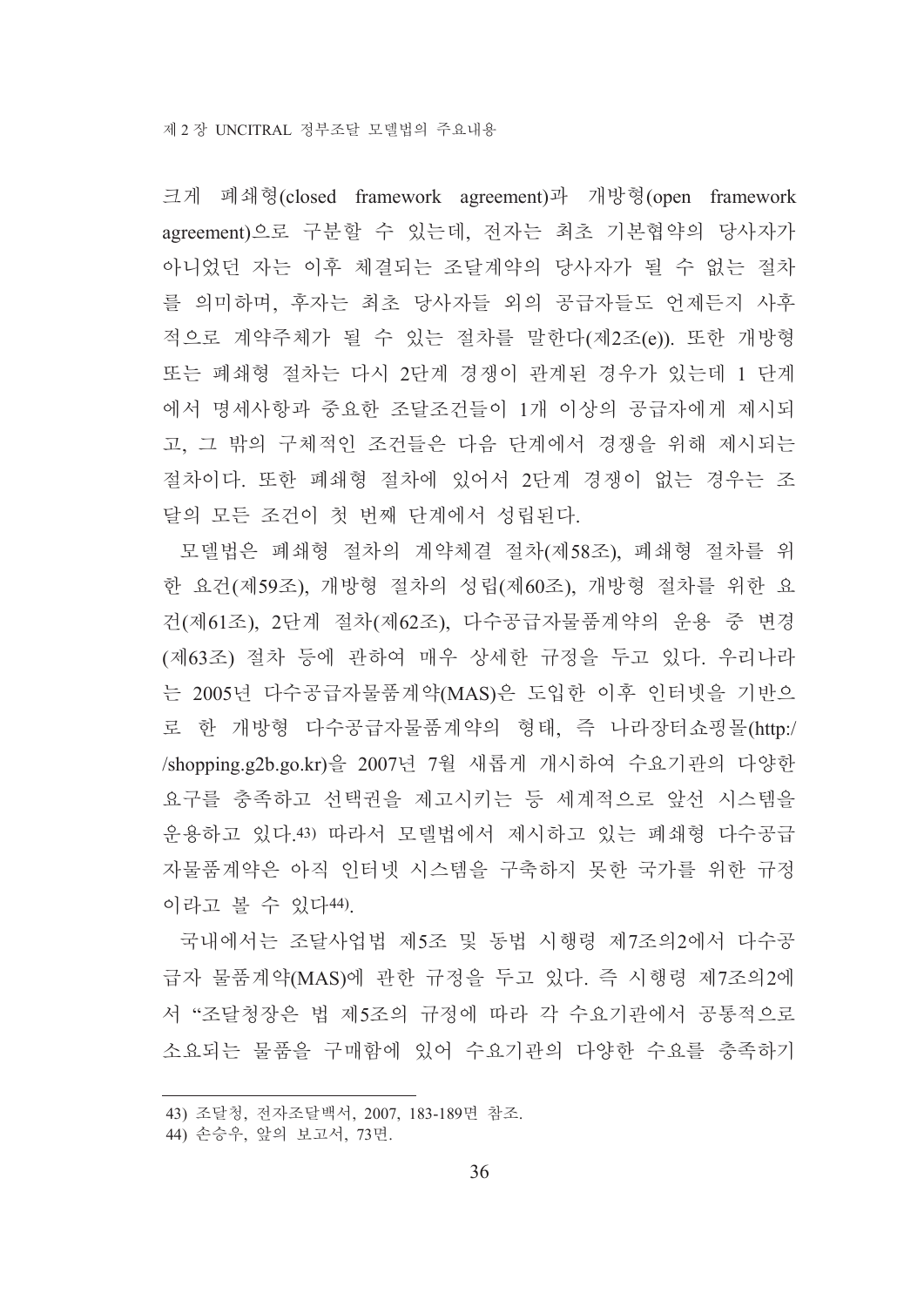크게 폐쇄형(closed framework agreement)과 개방형(open framework agreement)으로 구분할 수 있는데, 전자는 최초 기본협약의 당사자가 아니었던 자는 이후 체결되는 조달계약의 당사자가 될 수 없는 절차를 의미하며, 후자는 최초 당사자들 외의 공급자들도 언제든지 사후적으로 계약주체가 될 수 있는 절차를 말한다(제2조(e)). 또한 개방형 또는 폐쇄형 절차는 다시 2단계 경쟁이 관계된 경우가 있는데 1 단계에서 명세사항과 중요한 조달조건들이 1개 이상의 공급자에게 제시되고, 그 밖의 구체적인 조건들은 다음 단계에서 경쟁을 위해 제시되는 절차이다. 또한 폐쇄형 절차에 있어서 2단계 경쟁이 없는 경우는 조달의 모든 조건이 첫 번째 단계에서 성립된다.

모델법은 폐쇄형 절차의 계약체결 절차(제58조), 폐쇄형 절차를 위한 요건(제59조), 개방형 절차의 성립(제60조), 개방형 절차를 위한 요건(제61조), 2단계 절차(제62조), 다수공급자물품계약의 운용 중 변경(제63조) 절차 등에 관하여 매우 상세한 규정을 두고 있다. 우리나라는 2005년 다수공급자물품계약(MAS)은 도입한 이후 인터넷을 기반으로 한 개방형 다수공급자물품계약의 형태, 즉 나라장터쇼핑몰(http://shopping.g2b.go.kr)을 2007년 7월 새롭게 개시하여 수요기관의 다양한 요구를 충족하고 선택권을 제고시키는 등 세계적으로 앞선 시스템을 운용하고 있다.[43] 따라서 모델법에서 제시하고 있는 폐쇄형 다수공급자물품계약은 아직 인터넷 시스템을 구축하지 못한 국가를 위한 규정이라고 볼 수 있다[44].

국내에서는 조달사업법 제5조 및 동법 시행령 제7조의2에서 다수공급자 물품계약(MAS)에 관한 규정을 두고 있다. 즉 시행령 제7조의2에서 "조달청장은 법 제5조의 규정에 따라 각 수요기관에서 공통적으로 소요되는 물품을 구매함에 있어 수요기관의 다양한 수요를 충족하기

---

43) 조달청, 전자조달백서, 2007, 183-189면 참조.

44) 손승우, 앞의 보고서, 73면.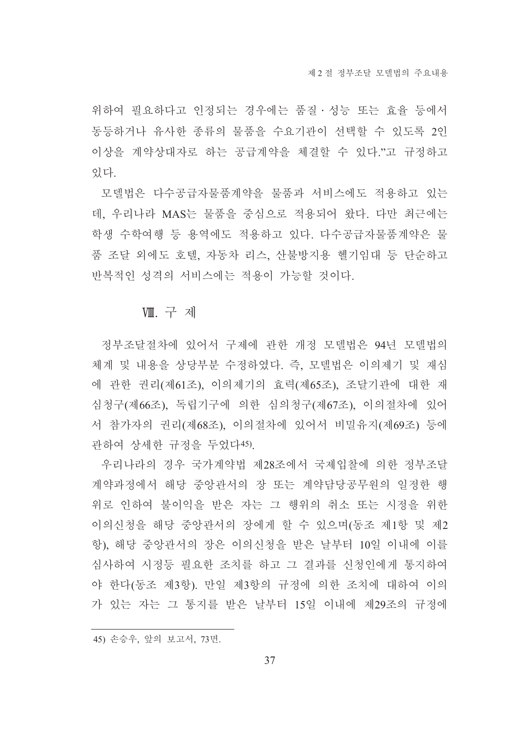위하여 필요하다고 인정되는 경우에는 품질·성능 또는 효율 등에서 동등하거나 유사한 종류의 물품을 수요기관이 선택할 수 있도록 2인 이상을 계약상대자로 하는 공급계약을 체결할 수 있다."고 규정하고 있다.

모델법은 다수공급자물품계약을 물품과 서비스에도 적용하고 있는데, 우리나라 MAS는 물품을 중심으로 적용되어 왔다. 다만 최근에는 학생 수학여행 등 용역에도 적용하고 있다. 다수공급자물품계약은 물품 조달 외에도 호텔, 자동차 리스, 산불방지용 헬기임대 등 단순하고 반복적인 성격의 서비스에는 적용이 가능할 것이다.

## Ⅷ. 구 제

정부조달절차에 있어서 구제에 관한 개정 모델법은 94년 모델법의 체계 및 내용을 상당부분 수정하였다. 즉, 모델법은 이의제기 및 재심에 관한 권리(제61조), 이의제기의 효력(제65조), 조달기관에 대한 재심청구(제66조), 독립기구에 의한 심의청구(제67조), 이의절차에 있어서 참가자의 권리(제68조), 이의절차에 있어서 비밀유지(제69조) 등에 관하여 상세한 규정을 두었다[45].

우리나라의 경우 국가계약법 제28조에서 국제입찰에 의한 정부조달계약과정에서 해당 중앙관서의 장 또는 계약담당공무원의 일정한 행위로 인하여 불이익을 받은 자는 그 행위의 취소 또는 시정을 위한 이의신청을 해당 중앙관서의 장에게 할 수 있으며(동조 제1항 및 제2항), 해당 중앙관서의 장은 이의신청을 받은 날부터 10일 이내에 이를 심사하여 시정등 필요한 조치를 하고 그 결과를 신청인에게 통지하여야 한다(동조 제3항). 만일 제3항의 규정에 의한 조치에 대하여 이의가 있는 자는 그 통지를 받은 날부터 15일 이내에 제29조의 규정에

---

45) 손승우, 앞의 보고서, 73면.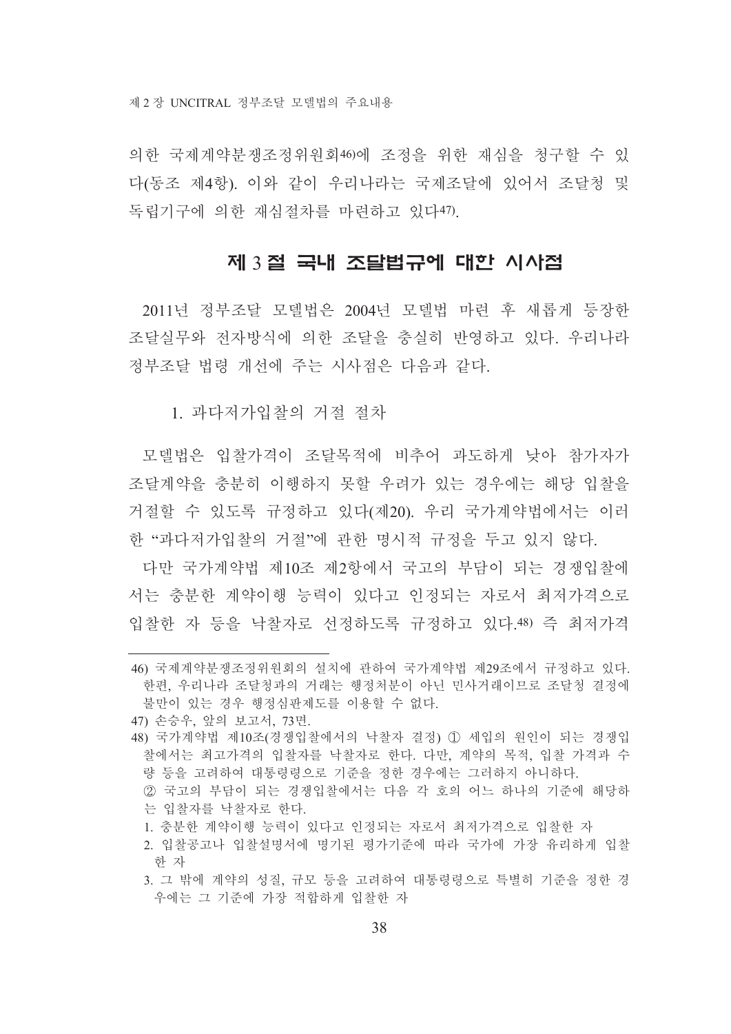의한 국제계약분쟁조정위원회[46]에 조정을 위한 재심을 청구할 수 있다(동조 제4항). 이와 같이 우리나라는 국제조달에 있어서 조달청 및 독립기구에 의한 재심절차를 마련하고 있다[47].

## 제 3 절 국내 조달법규에 대한 시사점

2011년 정부조달 모델법은 2004년 모델법 마련 후 새롭게 등장한 조달실무와 전자방식에 의한 조달을 충실히 반영하고 있다. 우리나라 정부조달 법령 개선에 주는 시사점은 다음과 같다.

### 1. 과다저가입찰의 거절 절차

모델법은 입찰가격이 조달목적에 비추어 과도하게 낮아 참가자가 조달계약을 충분히 이행하지 못할 우려가 있는 경우에는 해당 입찰을 거절할 수 있도록 규정하고 있다(제20). 우리 국가계약법에서는 이러한 "과다저가입찰의 거절"에 관한 명시적 규정을 두고 있지 않다.

다만 국가계약법 제10조 제2항에서 국고의 부담이 되는 경쟁입찰에서는 충분한 계약이행 능력이 있다고 인정되는 자로서 최저가격으로 입찰한 자 등을 낙찰자로 선정하도록 규정하고 있다.[48] 즉 최저가격

---

46) 국제계약분쟁조정위원회의 설치에 관하여 국가계약법 제29조에서 규정하고 있다. 한편, 우리나라 조달청과의 거래는 행정처분이 아닌 민사거래이므로 조달청 결정에 불만이 있는 경우 행정심판제도를 이용할 수 없다.

47) 손승우, 앞의 보고서, 73면.

48) 국가계약법 제10조(경쟁입찰에서의 낙찰자 결정) ① 세입의 원인이 되는 경쟁입찰에서는 최고가격의 입찰자를 낙찰자로 한다. 다만, 계약의 목적, 입찰 가격과 수량 등을 고려하여 대통령령으로 기준을 정한 경우에는 그러하지 아니하다.
② 국고의 부담이 되는 경쟁입찰에서는 다음 각 호의 어느 하나의 기준에 해당하는 입찰자를 낙찰자로 한다.
1. 충분한 계약이행 능력이 있다고 인정되는 자로서 최저가격으로 입찰한 자
2. 입찰공고나 입찰설명서에 명기된 평가기준에 따라 국가에 가장 유리하게 입찰한 자
3. 그 밖에 계약의 성질, 규모 등을 고려하여 대통령령으로 특별히 기준을 정한 경우에는 그 기준에 가장 적합하게 입찰한 자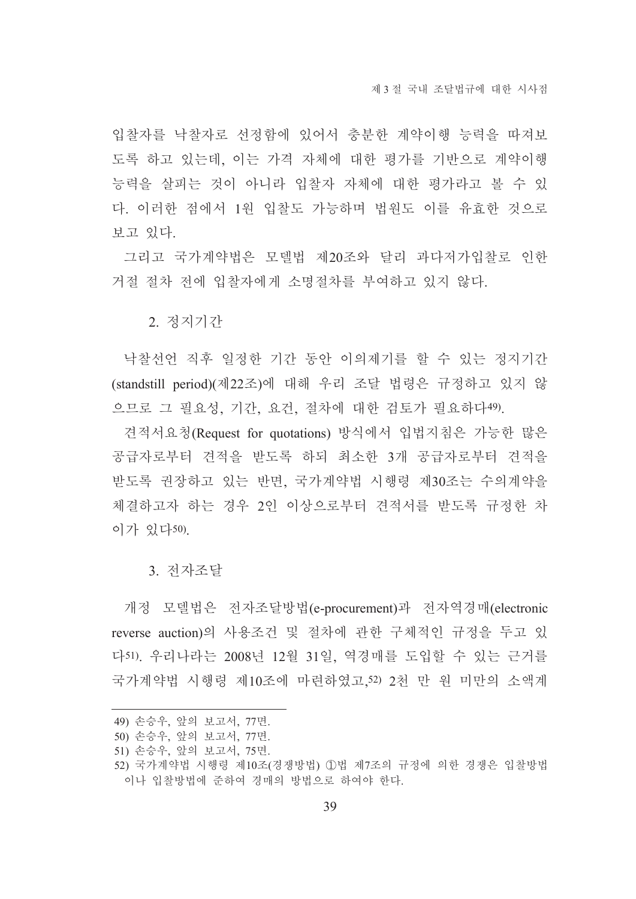입찰자를 낙찰자로 선정함에 있어서 충분한 계약이행 능력을 따져보도록 하고 있는데, 이는 가격 자체에 대한 평가를 기반으로 계약이행 능력을 살피는 것이 아니라 입찰자 자체에 대한 평가라고 볼 수 있다. 이러한 점에서 1원 입찰도 가능하며 법원도 이를 유효한 것으로 보고 있다.

그리고 국가계약법은 모델법 제20조와 달리 과다저가입찰로 인한 거절 절차 전에 입찰자에게 소명절차를 부여하고 있지 않다.

### 2. 정지기간

낙찰선언 직후 일정한 기간 동안 이의제기를 할 수 있는 정지기간(standstill period)(제22조)에 대해 우리 조달 법령은 규정하고 있지 않으므로 그 필요성, 기간, 요건, 절차에 대한 검토가 필요하다[49].

견적서요청(Request for quotations) 방식에서 입법지침은 가능한 많은 공급자로부터 견적을 받도록 하되 최소한 3개 공급자로부터 견적을 받도록 권장하고 있는 반면, 국가계약법 시행령 제30조는 수의계약을 체결하고자 하는 경우 2인 이상으로부터 견적서를 받도록 규정한 차이가 있다[50].

### 3. 전자조달

개정 모델법은 전자조달방법(e-procurement)과 전자역경매(electronic reverse auction)의 사용조건 및 절차에 관한 구체적인 규정을 두고 있다[51]. 우리나라는 2008년 12월 31일, 역경매를 도입할 수 있는 근거를 국가계약법 시행령 제10조에 마련하였고,[52] 2천 만 원 미만의 소액계

---

49) 손승우, 앞의 보고서, 77면.

50) 손승우, 앞의 보고서, 77면.

51) 손승우, 앞의 보고서, 75면.

52) 국가계약법 시행령 제10조(경쟁방법) ①법 제7조의 규정에 의한 경쟁은 입찰방법이나 입찰방법에 준하여 경매의 방법으로 하여야 한다.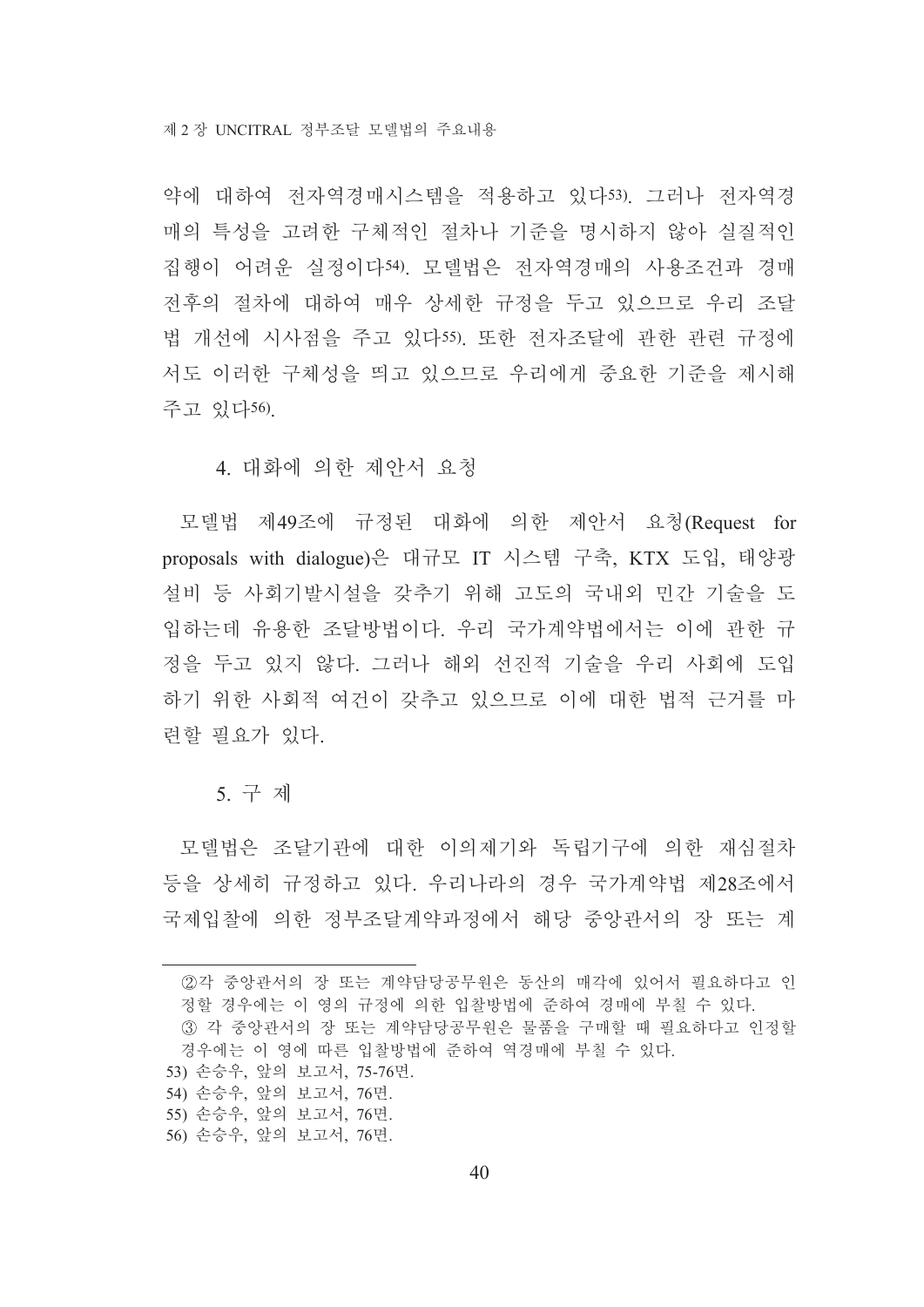약에 대하여 전자역경매시스템을 적용하고 있다[53]. 그러나 전자역경매의 특성을 고려한 구체적인 절차나 기준을 명시하지 않아 실질적인 집행이 어려운 실정이다[54]. 모델법은 전자역경매의 사용조건과 경매 전후의 절차에 대하여 매우 상세한 규정을 두고 있으므로 우리 조달법 개선에 시사점을 주고 있다[55]. 또한 전자조달에 관한 관련 규정에서도 이러한 구체성을 띄고 있으므로 우리에게 중요한 기준을 제시해 주고 있다[56].

### 4. 대화에 의한 제안서 요청

모델법 제49조에 규정된 대화에 의한 제안서 요청(Request for proposals with dialogue)은 대규모 IT 시스템 구축, KTX 도입, 태양광 설비 등 사회기발시설을 갖추기 위해 고도의 국내외 민간 기술을 도입하는데 유용한 조달방법이다. 우리 국가계약법에서는 이에 관한 규정을 두고 있지 않다. 그러나 해외 선진적 기술을 우리 사회에 도입하기 위한 사회적 여건이 갖추고 있으므로 이에 대한 법적 근거를 마련할 필요가 있다.

### 5. 구 제

모델법은 조달기관에 대한 이의제기와 독립기구에 의한 재심절차 등을 상세히 규정하고 있다. 우리나라의 경우 국가계약법 제28조에서 국제입찰에 의한 정부조달계약과정에서 해당 중앙관서의 장 또는 계

---

②각 중앙관서의 장 또는 계약담당공무원은 동산의 매각에 있어서 필요하다고 인정할 경우에는 이 영의 규정에 의한 입찰방법에 준하여 경매에 부칠 수 있다.
③ 각 중앙관서의 장 또는 계약담당공무원은 물품을 구매할 때 필요하다고 인정할 경우에는 이 영에 따른 입찰방법에 준하여 역경매에 부칠 수 있다.

53) 손승우, 앞의 보고서, 75-76면.
54) 손승우, 앞의 보고서, 76면.
55) 손승우, 앞의 보고서, 76면.
56) 손승우, 앞의 보고서, 76면.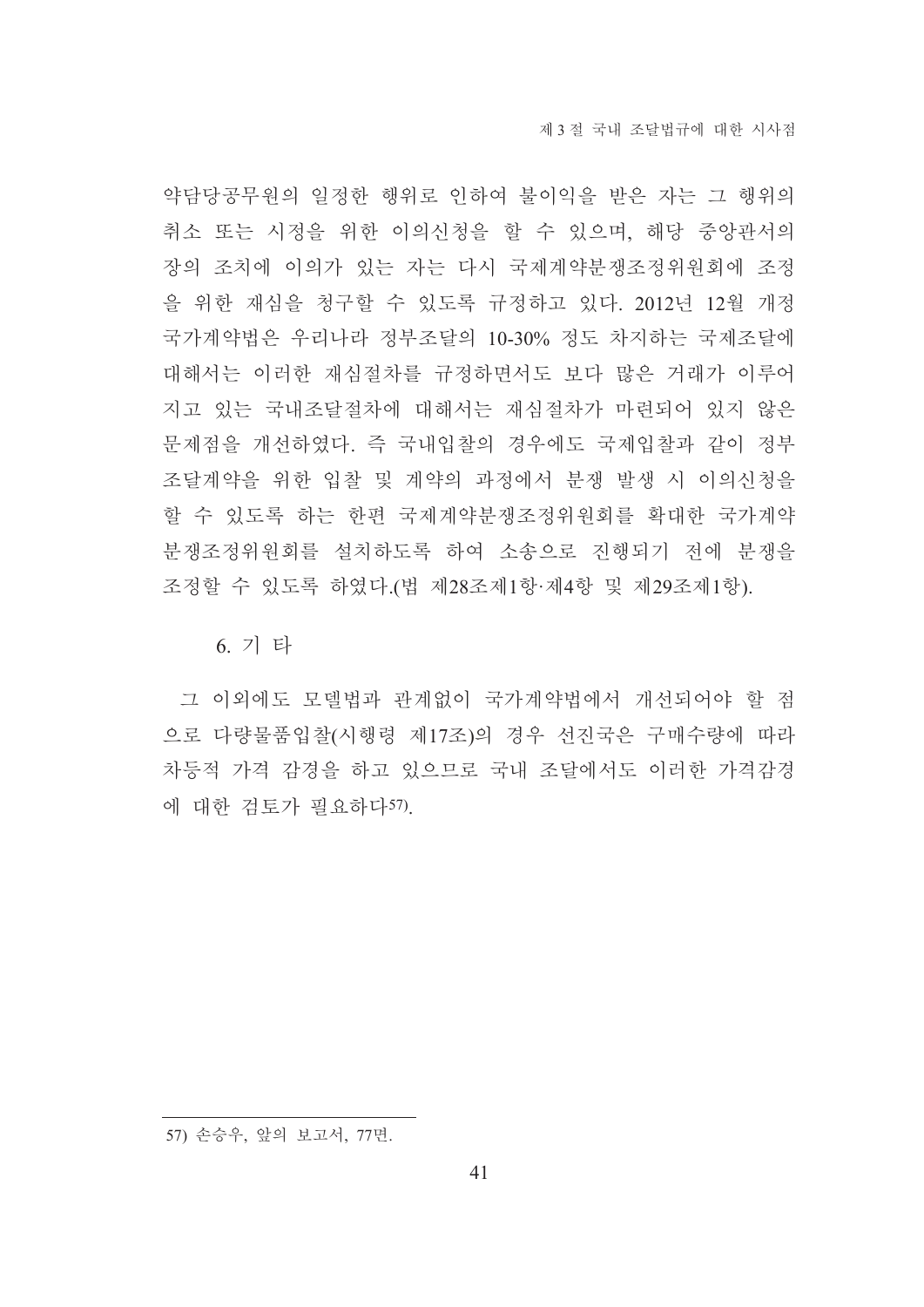약담당공무원의 일정한 행위로 인하여 불이익을 받은 자는 그 행위의 취소 또는 시정을 위한 이의신청을 할 수 있으며, 해당 중앙관서의 장의 조치에 이의가 있는 자는 다시 국제계약분쟁조정위원회에 조정을 위한 재심을 청구할 수 있도록 규정하고 있다. 2012년 12월 개정 국가계약법은 우리나라 정부조달의 10-30% 정도 차지하는 국제조달에 대해서는 이러한 재심절차를 규정하면서도 보다 많은 거래가 이루어지고 있는 국내조달절차에 대해서는 재심절차가 마련되어 있지 않은 문제점을 개선하였다. 즉 국내입찰의 경우에도 국제입찰과 같이 정부조달계약을 위한 입찰 및 계약의 과정에서 분쟁 발생 시 이의신청을 할 수 있도록 하는 한편 국제계약분쟁조정위원회를 확대한 국가계약분쟁조정위원회를 설치하도록 하여 소송으로 진행되기 전에 분쟁을 조정할 수 있도록 하였다.(법 제28조제1항·제4항 및 제29조제1항).

### 6. 기 타

그 이외에도 모델법과 관계없이 국가계약법에서 개선되어야 할 점으로 다량물품입찰(시행령 제17조)의 경우 선진국은 구매수량에 따라 차등적 가격 감경을 하고 있으므로 국내 조달에서도 이러한 가격감경에 대한 검토가 필요하다[57].

---

57) 손승우, 앞의 보고서, 77면.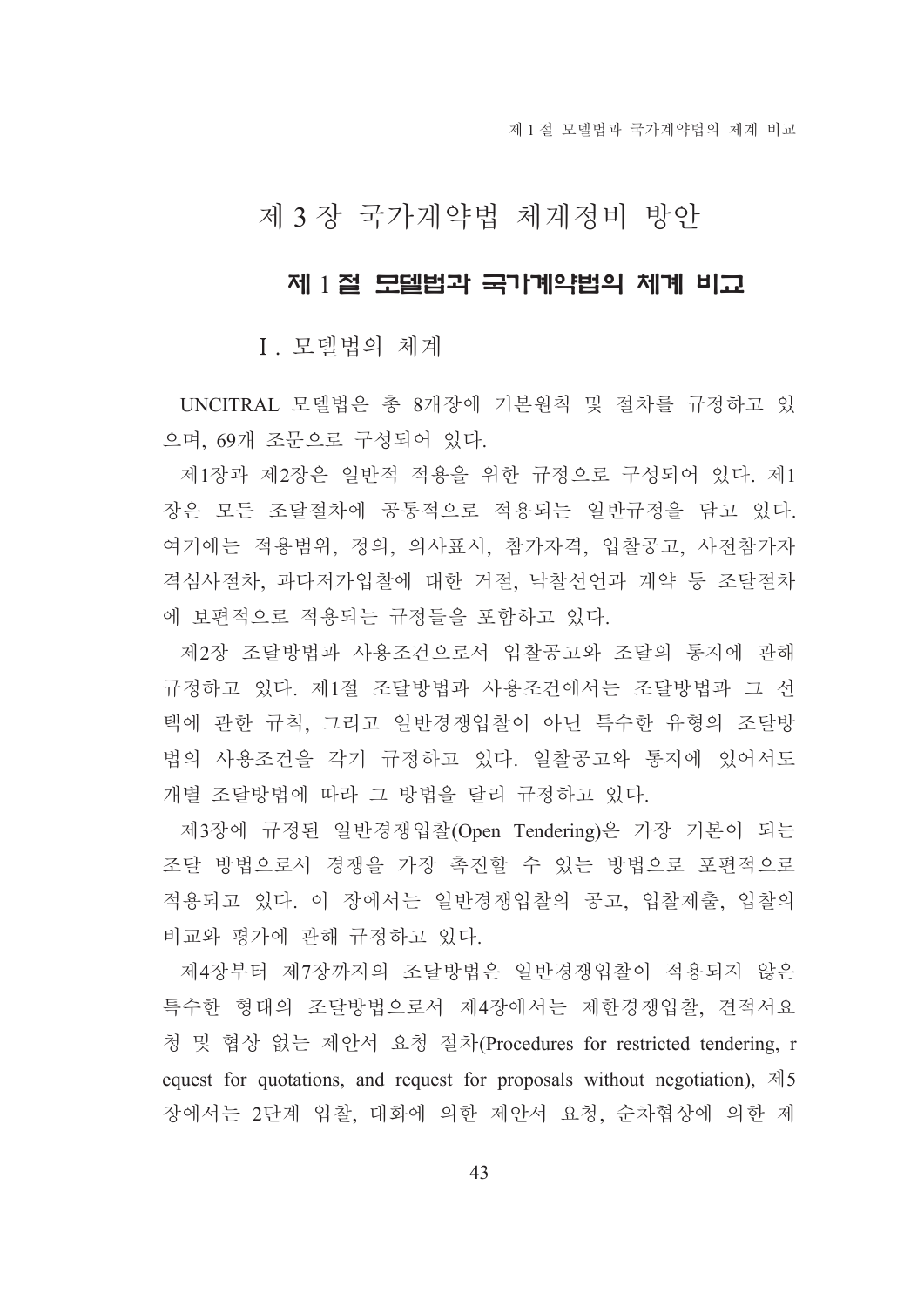# 제 3 장 국가계약법 체계정비 방안

## 제 1 절 모델법과 국가계약법의 체계 비교

### Ⅰ. 모델법의 체계

UNCITRAL 모델법은 총 8개장에 기본원칙 및 절차를 규정하고 있으며, 69개 조문으로 구성되어 있다.

제1장과 제2장은 일반적 적용을 위한 규정으로 구성되어 있다. 제1장은 모든 조달절차에 공통적으로 적용되는 일반규정을 담고 있다. 여기에는 적용범위, 정의, 의사표시, 참가자격, 입찰공고, 사전참가자격심사절차, 과다저가입찰에 대한 거절, 낙찰선언과 계약 등 조달절차에 보편적으로 적용되는 규정들을 포함하고 있다.

제2장 조달방법과 사용조건으로서 입찰공고와 조달의 통지에 관해 규정하고 있다. 제1절 조달방법과 사용조건에서는 조달방법과 그 선택에 관한 규칙, 그리고 일반경쟁입찰이 아닌 특수한 유형의 조달방법의 사용조건을 각기 규정하고 있다. 일찰공고와 통지에 있어서도 개별 조달방법에 따라 그 방법을 달리 규정하고 있다.

제3장에 규정된 일반경쟁입찰(Open Tendering)은 가장 기본이 되는 조달 방법으로서 경쟁을 가장 촉진할 수 있는 방법으로 포편적으로 적용되고 있다. 이 장에서는 일반경쟁입찰의 공고, 입찰제출, 입찰의 비교와 평가에 관해 규정하고 있다.

제4장부터 제7장까지의 조달방법은 일반경쟁입찰이 적용되지 않은 특수한 형태의 조달방법으로서 제4장에서는 제한경쟁입찰, 견적서요청 및 협상 없는 제안서 요청 절차(Procedures for restricted tendering, request for quotations, and request for proposals without negotiation), 제5장에서는 2단계 입찰, 대화에 의한 제안서 요청, 순차협상에 의한 제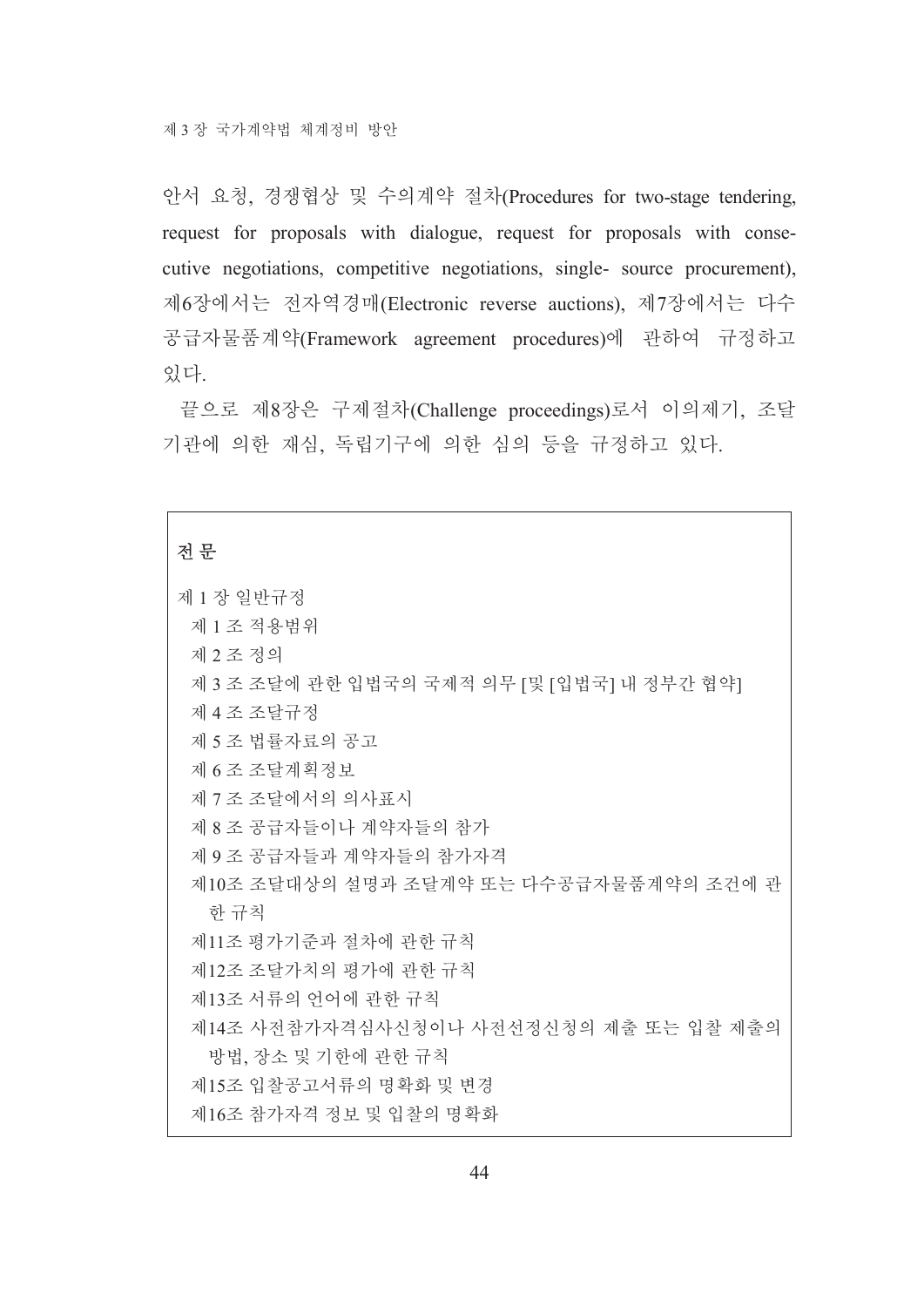안서 요청, 경쟁협상 및 수의계약 절차(Procedures for two-stage tendering, request for proposals with dialogue, request for proposals with consecutive negotiations, competitive negotiations, single- source procurement), 제6장에서는 전자역경매(Electronic reverse auctions), 제7장에서는 다수공급자물품계약(Framework agreement procedures)에 관하여 규정하고 있다.

끝으로 제8장은 구제절차(Challenge proceedings)로서 이의제기, 조달기관에 의한 재심, 독립기구에 의한 심의 등을 규정하고 있다.

**전 문**

제 1 장 일반규정

- 제 1 조 적용범위
- 제 2 조 정의
- 제 3 조 조달에 관한 입법국의 국제적 의무 [및 [입법국] 내 정부간 협약]
- 제 4 조 조달규정
- 제 5 조 법률자료의 공고
- 제 6 조 조달계획정보
- 제 7 조 조달에서의 의사표시
- 제 8 조 공급자들이나 계약자들의 참가
- 제 9 조 공급자들과 계약자들의 참가자격
- 제10조 조달대상의 설명과 조달계약 또는 다수공급자물품계약의 조건에 관한 규칙
- 제11조 평가기준과 절차에 관한 규칙
- 제12조 조달가치의 평가에 관한 규칙
- 제13조 서류의 언어에 관한 규칙
- 제14조 사전참가자격심사신청이나 사전선정신청의 제출 또는 입찰 제출의 방법, 장소 및 기한에 관한 규칙
- 제15조 입찰공고서류의 명확화 및 변경
- 제16조 참가자격 정보 및 입찰의 명확화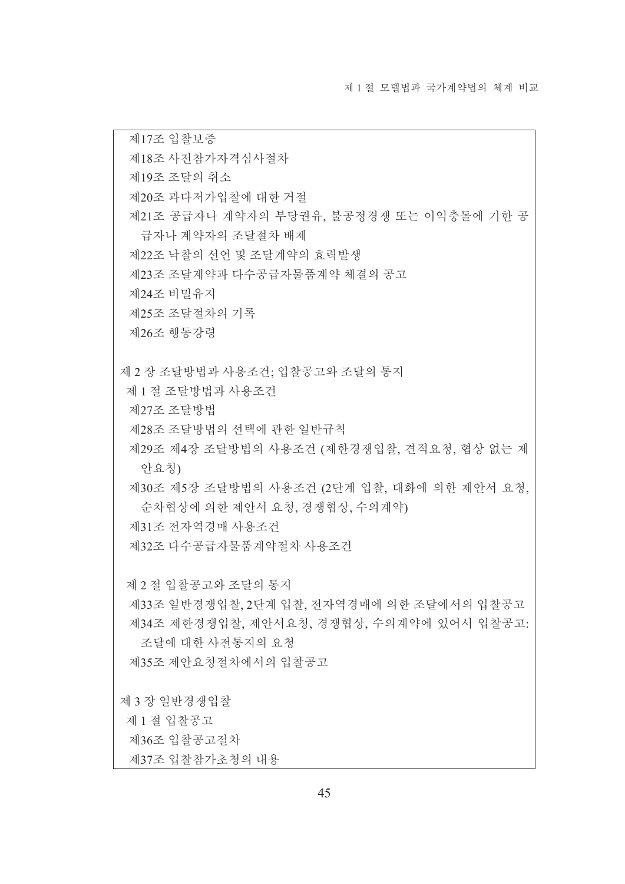제17조 입찰보증

제18조 사전참가자격심사절차

제19조 조달의 취소

제20조 과다저가입찰에 대한 거절

제21조 공급자나 계약자의 부당권유, 불공정경쟁 또는 이익충돌에 기한 공급자나 계약자의 조달절차 배제

제22조 낙찰의 선언 및 조달계약의 효력발생

제23조 조달계약과 다수공급자물품계약 체결의 공고

제24조 비밀유지

제25조 조달절차의 기록

제26조 행동강령

제 2 장 조달방법과 사용조건; 입찰공고와 조달의 통지

제 1 절 조달방법과 사용조건

제27조 조달방법

제28조 조달방법의 선택에 관한 일반규칙

제29조 제4장 조달방법의 사용조건 (제한경쟁입찰, 견적요청, 협상 없는 제안요청)

제30조 제5장 조달방법의 사용조건 (2단계 입찰, 대화에 의한 제안서 요청, 순차협상에 의한 제안서 요청, 경쟁협상, 수의계약)

제31조 전자역경매 사용조건

제32조 다수공급자물품계약절차 사용조건

제 2 절 입찰공고와 조달의 통지

제33조 일반경쟁입찰, 2단계 입찰, 전자역경매에 의한 조달에서의 입찰공고

제34조 제한경쟁입찰, 제안서요청, 경쟁협상, 수의계약에 있어서 입찰공고: 조달에 대한 사전통지의 요청

제35조 제안요청절차에서의 입찰공고

제 3 장 일반경쟁입찰

제 1 절 입찰공고

제36조 입찰공고절차

제37조 입찰참가초청의 내용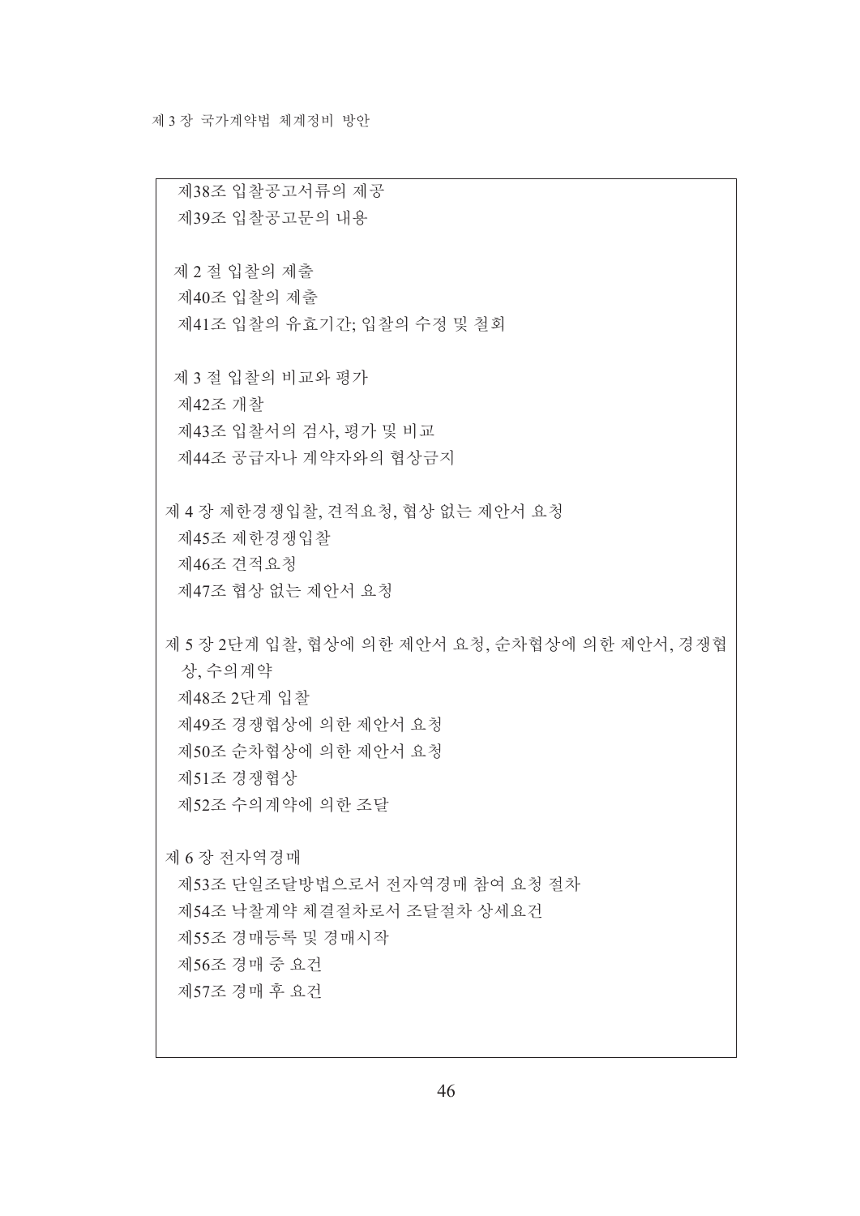제38조 입찰공고서류의 제공

제39조 입찰공고문의 내용

제 2 절 입찰의 제출

제40조 입찰의 제출

제41조 입찰의 유효기간; 입찰의 수정 및 철회

제 3 절 입찰의 비교와 평가

제42조 개찰

제43조 입찰서의 검사, 평가 및 비교

제44조 공급자나 계약자와의 협상금지

제 4 장 제한경쟁입찰, 견적요청, 협상 없는 제안서 요청

제45조 제한경쟁입찰

제46조 견적요청

제47조 협상 없는 제안서 요청

제 5 장 2단계 입찰, 협상에 의한 제안서 요청, 순차협상에 의한 제안서, 경쟁협상, 수의계약

제48조 2단계 입찰

제49조 경쟁협상에 의한 제안서 요청

제50조 순차협상에 의한 제안서 요청

제51조 경쟁협상

제52조 수의계약에 의한 조달

제 6 장 전자역경매

제53조 단일조달방법으로서 전자역경매 참여 요청 절차

제54조 낙찰계약 체결절차로서 조달절차 상세요건

제55조 경매등록 및 경매시작

제56조 경매 중 요건

제57조 경매 후 요건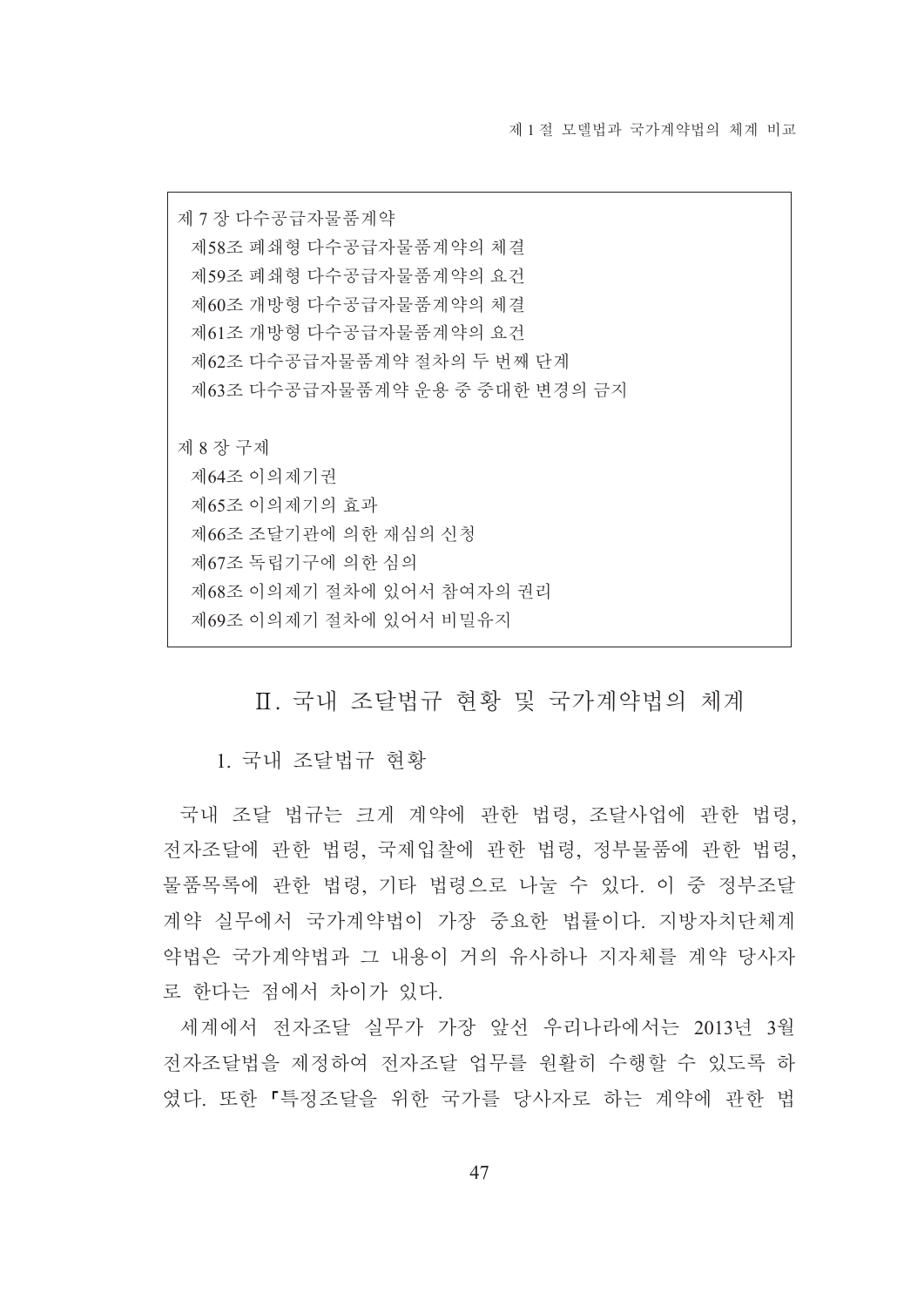제 7 장 다수공급자물품계약
  제58조 폐쇄형 다수공급자물품계약의 체결
  제59조 폐쇄형 다수공급자물품계약의 요건
  제60조 개방형 다수공급자물품계약의 체결
  제61조 개방형 다수공급자물품계약의 요건
  제62조 다수공급자물품계약 절차의 두 번째 단계
  제63조 다수공급자물품계약 운용 중 중대한 변경의 금지

제 8 장 구제
  제64조 이의제기권
  제65조 이의제기의 효과
  제66조 조달기관에 의한 재심의 신청
  제67조 독립기구에 의한 심의
  제68조 이의제기 절차에 있어서 참여자의 권리
  제69조 이의제기 절차에 있어서 비밀유지

## Ⅱ. 국내 조달법규 현황 및 국가계약법의 체계

### 1. 국내 조달법규 현황

국내 조달 법규는 크게 계약에 관한 법령, 조달사업에 관한 법령, 전자조달에 관한 법령, 국제입찰에 관한 법령, 정부물품에 관한 법령, 물품목록에 관한 법령, 기타 법령으로 나눌 수 있다. 이 중 정부조달 계약 실무에서 국가계약법이 가장 중요한 법률이다. 지방자치단체계약법은 국가계약법과 그 내용이 거의 유사하나 지자체를 계약 당사자로 한다는 점에서 차이가 있다.

세계에서 전자조달 실무가 가장 앞선 우리나라에서는 2013년 3월 전자조달법을 제정하여 전자조달 업무를 원활히 수행할 수 있도록 하였다. 또한 「특정조달을 위한 국가를 당사자로 하는 계약에 관한 법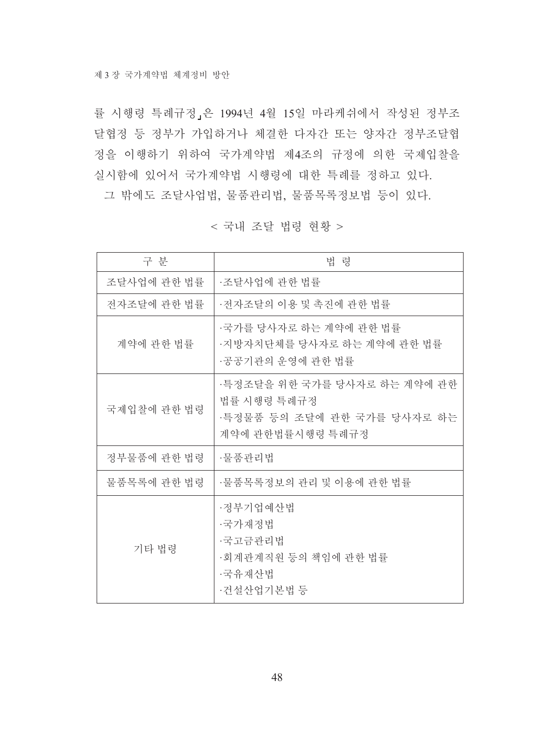률 시행령 특례규정」은 1994년 4월 15일 마라케쉬에서 작성된 정부조달협정 등 정부가 가입하거나 체결한 다자간 또는 양자간 정부조달협정을 이행하기 위하여 국가계약법 제4조의 규정에 의한 국제입찰을 실시함에 있어서 국가계약법 시행령에 대한 특례를 정하고 있다.

그 밖에도 조달사업법, 물품관리법, 물품목록정보법 등이 있다.

< 국내 조달 법령 현황 >

| 구 분 | 법 령 |
|---|---|
| 조달사업에 관한 법률 | ·조달사업에 관한 법률 |
| 전자조달에 관한 법률 | ·전자조달의 이용 및 촉진에 관한 법률 |
| 계약에 관한 법률 | ·국가를 당사자로 하는 계약에 관한 법률<br>·지방자치단체를 당사자로 하는 계약에 관한 법률<br>·공공기관의 운영에 관한 법률 |
| 국제입찰에 관한 법령 | ·특정조달을 위한 국가를 당사자로 하는 계약에 관한 법률 시행령 특례규정<br>·특정물품 등의 조달에 관한 국가를 당사자로 하는 계약에 관한법률시행령 특례규정 |
| 정부물품에 관한 법령 | ·물품관리법 |
| 물품목록에 관한 법령 | ·물품목록정보의 관리 및 이용에 관한 법률 |
| 기타 법령 | ·정부기업예산법<br>·국가재정법<br>·국고금관리법<br>·회계관계직원 등의 책임에 관한 법률<br>·국유재산법<br>·건설산업기본법 등 |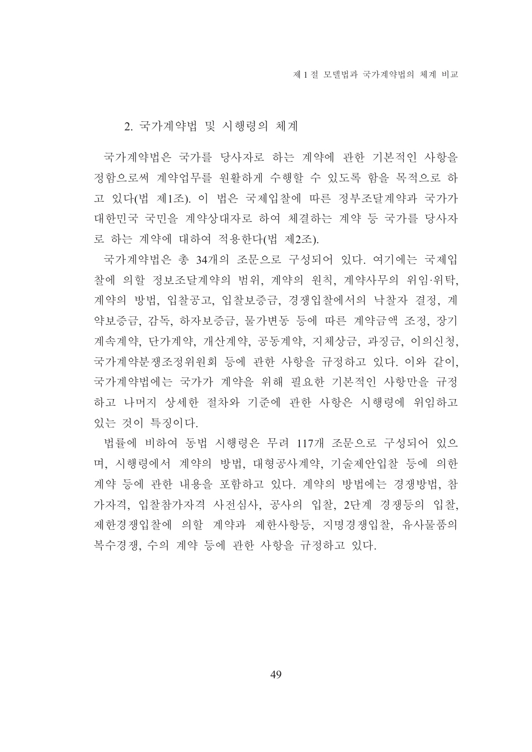## 2. 국가계약법 및 시행령의 체계

국가계약법은 국가를 당사자로 하는 계약에 관한 기본적인 사항을 정함으로써 계약업무를 원활하게 수행할 수 있도록 함을 목적으로 하고 있다(법 제1조). 이 법은 국제입찰에 따른 정부조달계약과 국가가 대한민국 국민을 계약상대자로 하여 체결하는 계약 등 국가를 당사자로 하는 계약에 대하여 적용한다(법 제2조).

국가계약법은 총 34개의 조문으로 구성되어 있다. 여기에는 국제입찰에 의할 정보조달계약의 범위, 계약의 원칙, 계약사무의 위임·위탁, 계약의 방법, 입찰공고, 입찰보증금, 경쟁입찰에서의 낙찰자 결정, 계약보증금, 감독, 하자보증금, 물가변동 등에 따른 계약금액 조정, 장기계속계약, 단가계약, 개산계약, 공동계약, 지체상금, 과징금, 이의신청, 국가계약분쟁조정위원회 등에 관한 사항을 규정하고 있다. 이와 같이, 국가계약법에는 국가가 계약을 위해 필요한 기본적인 사항만을 규정하고 나머지 상세한 절차와 기준에 관한 사항은 시행령에 위임하고 있는 것이 특징이다.

법률에 비하여 동법 시행령은 무려 117개 조문으로 구성되어 있으며, 시행령에서 계약의 방법, 대형공사계약, 기술제안입찰 등에 의한 계약 등에 관한 내용을 포함하고 있다. 계약의 방법에는 경쟁방법, 참가자격, 입찰참가자격 사전심사, 공사의 입찰, 2단계 경쟁등의 입찰, 제한경쟁입찰에 의할 계약과 제한사항등, 지명경쟁입찰, 유사물품의 복수경쟁, 수의 계약 등에 관한 사항을 규정하고 있다.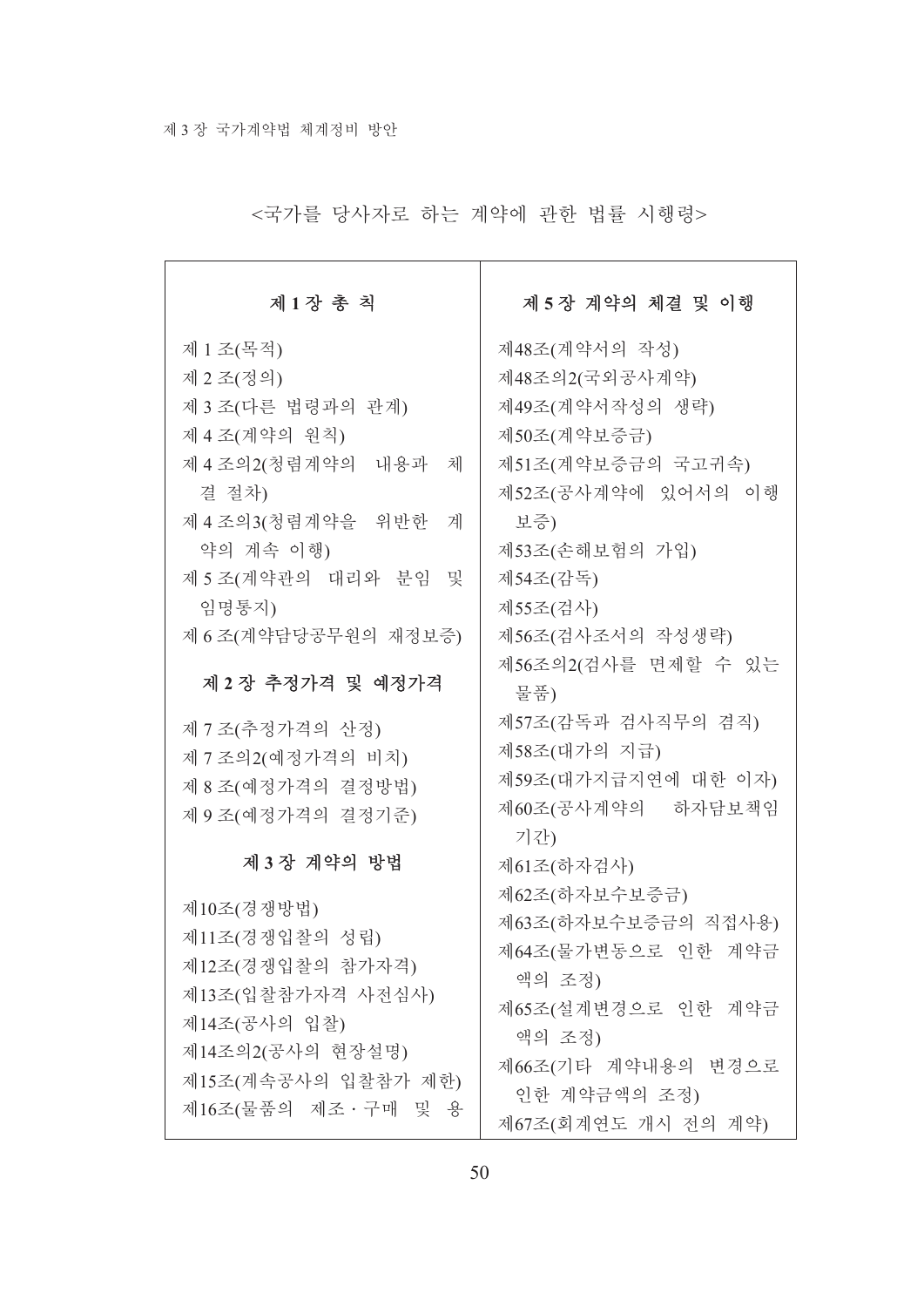<국가를 당사자로 하는 계약에 관한 법률 시행령>

### 제1장 총 칙

제1조(목적)
제2조(정의)
제3조(다른 법령과의 관계)
제4조(계약의 원칙)
제4조의2(청렴계약의 내용과 체결 절차)
제4조의3(청렴계약을 위반한 계약의 계속 이행)
제5조(계약관의 대리와 분임 및 임명통지)
제6조(계약담당공무원의 재정보증)

### 제2장 추정가격 및 예정가격

제7조(추정가격의 산정)
제7조의2(예정가격의 비치)
제8조(예정가격의 결정방법)
제9조(예정가격의 결정기준)

### 제3장 계약의 방법

제10조(경쟁방법)
제11조(경쟁입찰의 성립)
제12조(경쟁입찰의 참가자격)
제13조(입찰참가자격 사전심사)
제14조(공사의 입찰)
제14조의2(공사의 현장설명)
제15조(계속공사의 입찰참가 제한)
제16조(물품의 제조·구매 및 용

### 제5장 계약의 체결 및 이행

제48조(계약서의 작성)
제48조의2(국외공사계약)
제49조(계약서작성의 생략)
제50조(계약보증금)
제51조(계약보증금의 국고귀속)
제52조(공사계약에 있어서의 이행보증)
제53조(손해보험의 가입)
제54조(감독)
제55조(검사)
제56조(검사조서의 작성생략)
제56조의2(검사를 면제할 수 있는 물품)
제57조(감독과 검사직무의 겸직)
제58조(대가의 지급)
제59조(대가지급지연에 대한 이자)
제60조(공사계약의 하자담보책임기간)
제61조(하자검사)
제62조(하자보수보증금)
제63조(하자보수보증금의 직접사용)
제64조(물가변동으로 인한 계약금액의 조정)
제65조(설계변경으로 인한 계약금액의 조정)
제66조(기타 계약내용의 변경으로 인한 계약금액의 조정)
제67조(회계연도 개시 전의 계약)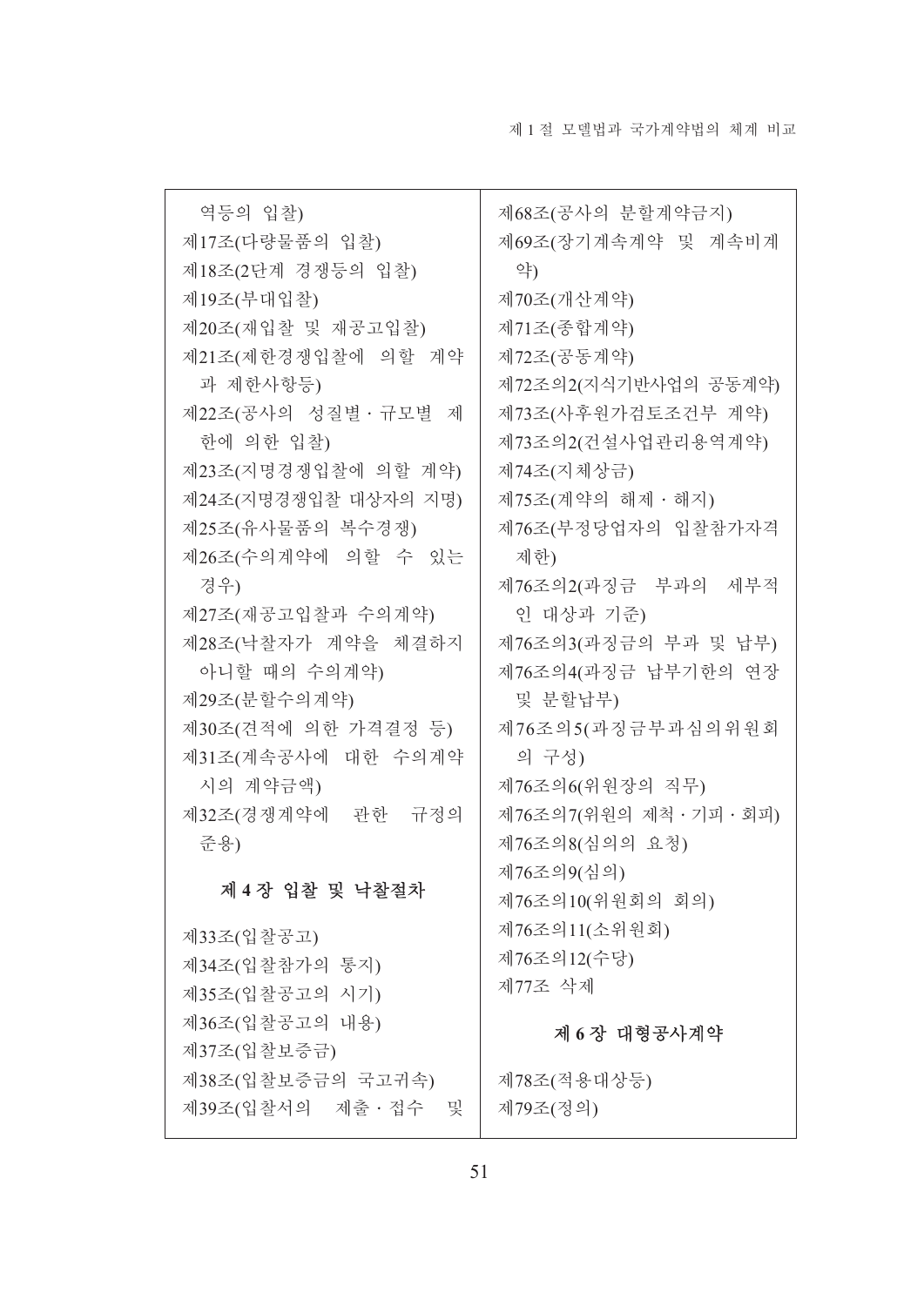역등의 입찰)
제17조(다량물품의 입찰)
제18조(2단계 경쟁등의 입찰)
제19조(부대입찰)
제20조(재입찰 및 재공고입찰)
제21조(제한경쟁입찰에 의할 계약과 제한사항등)
제22조(공사의 성질별 · 규모별 제한에 의한 입찰)
제23조(지명경쟁입찰에 의할 계약)
제24조(지명경쟁입찰 대상자의 지명)
제25조(유사물품의 복수경쟁)
제26조(수의계약에 의할 수 있는 경우)
제27조(재공고입찰과 수의계약)
제28조(낙찰자가 계약을 체결하지 아니할 때의 수의계약)
제29조(분할수의계약)
제30조(견적에 의한 가격결정 등)
제31조(계속공사에 대한 수의계약시의 계약금액)
제32조(경쟁계약에 관한 규정의 준용)

## 제 4 장 입찰 및 낙찰절차

제33조(입찰공고)
제34조(입찰참가의 통지)
제35조(입찰공고의 시기)
제36조(입찰공고의 내용)
제37조(입찰보증금)
제38조(입찰보증금의 국고귀속)
제39조(입찰서의 제출 · 접수 및

제68조(공사의 분할계약금지)
제69조(장기계속계약 및 계속비계약)
제70조(개산계약)
제71조(종합계약)
제72조(공동계약)
제72조의2(지식기반사업의 공동계약)
제73조(사후원가검토조건부 계약)
제73조의2(건설사업관리용역계약)
제74조(지체상금)
제75조(계약의 해제 · 해지)
제76조(부정당업자의 입찰참가자격 제한)
제76조의2(과징금 부과의 세부적인 대상과 기준)
제76조의3(과징금의 부과 및 납부)
제76조의4(과징금 납부기한의 연장 및 분할납부)
제76조의5(과징금부과심의위원회의 구성)
제76조의6(위원장의 직무)
제76조의7(위원의 제척 · 기피 · 회피)
제76조의8(심의의 요청)
제76조의9(심의)
제76조의10(위원회의 회의)
제76조의11(소위원회)
제76조의12(수당)
제77조 삭제

## 제 6 장 대형공사계약

제78조(적용대상등)
제79조(정의)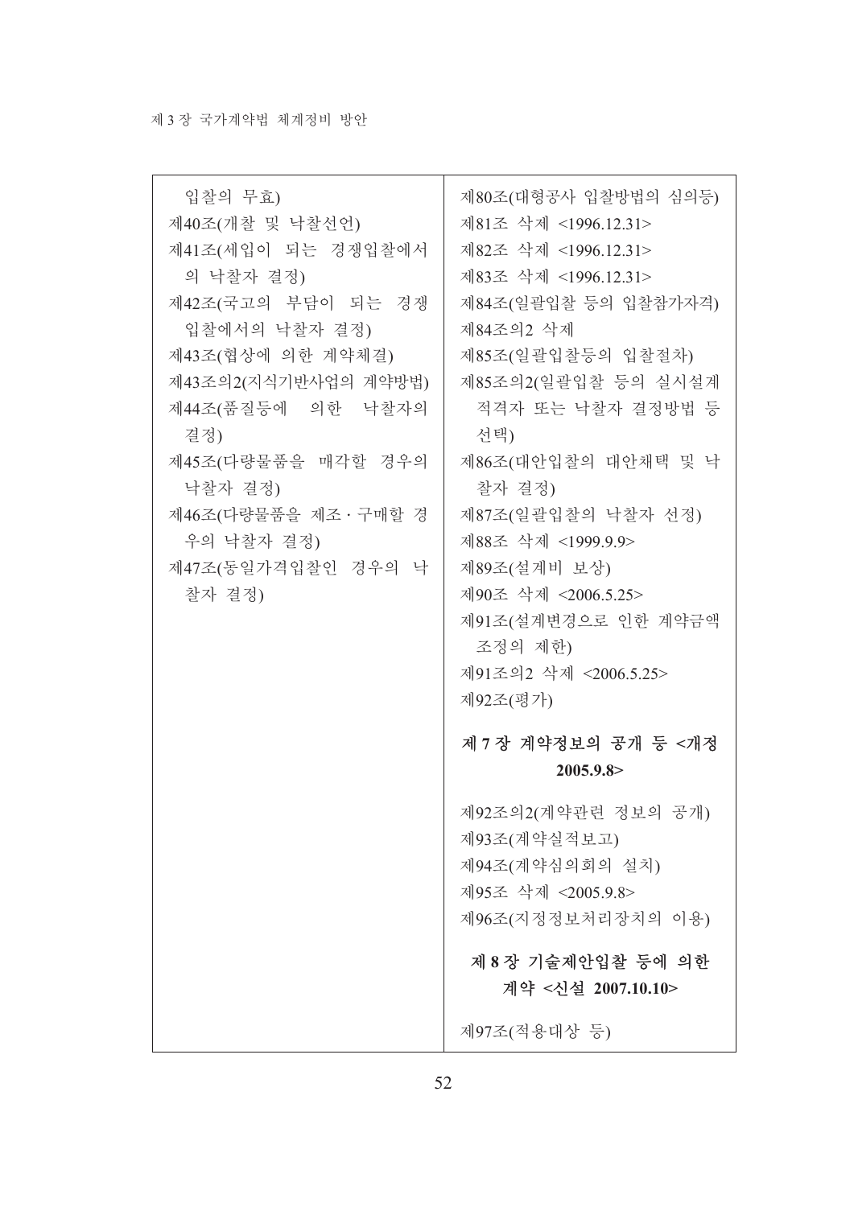| | |
|---|---|
| 입찰의 무효)<br>제40조(개찰 및 낙찰선언)<br>제41조(세입이 되는 경쟁입찰에서의 낙찰자 결정)<br>제42조(국고의 부담이 되는 경쟁입찰에서의 낙찰자 결정)<br>제43조(협상에 의한 계약체결)<br>제43조의2(지식기반사업의 계약방법)<br>제44조(품질등에 의한 낙찰자의 결정)<br>제45조(다량물품을 매각할 경우의 낙찰자 결정)<br>제46조(다량물품을 제조·구매할 경우의 낙찰자 결정)<br>제47조(동일가격입찰인 경우의 낙찰자 결정) | 제80조(대형공사 입찰방법의 심의등)<br>제81조 삭제 <1996.12.31><br>제82조 삭제 <1996.12.31><br>제83조 삭제 <1996.12.31><br>제84조(일괄입찰 등의 입찰참가자격)<br>제84조의2 삭제<br>제85조(일괄입찰등의 입찰절차)<br>제85조의2(일괄입찰 등의 실시설계 적격자 또는 낙찰자 결정방법 등 선택)<br>제86조(대안입찰의 대안채택 및 낙찰자 결정)<br>제87조(일괄입찰의 낙찰자 선정)<br>제88조 삭제 <1999.9.9><br>제89조(설계비 보상)<br>제90조 삭제 <2006.5.25><br>제91조(설계변경으로 인한 계약금액 조정의 제한)<br>제91조의2 삭제 <2006.5.25><br>제92조(평가)<br><br>**제 7 장 계약정보의 공개 등 <개정 2005.9.8>**<br><br>제92조의2(계약관련 정보의 공개)<br>제93조(계약실적보고)<br>제94조(계약심의회의 설치)<br>제95조 삭제 <2005.9.8><br>제96조(지정정보처리장치의 이용)<br><br>**제 8 장 기술제안입찰 등에 의한 계약 <신설 2007.10.10>**<br><br>제97조(적용대상 등) |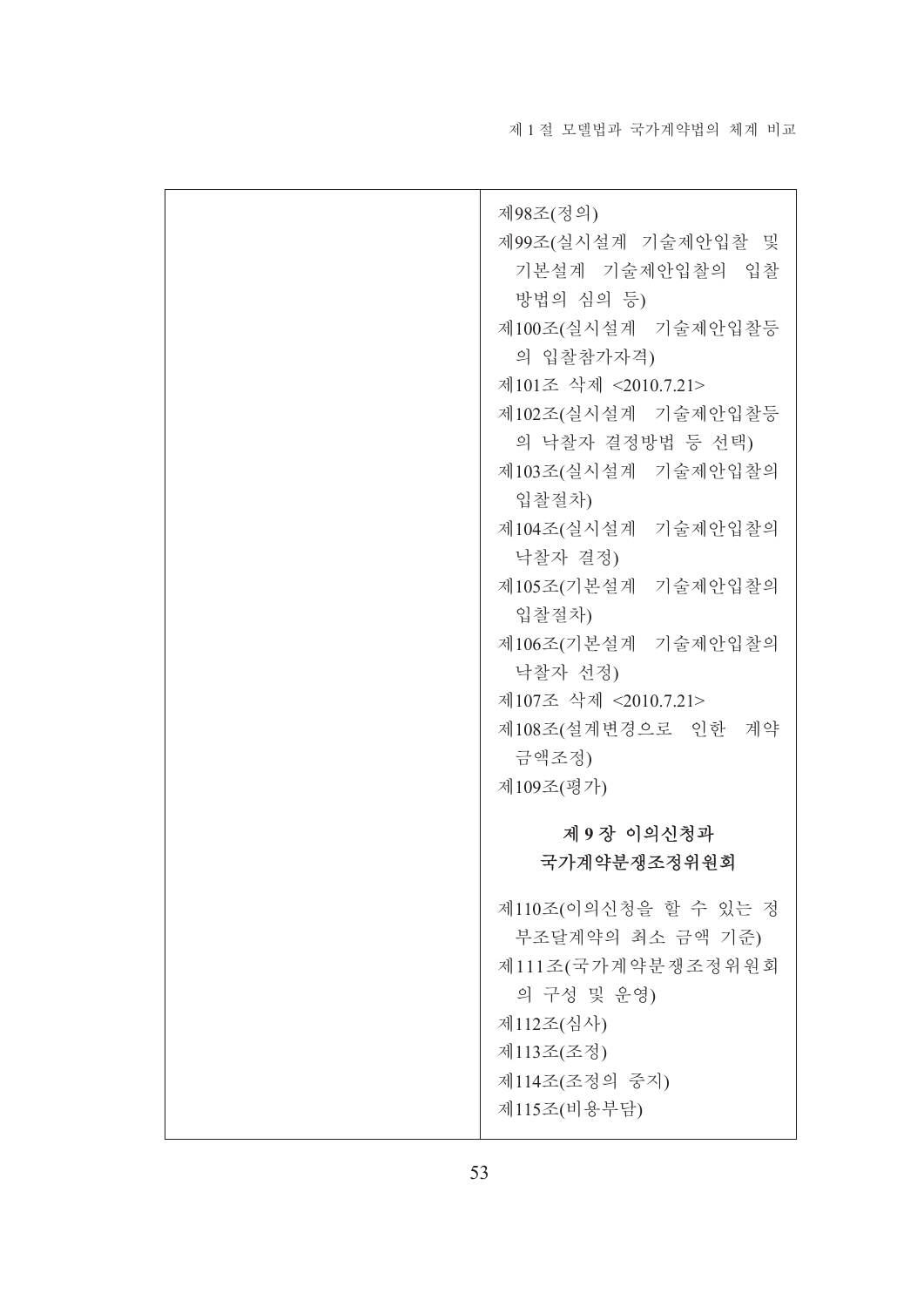| | |
|---|---|
| | 제98조(정의)<br>제99조(실시설계 기술제안입찰 및 기본설계 기술제안입찰의 입찰 방법의 심의 등)<br>제100조(실시설계 기술제안입찰등의 입찰참가자격)<br>제101조 삭제 <2010.7.21><br>제102조(실시설계 기술제안입찰등의 낙찰자 결정방법 등 선택)<br>제103조(실시설계 기술제안입찰의 입찰절차)<br>제104조(실시설계 기술제안입찰의 낙찰자 결정)<br>제105조(기본설계 기술제안입찰의 입찰절차)<br>제106조(기본설계 기술제안입찰의 낙찰자 선정)<br>제107조 삭제 <2010.7.21><br>제108조(설계변경으로 인한 계약금액조정)<br>제109조(평가)<br><br>**제 9 장 이의신청과 국가계약분쟁조정위원회**<br><br>제110조(이의신청을 할 수 있는 정부조달계약의 최소 금액 기준)<br>제111조(국가계약분쟁조정위원회의 구성 및 운영)<br>제112조(심사)<br>제113조(조정)<br>제114조(조정의 중지)<br>제115조(비용부담) |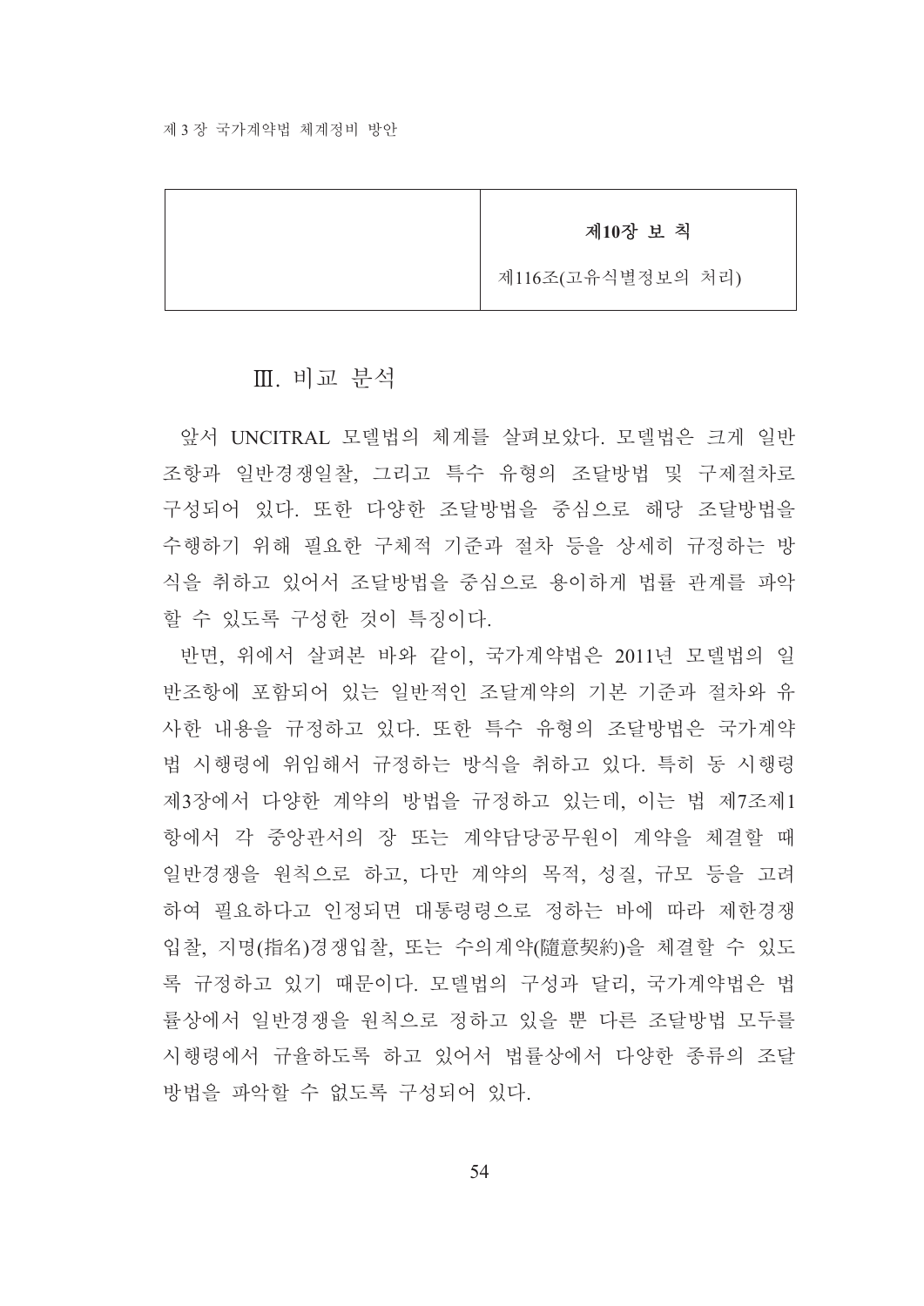|  | **제10장 보 칙**<br>제116조(고유식별정보의 처리) |
|---|---|

## Ⅲ. 비교 분석

앞서 UNCITRAL 모델법의 체계를 살펴보았다. 모델법은 크게 일반조항과 일반경쟁일찰, 그리고 특수 유형의 조달방법 및 구제절차로 구성되어 있다. 또한 다양한 조달방법을 중심으로 해당 조달방법을 수행하기 위해 필요한 구체적 기준과 절차 등을 상세히 규정하는 방식을 취하고 있어서 조달방법을 중심으로 용이하게 법률 관계를 파악할 수 있도록 구성한 것이 특징이다.

반면, 위에서 살펴본 바와 같이, 국가계약법은 2011년 모델법의 일반조항에 포함되어 있는 일반적인 조달계약의 기본 기준과 절차와 유사한 내용을 규정하고 있다. 또한 특수 유형의 조달방법은 국가계약법 시행령에 위임해서 규정하는 방식을 취하고 있다. 특히 동 시행령 제3장에서 다양한 계약의 방법을 규정하고 있는데, 이는 법 제7조제1항에서 각 중앙관서의 장 또는 계약담당공무원이 계약을 체결할 때 일반경쟁을 원칙으로 하고, 다만 계약의 목적, 성질, 규모 등을 고려하여 필요하다고 인정되면 대통령령으로 정하는 바에 따라 제한경쟁입찰, 지명(指名)경쟁입찰, 또는 수의계약(隨意契約)을 체결할 수 있도록 규정하고 있기 때문이다. 모델법의 구성과 달리, 국가계약법은 법률상에서 일반경쟁을 원칙으로 정하고 있을 뿐 다른 조달방법 모두를 시행령에서 규율하도록 하고 있어서 법률상에서 다양한 종류의 조달방법을 파악할 수 없도록 구성되어 있다.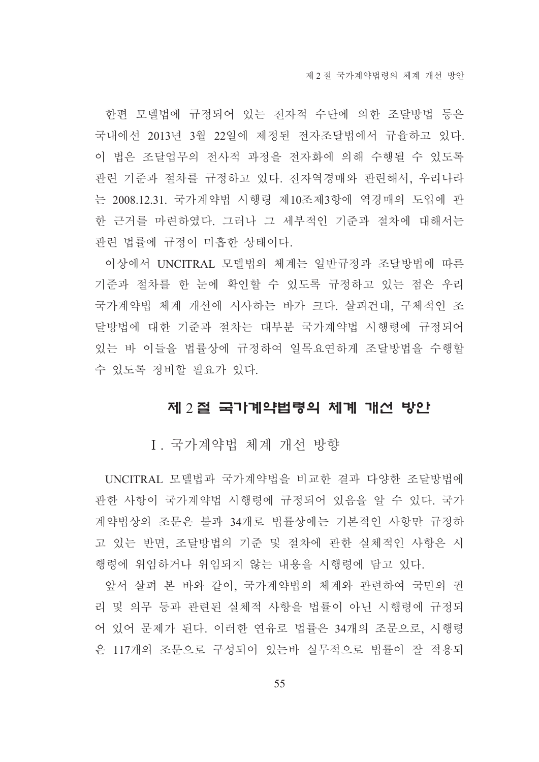한편 모델법에 규정되어 있는 전자적 수단에 의한 조달방법 등은 국내에선 2013년 3월 22일에 제정된 전자조달법에서 규율하고 있다. 이 법은 조달업무의 전사적 과정을 전자화에 의해 수행될 수 있도록 관련 기준과 절차를 규정하고 있다. 전자역경매와 관련해서, 우리나라는 2008.12.31. 국가계약법 시행령 제10조제3항에 역경매의 도입에 관한 근거를 마련하였다. 그러나 그 세부적인 기준과 절차에 대해서는 관련 법률에 규정이 미흡한 상태이다.

이상에서 UNCITRAL 모델법의 체계는 일반규정과 조달방법에 따른 기준과 절차를 한 눈에 확인할 수 있도록 규정하고 있는 점은 우리 국가계약법 체계 개선에 시사하는 바가 크다. 살피건대, 구체적인 조달방법에 대한 기준과 절차는 대부분 국가계약법 시행령에 규정되어 있는 바 이들을 법률상에 규정하여 일목요연하게 조달방법을 수행할 수 있도록 정비할 필요가 있다.

## 제 2 절 국가계약법령의 체계 개선 방안

### Ⅰ. 국가계약법 체계 개선 방향

UNCITRAL 모델법과 국가계약법을 비교한 결과 다양한 조달방법에 관한 사항이 국가계약법 시행령에 규정되어 있음을 알 수 있다. 국가계약법상의 조문은 불과 34개로 법률상에는 기본적인 사항만 규정하고 있는 반면, 조달방법의 기준 및 절차에 관한 실체적인 사항은 시행령에 위임하거나 위임되지 않는 내용을 시행령에 담고 있다.

앞서 살펴 본 바와 같이, 국가계약법의 체계와 관련하여 국민의 권리 및 의무 등과 관련된 실체적 사항을 법률이 아닌 시행령에 규정되어 있어 문제가 된다. 이러한 연유로 법률은 34개의 조문으로, 시행령은 117개의 조문으로 구성되어 있는바 실무적으로 법률이 잘 적용되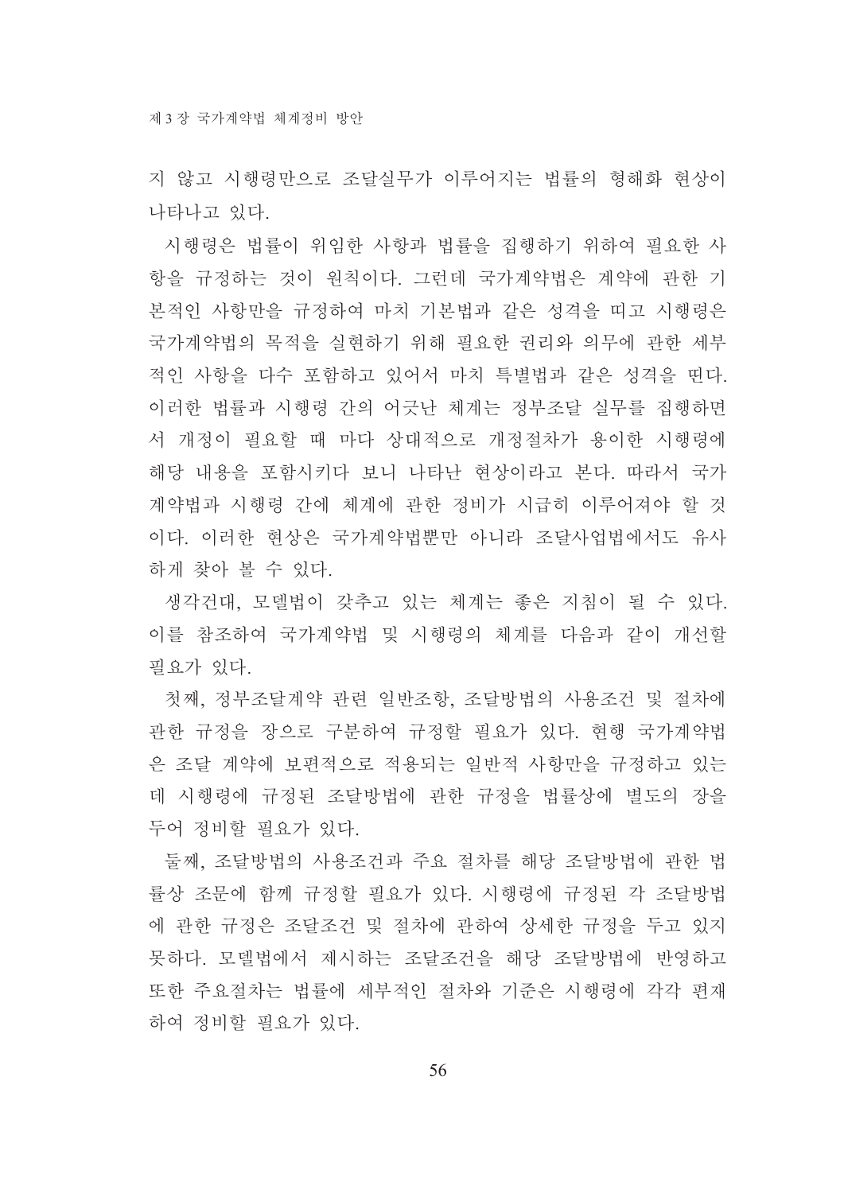지 않고 시행령만으로 조달실무가 이루어지는 법률의 형해화 현상이 나타나고 있다.

시행령은 법률이 위임한 사항과 법률을 집행하기 위하여 필요한 사항을 규정하는 것이 원칙이다. 그런데 국가계약법은 계약에 관한 기본적인 사항만을 규정하여 마치 기본법과 같은 성격을 띠고 시행령은 국가계약법의 목적을 실현하기 위해 필요한 권리와 의무에 관한 세부적인 사항을 다수 포함하고 있어서 마치 특별법과 같은 성격을 띤다. 이러한 법률과 시행령 간의 어긋난 체계는 정부조달 실무를 집행하면서 개정이 필요할 때 마다 상대적으로 개정절차가 용이한 시행령에 해당 내용을 포함시키다 보니 나타난 현상이라고 본다. 따라서 국가계약법과 시행령 간에 체계에 관한 정비가 시급히 이루어져야 할 것이다. 이러한 현상은 국가계약법뿐만 아니라 조달사업법에서도 유사하게 찾아 볼 수 있다.

생각건대, 모델법이 갖추고 있는 체계는 좋은 지침이 될 수 있다. 이를 참조하여 국가계약법 및 시행령의 체계를 다음과 같이 개선할 필요가 있다.

첫째, 정부조달계약 관련 일반조항, 조달방법의 사용조건 및 절차에 관한 규정을 장으로 구분하여 규정할 필요가 있다. 현행 국가계약법은 조달 계약에 보편적으로 적용되는 일반적 사항만을 규정하고 있는데 시행령에 규정된 조달방법에 관한 규정을 법률상에 별도의 장을 두어 정비할 필요가 있다.

둘째, 조달방법의 사용조건과 주요 절차를 해당 조달방법에 관한 법률상 조문에 함께 규정할 필요가 있다. 시행령에 규정된 각 조달방법에 관한 규정은 조달조건 및 절차에 관하여 상세한 규정을 두고 있지 못하다. 모델법에서 제시하는 조달조건을 해당 조달방법에 반영하고 또한 주요절차는 법률에 세부적인 절차와 기준은 시행령에 각각 편재하여 정비할 필요가 있다.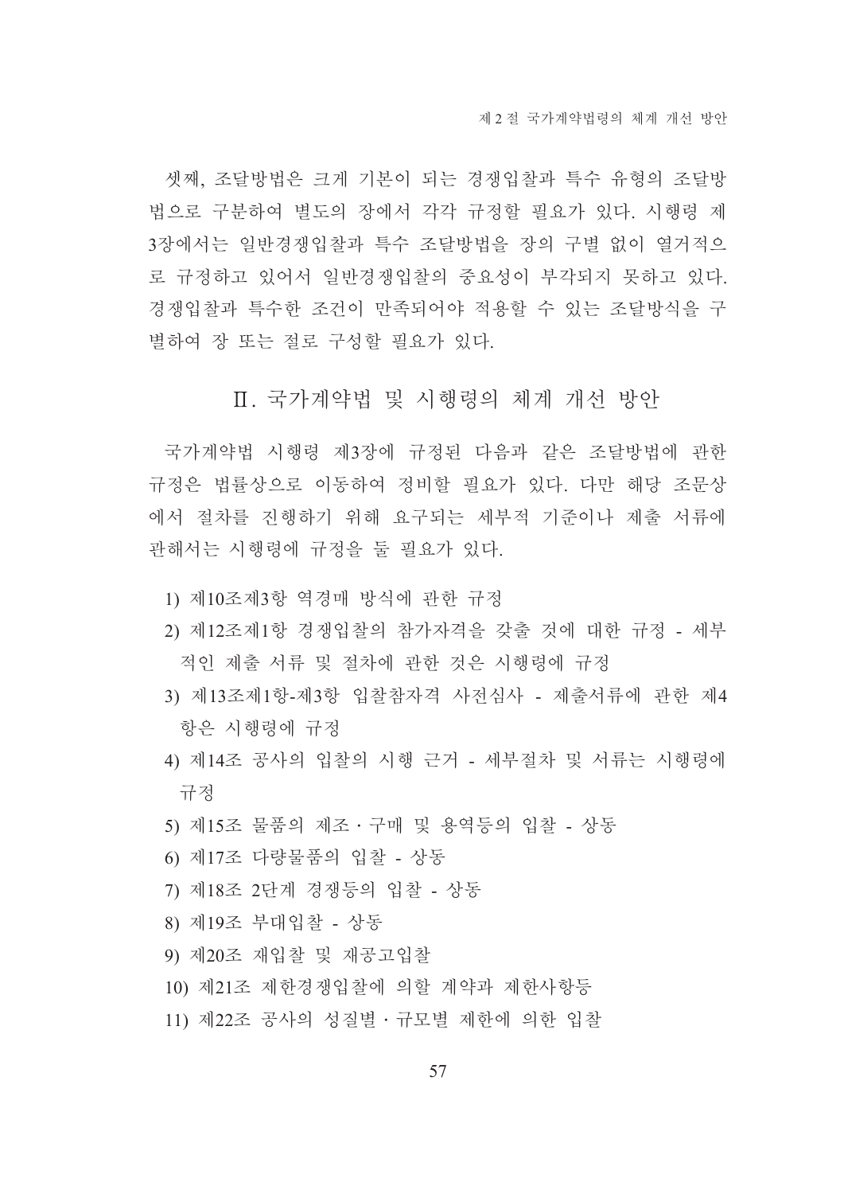셋째, 조달방법은 크게 기본이 되는 경쟁입찰과 특수 유형의 조달방법으로 구분하여 별도의 장에서 각각 규정할 필요가 있다. 시행령 제3장에서는 일반경쟁입찰과 특수 조달방법을 장의 구별 없이 열거적으로 규정하고 있어서 일반경쟁입찰의 중요성이 부각되지 못하고 있다. 경쟁입찰과 특수한 조건이 만족되어야 적용할 수 있는 조달방식을 구별하여 장 또는 절로 구성할 필요가 있다.

## Ⅱ. 국가계약법 및 시행령의 체계 개선 방안

국가계약법 시행령 제3장에 규정된 다음과 같은 조달방법에 관한 규정은 법률상으로 이동하여 정비할 필요가 있다. 다만 해당 조문상에서 절차를 진행하기 위해 요구되는 세부적 기준이나 제출 서류에 관해서는 시행령에 규정을 둘 필요가 있다.

1) 제10조제3항 역경매 방식에 관한 규정
2) 제12조제1항 경쟁입찰의 참가자격을 갖출 것에 대한 규정 - 세부적인 제출 서류 및 절차에 관한 것은 시행령에 규정
3) 제13조제1항-제3항 입찰참자격 사전심사 - 제출서류에 관한 제4항은 시행령에 규정
4) 제14조 공사의 입찰의 시행 근거 - 세부절차 및 서류는 시행령에 규정
5) 제15조 물품의 제조 · 구매 및 용역등의 입찰 - 상동
6) 제17조 다량물품의 입찰 - 상동
7) 제18조 2단계 경쟁등의 입찰 - 상동
8) 제19조 부대입찰 - 상동
9) 제20조 재입찰 및 재공고입찰
10) 제21조 제한경쟁입찰에 의할 계약과 제한사항등
11) 제22조 공사의 성질별 · 규모별 제한에 의한 입찰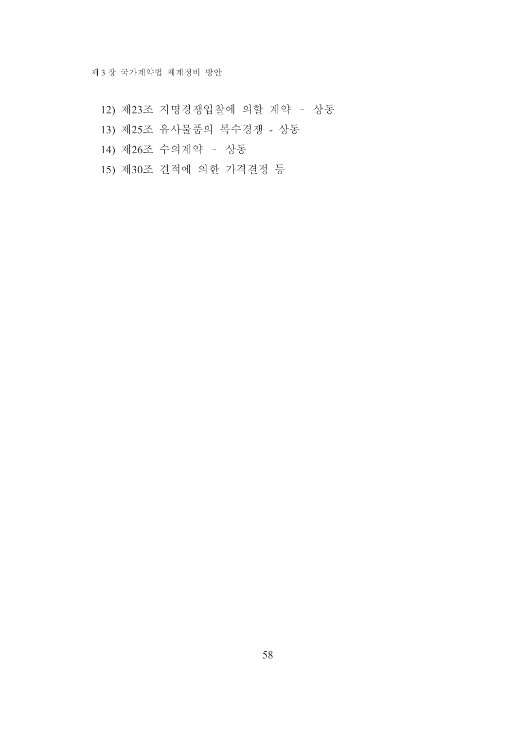12) 제23조 지명경쟁입찰에 의할 계약 – 상동

13) 제25조 유사물품의 복수경쟁 - 상동

14) 제26조 수의계약 – 상동

15) 제30조 견적에 의한 가격결정 등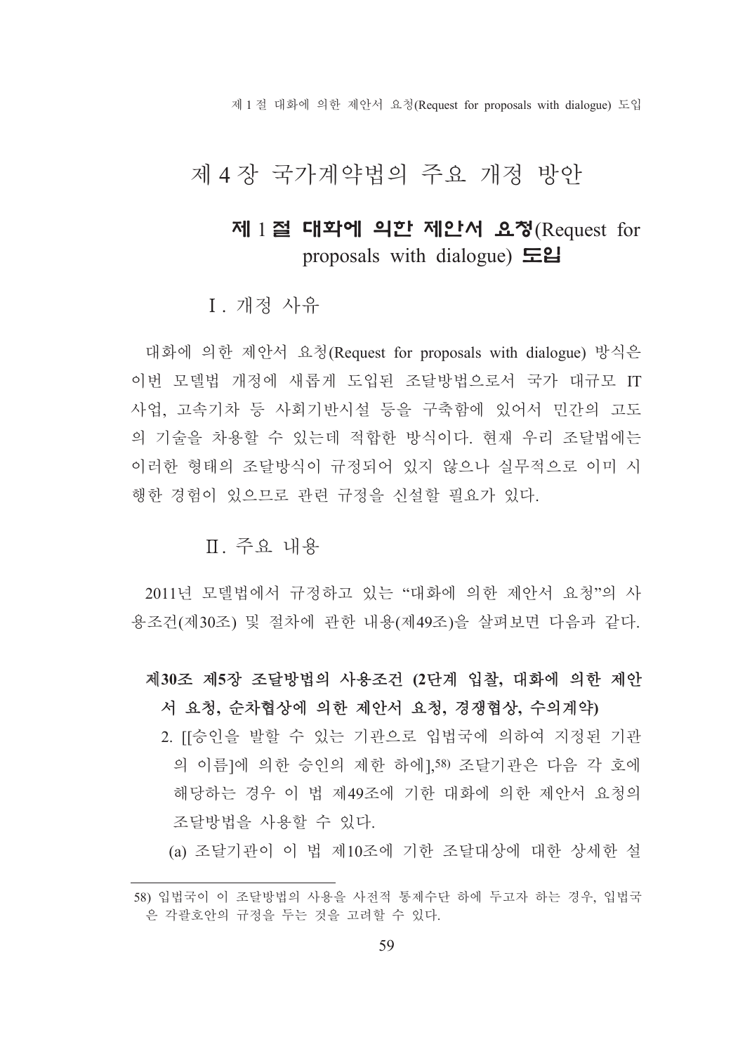# 제 4 장 국가계약법의 주요 개정 방안

## 제 1 절 대화에 의한 제안서 요청(Request for proposals with dialogue) 도입

### Ⅰ. 개정 사유

대화에 의한 제안서 요청(Request for proposals with dialogue) 방식은 이번 모델법 개정에 새롭게 도입된 조달방법으로서 국가 대규모 IT 사업, 고속기차 등 사회기반시설 등을 구축함에 있어서 민간의 고도의 기술을 차용할 수 있는데 적합한 방식이다. 현재 우리 조달법에는 이러한 형태의 조달방식이 규정되어 있지 않으나 실무적으로 이미 시행한 경험이 있으므로 관련 규정을 신설할 필요가 있다.

### Ⅱ. 주요 내용

2011년 모델법에서 규정하고 있는 "대화에 의한 제안서 요청"의 사용조건(제30조) 및 절차에 관한 내용(제49조)을 살펴보면 다음과 같다.

**제30조 제5장 조달방법의 사용조건 (2단계 입찰, 대화에 의한 제안서 요청, 순차협상에 의한 제안서 요청, 경쟁협상, 수의계약)**

2. [[승인을 발할 수 있는 기관으로 입법국에 의하여 지정된 기관의 이름]에 의한 승인의 제한 하에],[58] 조달기관은 다음 각 호에 해당하는 경우 이 법 제49조에 기한 대화에 의한 제안서 요청의 조달방법을 사용할 수 있다.

(a) 조달기관이 이 법 제10조에 기한 조달대상에 대한 상세한 설

---

58) 입법국이 이 조달방법의 사용을 사전적 통제수단 하에 두고자 하는 경우, 입법국은 각괄호안의 규정을 두는 것을 고려할 수 있다.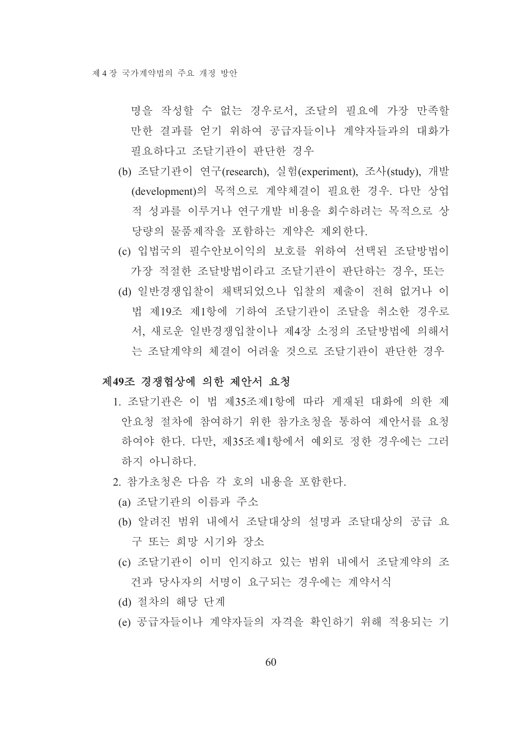명을 작성할 수 없는 경우로서, 조달의 필요에 가장 만족할 만한 결과를 얻기 위하여 공급자들이나 계약자들과의 대화가 필요하다고 조달기관이 판단한 경우

(b) 조달기관이 연구(research), 실험(experiment), 조사(study), 개발(development)의 목적으로 계약체결이 필요한 경우. 다만 상업적 성과를 이루거나 연구개발 비용을 회수하려는 목적으로 상당량의 물품제작을 포함하는 계약은 제외한다.

(c) 입법국의 필수안보이익의 보호를 위하여 선택된 조달방법이 가장 적절한 조달방법이라고 조달기관이 판단하는 경우, 또는

(d) 일반경쟁입찰이 채택되었으나 입찰의 제출이 전혀 없거나 이 법 제19조 제1항에 기하여 조달기관이 조달을 취소한 경우로서, 새로운 일반경쟁입찰이나 제4장 소정의 조달방법에 의해서는 조달계약의 체결이 어려울 것으로 조달기관이 판단한 경우

**제49조 경쟁협상에 의한 제안서 요청**

1. 조달기관은 이 법 제35조제1항에 따라 게재된 대화에 의한 제안요청 절차에 참여하기 위한 참가초청을 통하여 제안서를 요청하여야 한다. 다만, 제35조제1항에서 예외로 정한 경우에는 그러하지 아니하다.

2. 참가초청은 다음 각 호의 내용을 포함한다.

(a) 조달기관의 이름과 주소

(b) 알려진 범위 내에서 조달대상의 설명과 조달대상의 공급 요구 또는 희망 시기와 장소

(c) 조달기관이 이미 인지하고 있는 범위 내에서 조달계약의 조건과 당사자의 서명이 요구되는 경우에는 계약서식

(d) 절차의 해당 단계

(e) 공급자들이나 계약자들의 자격을 확인하기 위해 적용되는 기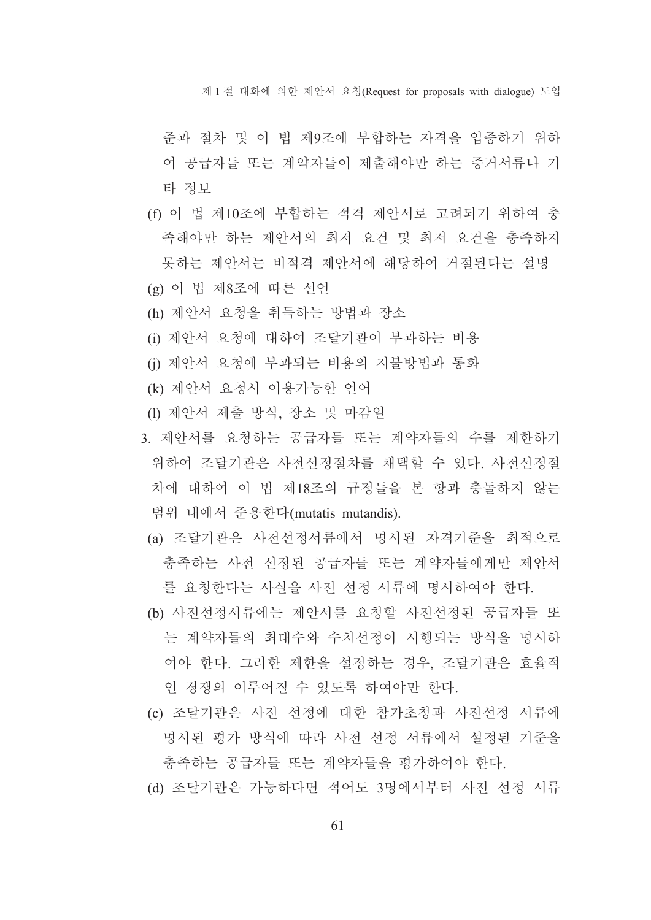준과 절차 및 이 법 제9조에 부합하는 자격을 입증하기 위하여 공급자들 또는 계약자들이 제출해야만 하는 증거서류나 기타 정보

(f) 이 법 제10조에 부합하는 적격 제안서로 고려되기 위하여 충족해야만 하는 제안서의 최저 요건 및 최저 요건을 충족하지 못하는 제안서는 비적격 제안서에 해당하여 거절된다는 설명

(g) 이 법 제8조에 따른 선언

(h) 제안서 요청을 취득하는 방법과 장소

(i) 제안서 요청에 대하여 조달기관이 부과하는 비용

(j) 제안서 요청에 부과되는 비용의 지불방법과 통화

(k) 제안서 요청시 이용가능한 언어

(l) 제안서 제출 방식, 장소 및 마감일

3. 제안서를 요청하는 공급자들 또는 계약자들의 수를 제한하기 위하여 조달기관은 사전선정절차를 채택할 수 있다. 사전선정절차에 대하여 이 법 제18조의 규정들을 본 항과 충돌하지 않는 범위 내에서 준용한다(mutatis mutandis).

(a) 조달기관은 사전선정서류에서 명시된 자격기준을 최적으로 충족하는 사전 선정된 공급자들 또는 계약자들에게만 제안서를 요청한다는 사실을 사전 선정 서류에 명시하여야 한다.

(b) 사전선정서류에는 제안서를 요청할 사전선정된 공급자들 또는 계약자들의 최대수와 수치선정이 시행되는 방식을 명시하여야 한다. 그러한 제한을 설정하는 경우, 조달기관은 효율적인 경쟁의 이루어질 수 있도록 하여야만 한다.

(c) 조달기관은 사전 선정에 대한 참가초청과 사전선정 서류에 명시된 평가 방식에 따라 사전 선정 서류에서 설정된 기준을 충족하는 공급자들 또는 계약자들을 평가하여야 한다.

(d) 조달기관은 가능하다면 적어도 3명에서부터 사전 선정 서류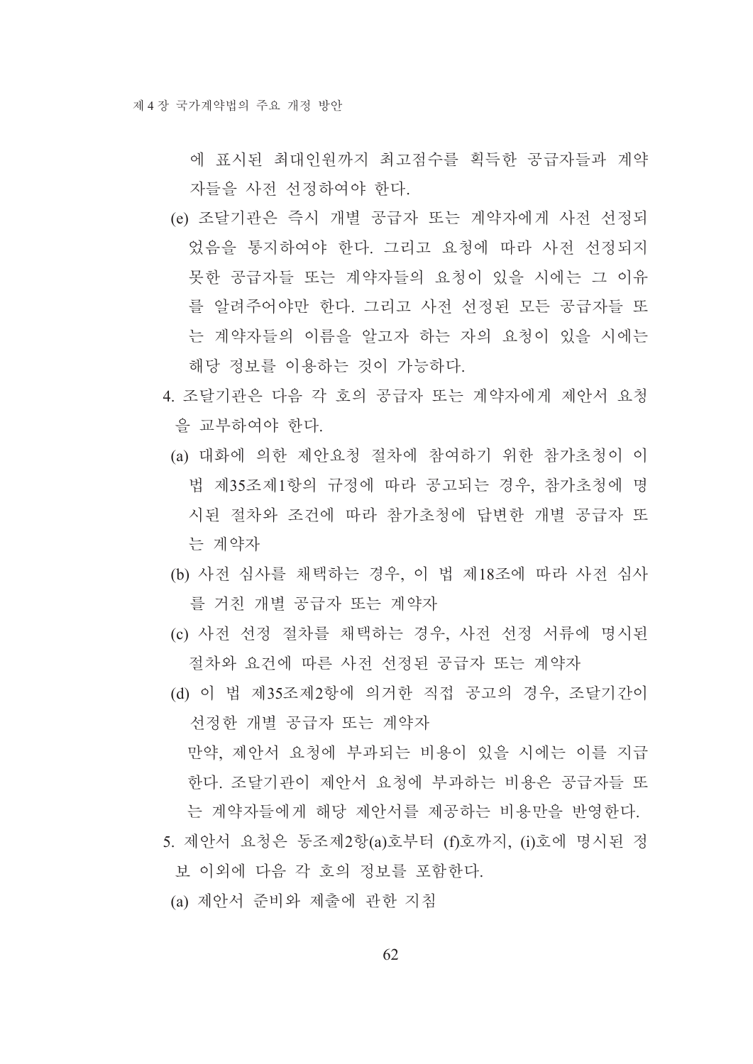에 표시된 최대인원까지 최고점수를 획득한 공급자들과 계약자들을 사전 선정하여야 한다.

(e) 조달기관은 즉시 개별 공급자 또는 계약자에게 사전 선정되었음을 통지하여야 한다. 그리고 요청에 따라 사전 선정되지 못한 공급자들 또는 계약자들의 요청이 있을 시에는 그 이유를 알려주어야만 한다. 그리고 사전 선정된 모든 공급자들 또는 계약자들의 이름을 알고자 하는 자의 요청이 있을 시에는 해당 정보를 이용하는 것이 가능하다.

4. 조달기관은 다음 각 호의 공급자 또는 계약자에게 제안서 요청을 교부하여야 한다.

(a) 대화에 의한 제안요청 절차에 참여하기 위한 참가초청이 이 법 제35조제1항의 규정에 따라 공고되는 경우, 참가초청에 명시된 절차와 조건에 따라 참가초청에 답변한 개별 공급자 또는 계약자

(b) 사전 심사를 채택하는 경우, 이 법 제18조에 따라 사전 심사를 거친 개별 공급자 또는 계약자

(c) 사전 선정 절차를 채택하는 경우, 사전 선정 서류에 명시된 절차와 요건에 따른 사전 선정된 공급자 또는 계약자

(d) 이 법 제35조제2항에 의거한 직접 공고의 경우, 조달기간이 선정한 개별 공급자 또는 계약자

만약, 제안서 요청에 부과되는 비용이 있을 시에는 이를 지급한다. 조달기관이 제안서 요청에 부과하는 비용은 공급자들 또는 계약자들에게 해당 제안서를 제공하는 비용만을 반영한다.

5. 제안서 요청은 동조제2항(a)호부터 (f)호까지, (i)호에 명시된 정보 이외에 다음 각 호의 정보를 포함한다.

(a) 제안서 준비와 제출에 관한 지침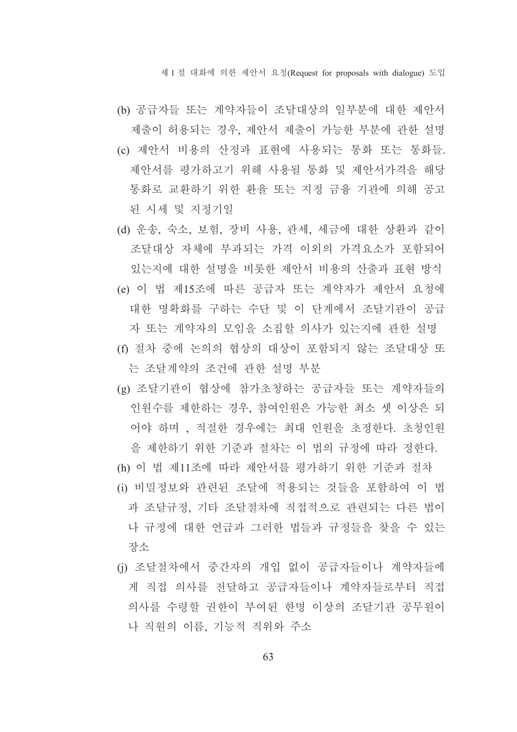(b) 공급자들 또는 계약자들이 조달대상의 일부분에 대한 제안서 제출이 허용되는 경우, 제안서 제출이 가능한 부분에 관한 설명

(c) 제안서 비용의 산정과 표현에 사용되는 통화 또는 통화들. 제안서를 평가하고기 위해 사용될 통화 및 제안서가격을 해당 통화로 교환하기 위한 환율 또는 지정 금융 기관에 의해 공고된 시세 및 지정기일

(d) 운송, 숙소, 보험, 장비 사용, 관세, 세금에 대한 상환과 같이 조달대상 자체에 부과되는 가격 이외의 가격요소가 포함되어 있는지에 대한 설명을 비롯한 제안서 비용의 산출과 표현 방식

(e) 이 법 제15조에 따른 공급자 또는 계약자가 제안서 요청에 대한 명확화를 구하는 수단 및 이 단계에서 조달기관이 공급자 또는 계약자의 모임을 소집할 의사가 있는지에 관한 설명

(f) 절차 중에 논의의 협상의 대상이 포함되지 않는 조달대상 또는 조달계약의 조건에 관한 설명 부분

(g) 조달기관이 협상에 참가초청하는 공급자들 또는 계약자들의 인원수를 제한하는 경우, 참여인원은 가능한 최소 셋 이상은 되어야 하며 , 적절한 경우에는 최대 인원을 초정한다. 초청인원을 제한하기 위한 기준과 절차는 이 법의 규정에 따라 정한다.

(h) 이 법 제11조에 따라 제안서를 평가하기 위한 기준과 절차

(i) 비밀정보와 관련된 조달에 적용되는 것들을 포함하여 이 법과 조달규정, 기타 조달절차에 직접적으로 관련되는 다른 법이나 규정에 대한 언급과 그러한 법들과 규정들을 찾을 수 있는 장소

(j) 조달절차에서 중간자의 개입 없이 공급자들이나 계약자들에게 직접 의사를 전달하고 공급자들이나 계약자들로부터 직접 의사를 수령할 권한이 부여된 한명 이상의 조달기관 공무원이나 직원의 이름, 기능적 직위와 주소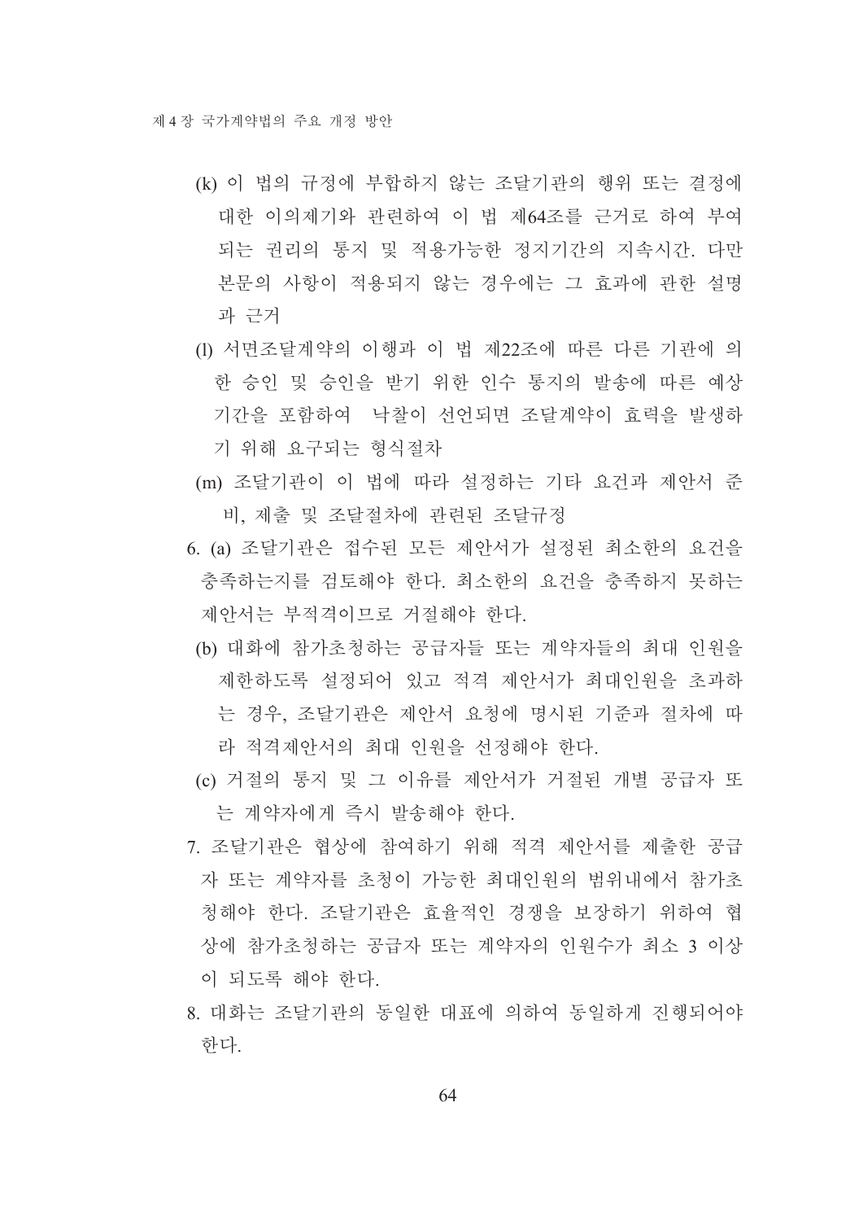(k) 이 법의 규정에 부합하지 않는 조달기관의 행위 또는 결정에 대한 이의제기와 관련하여 이 법 제64조를 근거로 하여 부여되는 권리의 통지 및 적용가능한 정지기간의 지속시간. 다만 본문의 사항이 적용되지 않는 경우에는 그 효과에 관한 설명과 근거

(l) 서면조달계약의 이행과 이 법 제22조에 따른 다른 기관에 의한 승인 및 승인을 받기 위한 인수 통지의 발송에 따른 예상기간을 포함하여  낙찰이 선언되면 조달계약이 효력을 발생하기 위해 요구되는 형식절차

(m) 조달기관이 이 법에 따라 설정하는 기타 요건과 제안서 준비, 제출 및 조달절차에 관련된 조달규정

6. (a) 조달기관은 접수된 모든 제안서가 설정된 최소한의 요건을 충족하는지를 검토해야 한다. 최소한의 요건을 충족하지 못하는 제안서는 부적격이므로 거절해야 한다.

   (b) 대화에 참가초청하는 공급자들 또는 계약자들의 최대 인원을 제한하도록 설정되어 있고 적격 제안서가 최대인원을 초과하는 경우, 조달기관은 제안서 요청에 명시된 기준과 절차에 따라 적격제안서의 최대 인원을 선정해야 한다.

   (c) 거절의 통지 및 그 이유를 제안서가 거절된 개별 공급자 또는 계약자에게 즉시 발송해야 한다.

7. 조달기관은 협상에 참여하기 위해 적격 제안서를 제출한 공급자 또는 계약자를 초청이 가능한 최대인원의 범위내에서 참가초청해야 한다. 조달기관은 효율적인 경쟁을 보장하기 위하여 협상에 참가초청하는 공급자 또는 계약자의 인원수가 최소 3 이상이 되도록 해야 한다.

8. 대화는 조달기관의 동일한 대표에 의하여 동일하게 진행되어야 한다.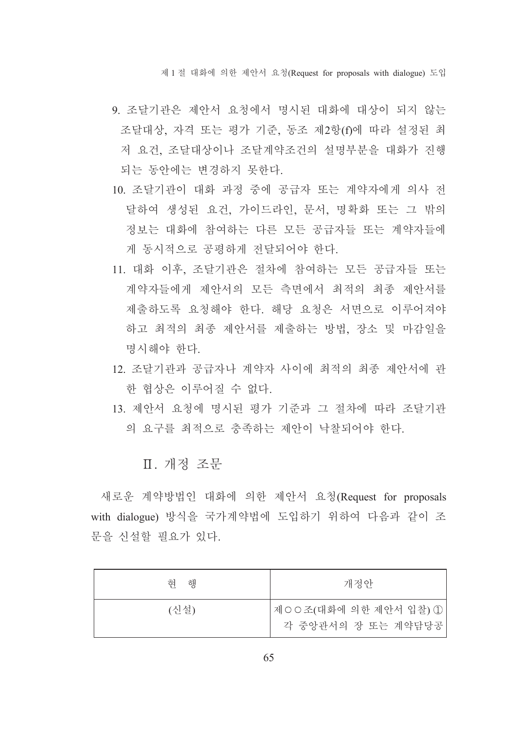9. 조달기관은 제안서 요청에서 명시된 대화에 대상이 되지 않는 조달대상, 자격 또는 평가 기준, 동조 제2항(f)에 따라 설정된 최저 요건, 조달대상이나 조달계약조건의 설명부분을 대화가 진행되는 동안에는 변경하지 못한다.
10. 조달기관이 대화 과정 중에 공급자 또는 계약자에게 의사 전달하여 생성된 요건, 가이드라인, 문서, 명확화 또는 그 밖의 정보는 대화에 참여하는 다른 모든 공급자들 또는 계약자들에게 동시적으로 공평하게 전달되어야 한다.
11. 대화 이후, 조달기관은 절차에 참여하는 모든 공급자들 또는 계약자들에게 제안서의 모든 측면에서 최적의 최종 제안서를 제출하도록 요청해야 한다. 해당 요청은 서면으로 이루어져야 하고 최적의 최종 제안서를 제출하는 방법, 장소 및 마감일을 명시해야 한다.
12. 조달기관과 공급자나 계약자 사이에 최적의 최종 제안서에 관한 협상은 이루어질 수 없다.
13. 제안서 요청에 명시된 평가 기준과 그 절차에 따라 조달기관의 요구를 최적으로 충족하는 제안이 낙찰되어야 한다.

## Ⅱ. 개정 조문

새로운 계약방법인 대화에 의한 제안서 요청(Request for proposals with dialogue) 방식을 국가계약법에 도입하기 위하여 다음과 같이 조문을 신설할 필요가 있다.

| 현 행 | 개정안 |
|---|---|
| (신설) | 제○○조(대화에 의한 제안서 입찰) ① 각 중앙관서의 장 또는 계약담당공 |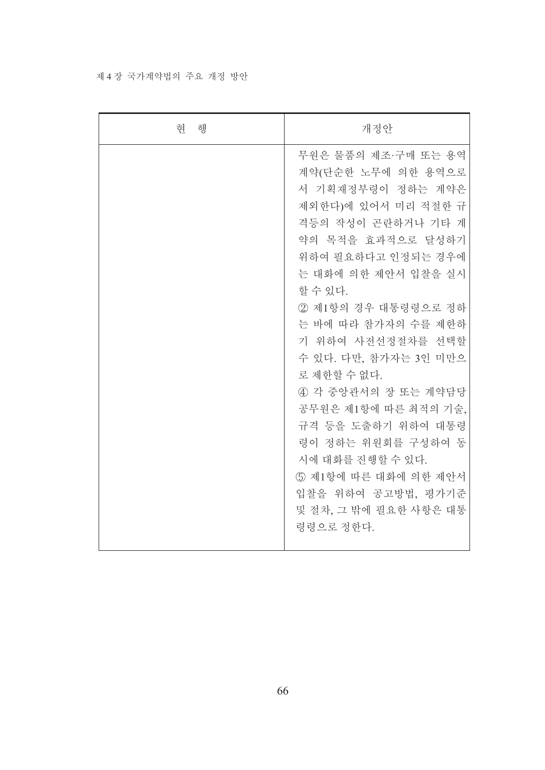| 현 행 | 개정안 |
| --- | --- |
| | 무원은 물품의 제조·구매 또는 용역계약(단순한 노무에 의한 용역으로서 기획재정부령이 정하는 계약은 제외한다)에 있어서 미리 적절한 규격등의 작성이 곤란하거나 기타 계약의 목적을 효과적으로 달성하기 위하여 필요하다고 인정되는 경우에는 대화에 의한 제안서 입찰을 실시할 수 있다.<br>② 제1항의 경우 대통령령으로 정하는 바에 따라 참가자의 수를 제한하기 위하여 사전선정절차를 선택할 수 있다. 다만, 참가자는 3인 미만으로 제한할 수 없다.<br>④ 각 중앙관서의 장 또는 계약담당공무원은 제1항에 따른 최적의 기술, 규격 등을 도출하기 위하여 대통령령이 정하는 위원회를 구성하여 동시에 대화를 진행할 수 있다.<br>⑤ 제1항에 따른 대화에 의한 제안서 입찰을 위하여 공고방법, 평가기준 및 절차, 그 밖에 필요한 사항은 대통령령으로 정한다. |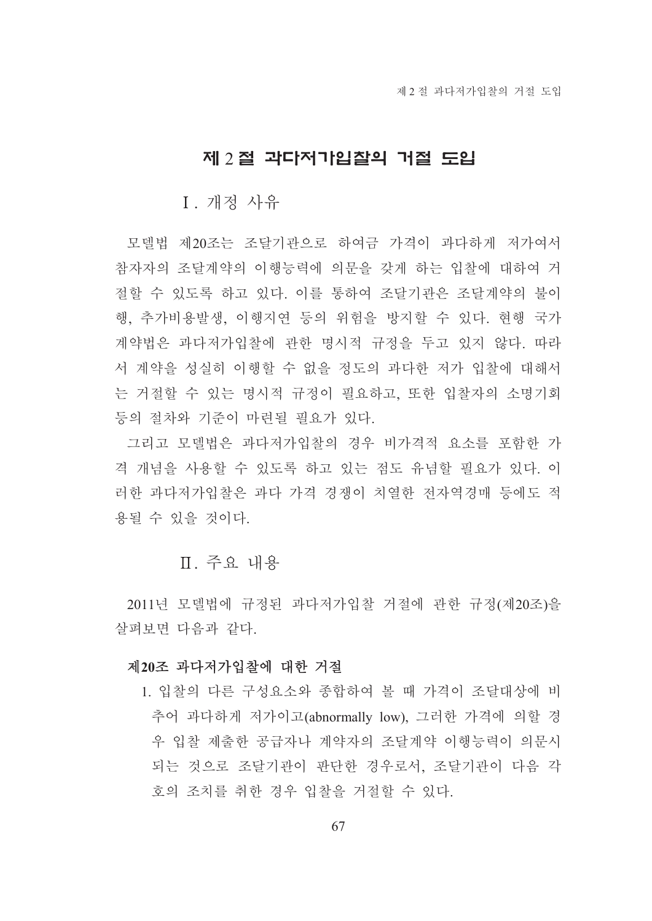## 제 2 절 과다저가입찰의 거절 도입

### Ⅰ. 개정 사유

모델법 제20조는 조달기관으로 하여금 가격이 과다하게 저가여서 참자자의 조달계약의 이행능력에 의문을 갖게 하는 입찰에 대하여 거절할 수 있도록 하고 있다. 이를 통하여 조달기관은 조달계약의 불이행, 추가비용발생, 이행지연 등의 위험을 방지할 수 있다. 현행 국가계약법은 과다저가입찰에 관한 명시적 규정을 두고 있지 않다. 따라서 계약을 성실히 이행할 수 없을 정도의 과다한 저가 입찰에 대해서는 거절할 수 있는 명시적 규정이 필요하고, 또한 입찰자의 소명기회 등의 절차와 기준이 마련될 필요가 있다.

그리고 모델법은 과다저가입찰의 경우 비가격적 요소를 포함한 가격 개념을 사용할 수 있도록 하고 있는 점도 유념할 필요가 있다. 이러한 과다저가입찰은 과다 가격 경쟁이 치열한 전자역경매 등에도 적용될 수 있을 것이다.

### Ⅱ. 주요 내용

2011년 모델법에 규정된 과다저가입찰 거절에 관한 규정(제20조)을 살펴보면 다음과 같다.

**제20조 과다저가입찰에 대한 거절**

1. 입찰의 다른 구성요소와 종합하여 볼 때 가격이 조달대상에 비추어 과다하게 저가이고(abnormally low), 그러한 가격에 의할 경우 입찰 제출한 공급자나 계약자의 조달계약 이행능력이 의문시되는 것으로 조달기관이 판단한 경우로서, 조달기관이 다음 각 호의 조치를 취한 경우 입찰을 거절할 수 있다.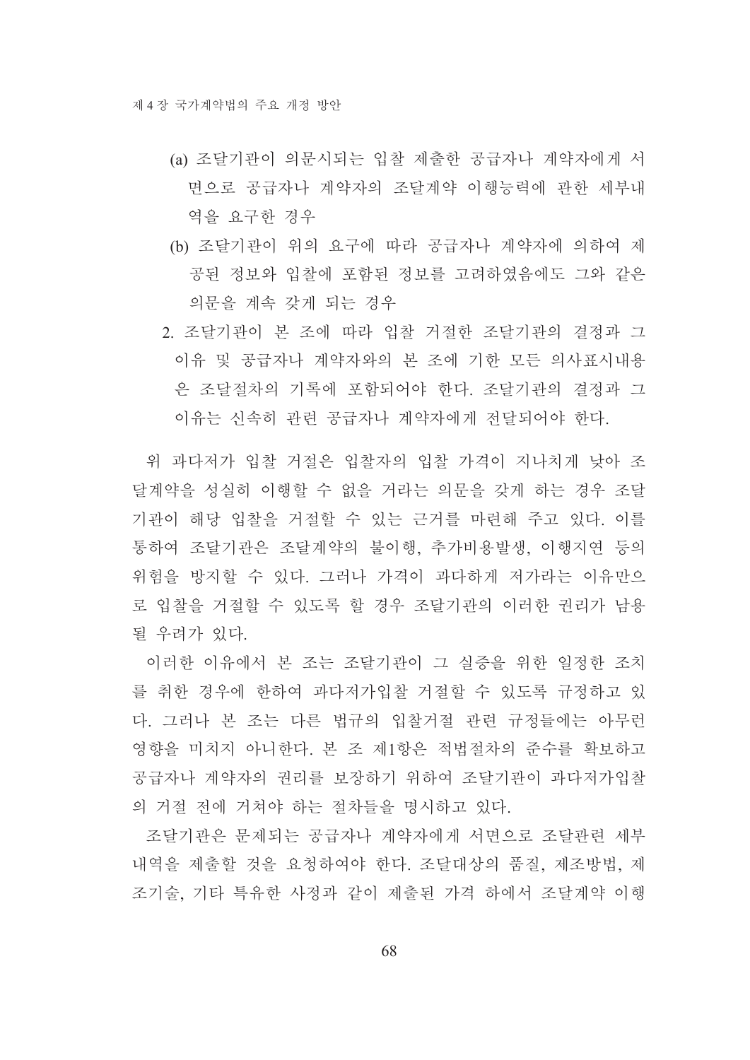(a) 조달기관이 의문시되는 입찰 제출한 공급자나 계약자에게 서면으로 공급자나 계약자의 조달계약 이행능력에 관한 세부내역을 요구한 경우

(b) 조달기관이 위의 요구에 따라 공급자나 계약자에 의하여 제공된 정보와 입찰에 포함된 정보를 고려하였음에도 그와 같은 의문을 계속 갖게 되는 경우

2. 조달기관이 본 조에 따라 입찰 거절한 조달기관의 결정과 그 이유 및 공급자나 계약자와의 본 조에 기한 모든 의사표시내용은 조달절차의 기록에 포함되어야 한다. 조달기관의 결정과 그 이유는 신속히 관련 공급자나 계약자에게 전달되어야 한다.

위 과다저가 입찰 거절은 입찰자의 입찰 가격이 지나치게 낮아 조달계약을 성실히 이행할 수 없을 거라는 의문을 갖게 하는 경우 조달기관이 해당 입찰을 거절할 수 있는 근거를 마련해 주고 있다. 이를 통하여 조달기관은 조달계약의 불이행, 추가비용발생, 이행지연 등의 위험을 방지할 수 있다. 그러나 가격이 과다하게 저가라는 이유만으로 입찰을 거절할 수 있도록 할 경우 조달기관의 이러한 권리가 남용될 우려가 있다.

이러한 이유에서 본 조는 조달기관이 그 실증을 위한 일정한 조치를 취한 경우에 한하여 과다저가입찰 거절할 수 있도록 규정하고 있다. 그러나 본 조는 다른 법규의 입찰거절 관련 규정들에는 아무런 영향을 미치지 아니한다. 본 조 제1항은 적법절차의 준수를 확보하고 공급자나 계약자의 권리를 보장하기 위하여 조달기관이 과다저가입찰의 거절 전에 거쳐야 하는 절차들을 명시하고 있다.

조달기관은 문제되는 공급자나 계약자에게 서면으로 조달관련 세부내역을 제출할 것을 요청하여야 한다. 조달대상의 품질, 제조방법, 제조기술, 기타 특유한 사정과 같이 제출된 가격 하에서 조달계약 이행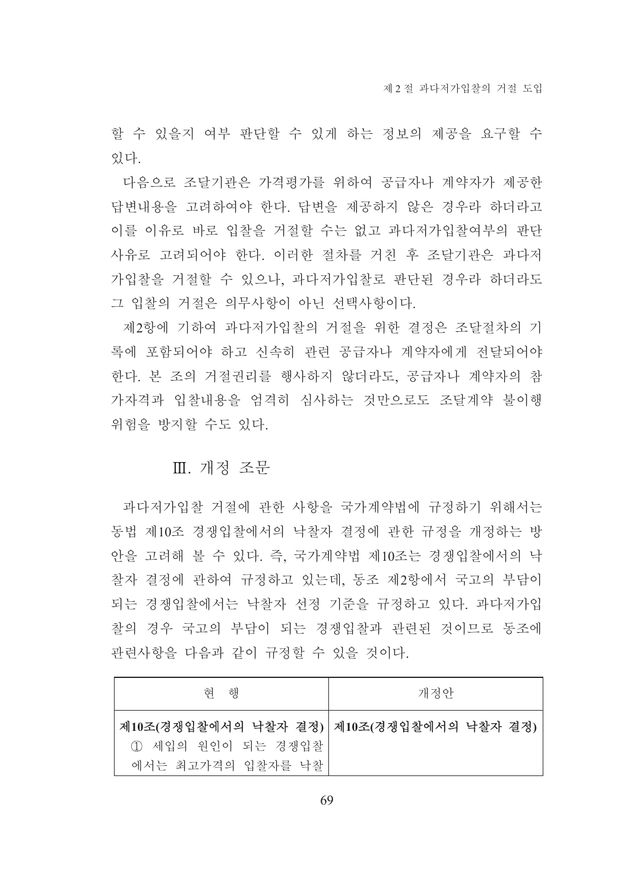할 수 있을지 여부 판단할 수 있게 하는 정보의 제공을 요구할 수 있다.

다음으로 조달기관은 가격평가를 위하여 공급자나 계약자가 제공한 답변내용을 고려하여야 한다. 답변을 제공하지 않은 경우라 하더라고 이를 이유로 바로 입찰을 거절할 수는 없고 과다저가입찰여부의 판단사유로 고려되어야 한다. 이러한 절차를 거친 후 조달기관은 과다저가입찰을 거절할 수 있으나, 과다저가입찰로 판단된 경우라 하더라도 그 입찰의 거절은 의무사항이 아닌 선택사항이다.

제2항에 기하여 과다저가입찰의 거절을 위한 결정은 조달절차의 기록에 포함되어야 하고 신속히 관련 공급자나 계약자에게 전달되어야 한다. 본 조의 거절권리를 행사하지 않더라도, 공급자나 계약자의 참가자격과 입찰내용을 엄격히 심사하는 것만으로도 조달계약 불이행 위험을 방지할 수도 있다.

## Ⅲ. 개정 조문

과다저가입찰 거절에 관한 사항을 국가계약법에 규정하기 위해서는 동법 제10조 경쟁입찰에서의 낙찰자 결정에 관한 규정을 개정하는 방안을 고려해 볼 수 있다. 즉, 국가계약법 제10조는 경쟁입찰에서의 낙찰자 결정에 관하여 규정하고 있는데, 동조 제2항에서 국고의 부담이 되는 경쟁입찰에서는 낙찰자 선정 기준을 규정하고 있다. 과다저가입찰의 경우 국고의 부담이 되는 경쟁입찰과 관련된 것이므로 동조에 관련사항을 다음과 같이 규정할 수 있을 것이다.

| 현 행 | 개정안 |
| --- | --- |
| **제10조(경쟁입찰에서의 낙찰자 결정)** ① 세입의 원인이 되는 경쟁입찰에서는 최고가격의 입찰자를 낙찰 | **제10조(경쟁입찰에서의 낙찰자 결정)** |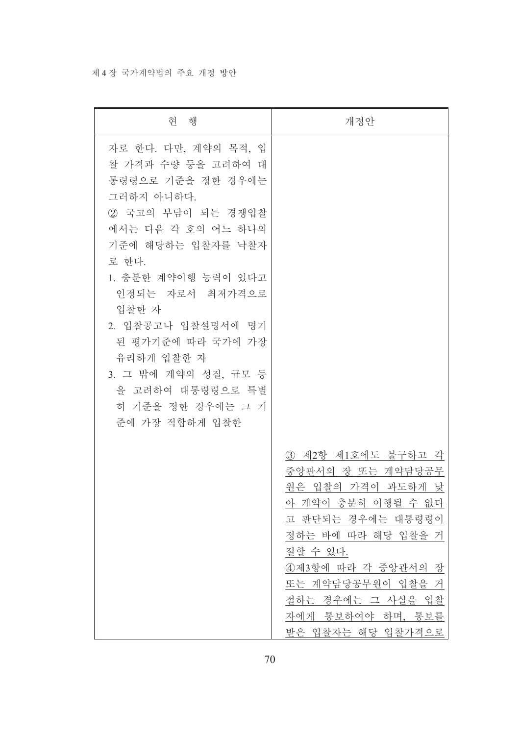| 현 행 | 개정안 |
| --- | --- |
| 자로 한다. 다만, 계약의 목적, 입찰 가격과 수량 등을 고려하여 대통령령으로 기준을 정한 경우에는 그러하지 아니하다.<br>② 국고의 부담이 되는 경쟁입찰에서는 다음 각 호의 어느 하나의 기준에 해당하는 입찰자를 낙찰자로 한다.<br>1. 충분한 계약이행 능력이 있다고 인정되는 자로서 최저가격으로 입찰한 자<br>2. 입찰공고나 입찰설명서에 명기된 평가기준에 따라 국가에 가장 유리하게 입찰한 자<br>3. 그 밖에 계약의 성질, 규모 등을 고려하여 대통령령으로 특별히 기준을 정한 경우에는 그 기준에 가장 적합하게 입찰한 | <u>③ 제2항 제1호에도 불구하고 각 중앙관서의 장 또는 계약담당공무원은 입찰의 가격이 과도하게 낮아 계약이 충분히 이행될 수 없다고 판단되는 경우에는 대통령령이 정하는 바에 따라 해당 입찰을 거절할 수 있다.</u><br><u>④제3항에 따라 각 중앙관서의 장 또는 계약담당공무원이 입찰을 거절하는 경우에는 그 사실을 입찰자에게 통보하여야 하며, 통보를 받은 입찰자는 해당 입찰가격으로</u> |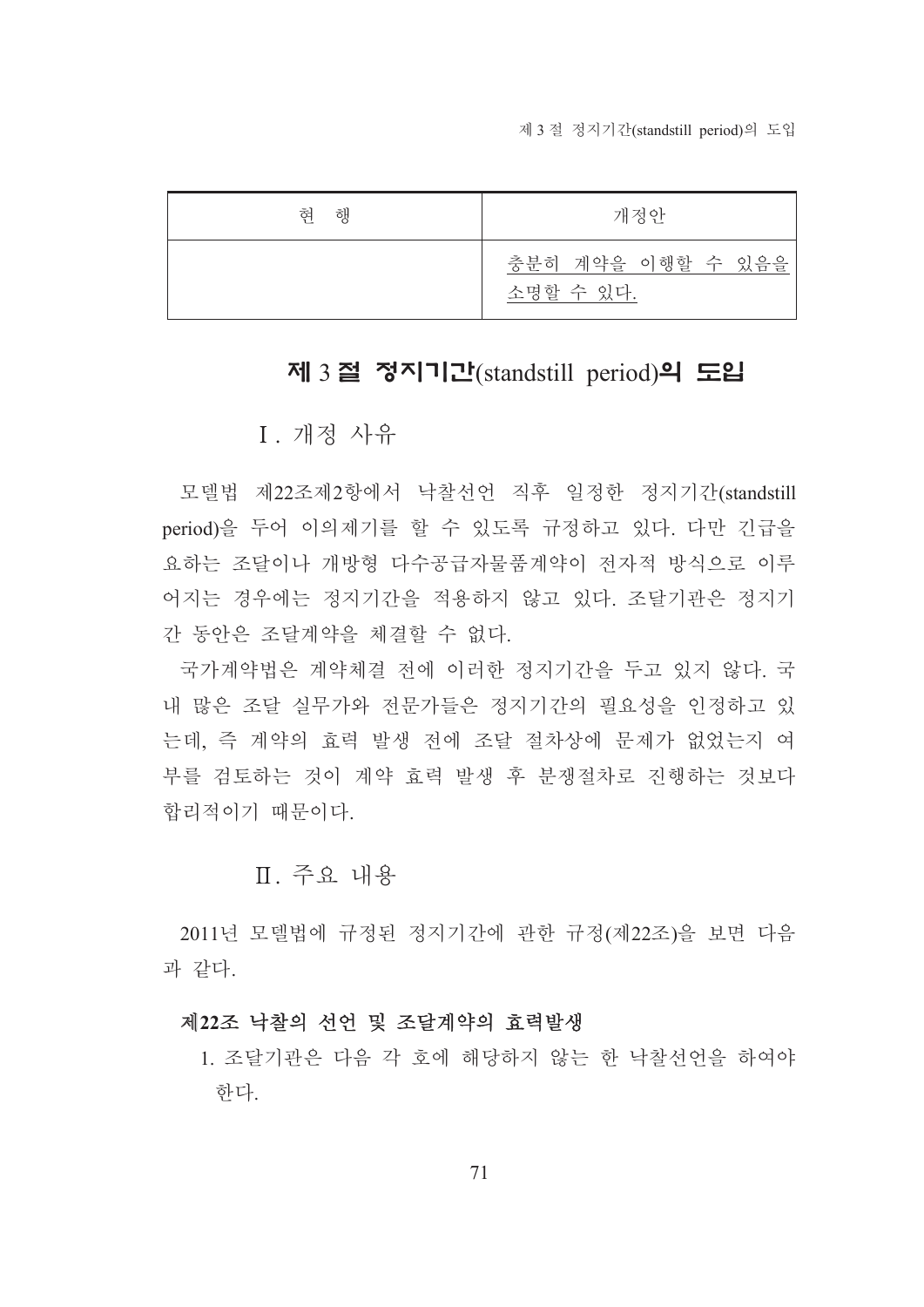| 현 행 | 개정안 |
| --- | --- |
| | 충분히 계약을 이행할 수 있음을 소명할 수 있다. |

## 제 3 절 정지기간(standstill period)의 도입

### Ⅰ. 개정 사유

모델법 제22조제2항에서 낙찰선언 직후 일정한 정지기간(standstill period)을 두어 이의제기를 할 수 있도록 규정하고 있다. 다만 긴급을 요하는 조달이나 개방형 다수공급자물품계약이 전자적 방식으로 이루어지는 경우에는 정지기간을 적용하지 않고 있다. 조달기관은 정지기간 동안은 조달계약을 체결할 수 없다.

국가계약법은 계약체결 전에 이러한 정지기간을 두고 있지 않다. 국내 많은 조달 실무가와 전문가들은 정지기간의 필요성을 인정하고 있는데, 즉 계약의 효력 발생 전에 조달 절차상에 문제가 없었는지 여부를 검토하는 것이 계약 효력 발생 후 분쟁절차로 진행하는 것보다 합리적이기 때문이다.

### Ⅱ. 주요 내용

2011년 모델법에 규정된 정지기간에 관한 규정(제22조)을 보면 다음과 같다.

**제22조 낙찰의 선언 및 조달계약의 효력발생**

1. 조달기관은 다음 각 호에 해당하지 않는 한 낙찰선언을 하여야 한다.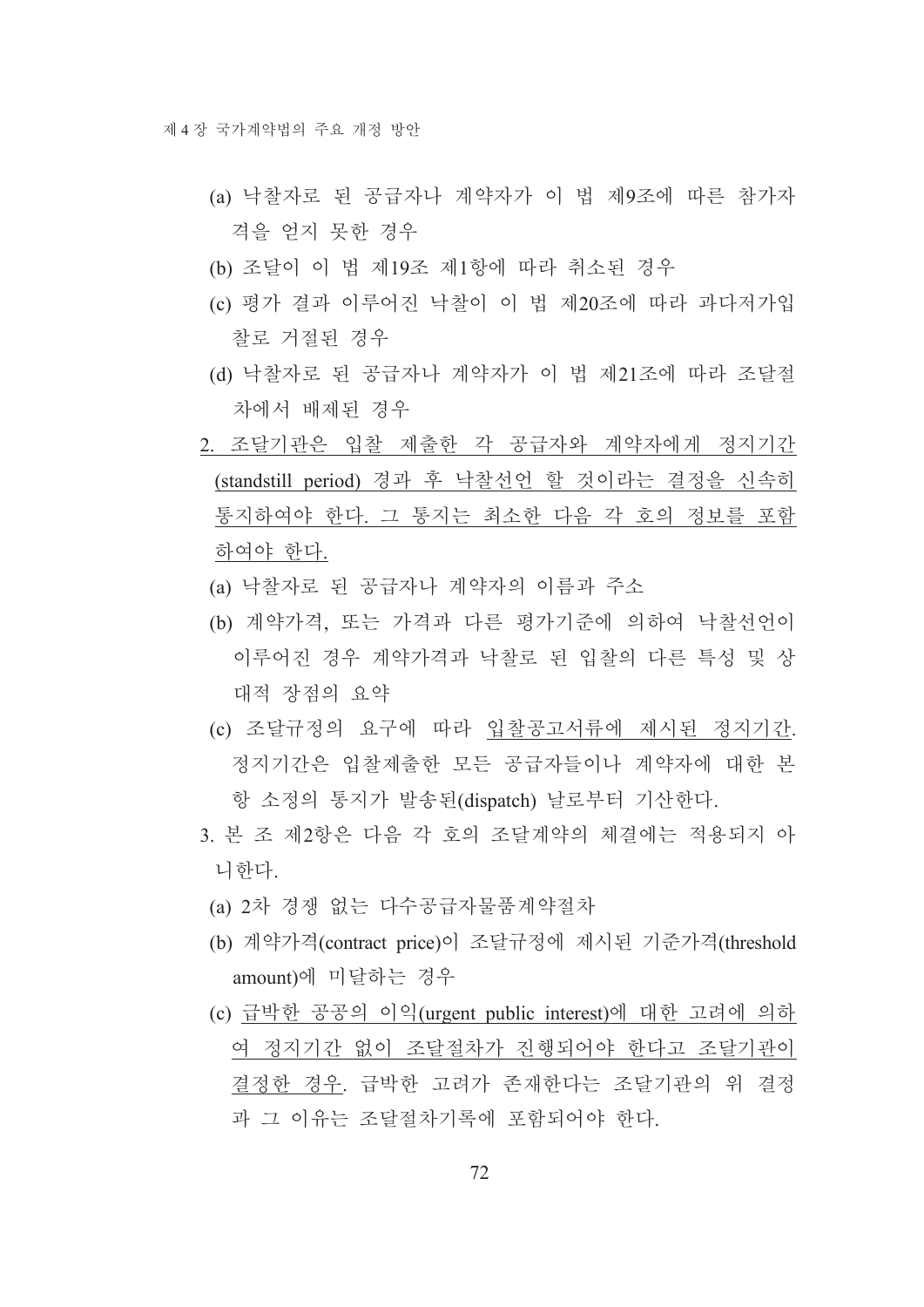(a) 낙찰자로 된 공급자나 계약자가 이 법 제9조에 따른 참가자격을 얻지 못한 경우

(b) 조달이 이 법 제19조 제1항에 따라 취소된 경우

(c) 평가 결과 이루어진 낙찰이 이 법 제20조에 따라 과다저가입찰로 거절된 경우

(d) 낙찰자로 된 공급자나 계약자가 이 법 제21조에 따라 조달절차에서 배제된 경우

2. <u>조달기관은 입찰 제출한 각 공급자와 계약자에게 정지기간(standstill period) 경과 후 낙찰선언 할 것이라는 결정을 신속히 통지하여야 한다. 그 통지는 최소한 다음 각 호의 정보를 포함하여야 한다.</u>

(a) 낙찰자로 된 공급자나 계약자의 이름과 주소

(b) 계약가격, 또는 가격과 다른 평가기준에 의하여 낙찰선언이 이루어진 경우 계약가격과 낙찰로 된 입찰의 다른 특성 및 상대적 장점의 요약

(c) 조달규정의 요구에 따라 <u>입찰공고서류에 제시된 정지기간</u>. 정지기간은 입찰제출한 모든 공급자들이나 계약자에 대한 본 항 소정의 통지가 발송된(dispatch) 날로부터 기산한다.

3. 본 조 제2항은 다음 각 호의 조달계약의 체결에는 적용되지 아니한다.

(a) 2차 경쟁 없는 다수공급자물품계약절차

(b) 계약가격(contract price)이 조달규정에 제시된 기준가격(threshold amount)에 미달하는 경우

(c) <u>급박한 공공의 이익(urgent public interest)에 대한 고려에 의하여 정지기간 없이 조달절차가 진행되어야 한다고 조달기관이 결정한 경우</u>. 급박한 고려가 존재한다는 조달기관의 위 결정과 그 이유는 조달절차기록에 포함되어야 한다.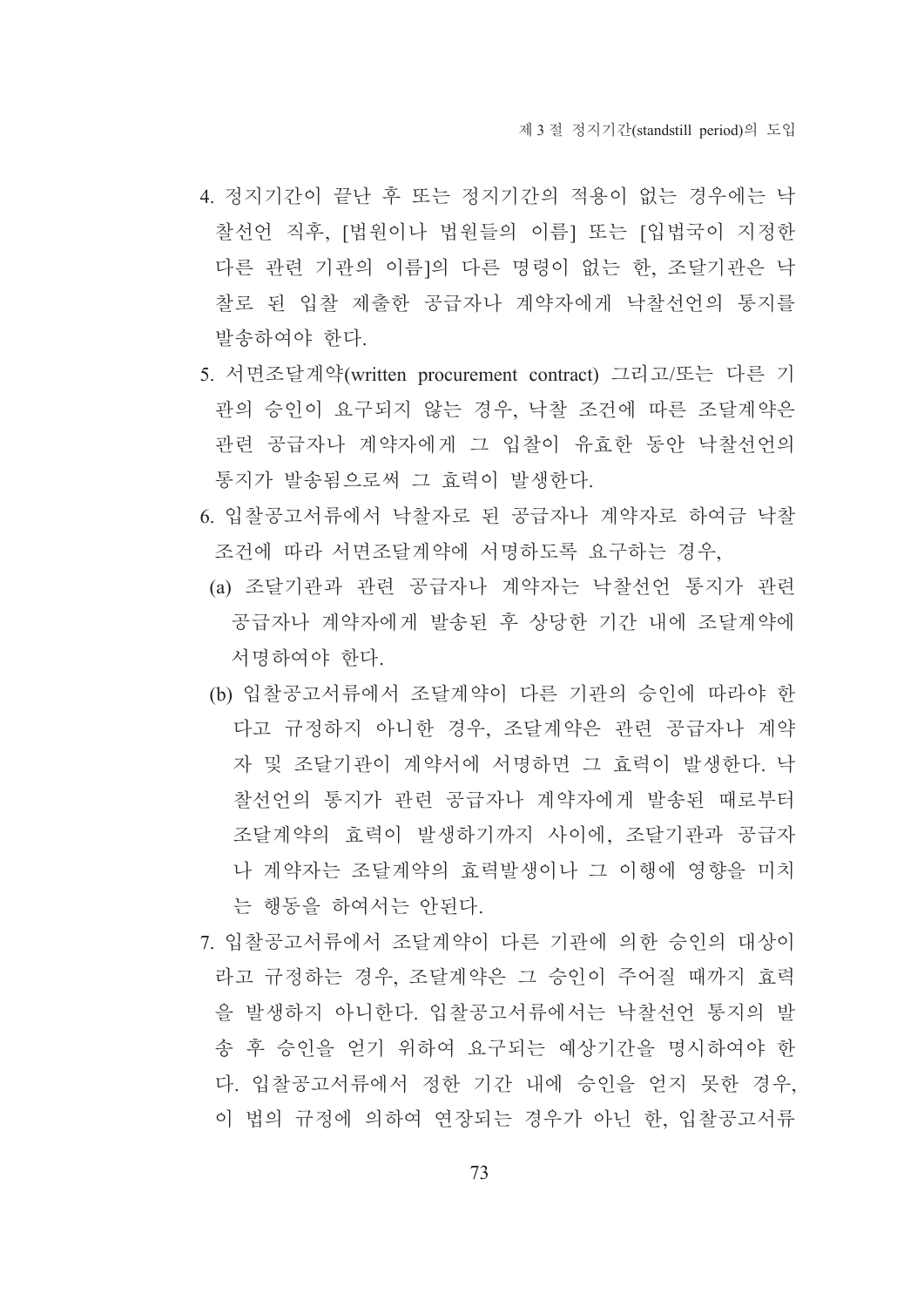4. 정지기간이 끝난 후 또는 정지기간의 적용이 없는 경우에는 낙찰선언 직후, [법원이나 법원들의 이름] 또는 [입법국이 지정한 다른 관련 기관의 이름]의 다른 명령이 없는 한, 조달기관은 낙찰로 된 입찰 제출한 공급자나 계약자에게 낙찰선언의 통지를 발송하여야 한다.
5. 서면조달계약(written procurement contract) 그리고/또는 다른 기관의 승인이 요구되지 않는 경우, 낙찰 조건에 따른 조달계약은 관련 공급자나 계약자에게 그 입찰이 유효한 동안 낙찰선언의 통지가 발송됨으로써 그 효력이 발생한다.
6. 입찰공고서류에서 낙찰자로 된 공급자나 계약자로 하여금 낙찰 조건에 따라 서면조달계약에 서명하도록 요구하는 경우,
   (a) 조달기관과 관련 공급자나 계약자는 낙찰선언 통지가 관련 공급자나 계약자에게 발송된 후 상당한 기간 내에 조달계약에 서명하여야 한다.
   (b) 입찰공고서류에서 조달계약이 다른 기관의 승인에 따라야 한다고 규정하지 아니한 경우, 조달계약은 관련 공급자나 계약자 및 조달기관이 계약서에 서명하면 그 효력이 발생한다. 낙찰선언의 통지가 관련 공급자나 계약자에게 발송된 때로부터 조달계약의 효력이 발생하기까지 사이에, 조달기관과 공급자나 계약자는 조달계약의 효력발생이나 그 이행에 영향을 미치는 행동을 하여서는 안된다.
7. 입찰공고서류에서 조달계약이 다른 기관에 의한 승인의 대상이라고 규정하는 경우, 조달계약은 그 승인이 주어질 때까지 효력을 발생하지 아니한다. 입찰공고서류에서는 낙찰선언 통지의 발송 후 승인을 얻기 위하여 요구되는 예상기간을 명시하여야 한다. 입찰공고서류에서 정한 기간 내에 승인을 얻지 못한 경우, 이 법의 규정에 의하여 연장되는 경우가 아닌 한, 입찰공고서류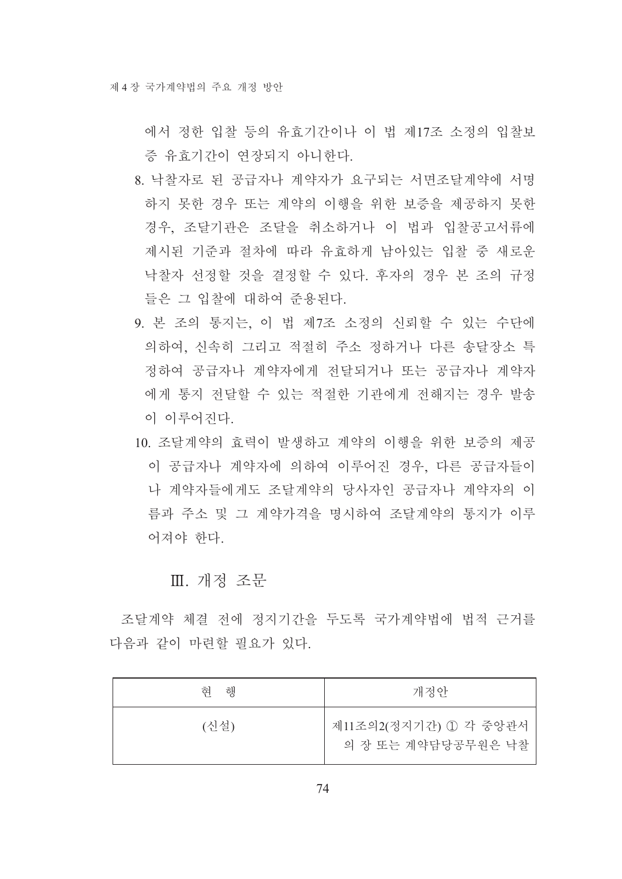에서 정한 입찰 등의 유효기간이나 이 법 제17조 소정의 입찰보증 유효기간이 연장되지 아니한다.

8. 낙찰자로 된 공급자나 계약자가 요구되는 서면조달계약에 서명하지 못한 경우 또는 계약의 이행을 위한 보증을 제공하지 못한 경우, 조달기관은 조달을 취소하거나 이 법과 입찰공고서류에 제시된 기준과 절차에 따라 유효하게 남아있는 입찰 중 새로운 낙찰자 선정할 것을 결정할 수 있다. 후자의 경우 본 조의 규정들은 그 입찰에 대하여 준용된다.
9. 본 조의 통지는, 이 법 제7조 소정의 신뢰할 수 있는 수단에 의하여, 신속히 그리고 적절히 주소 정하거나 다른 송달장소 특정하여 공급자나 계약자에게 전달되거나 또는 공급자나 계약자에게 통지 전달할 수 있는 적절한 기관에게 전해지는 경우 발송이 이루어진다.
10. 조달계약의 효력이 발생하고 계약의 이행을 위한 보증의 제공이 공급자나 계약자에 의하여 이루어진 경우, 다른 공급자들이나 계약자들에게도 조달계약의 당사자인 공급자나 계약자의 이름과 주소 및 그 계약가격을 명시하여 조달계약의 통지가 이루어져야 한다.

## Ⅲ. 개정 조문

조달계약 체결 전에 정지기간을 두도록 국가계약법에 법적 근거를 다음과 같이 마련할 필요가 있다.

| 현 행 | 개정안 |
|---|---|
| (신설) | 제11조의2(정지기간) ① 각 중앙관서의 장 또는 계약담당공무원은 낙찰 |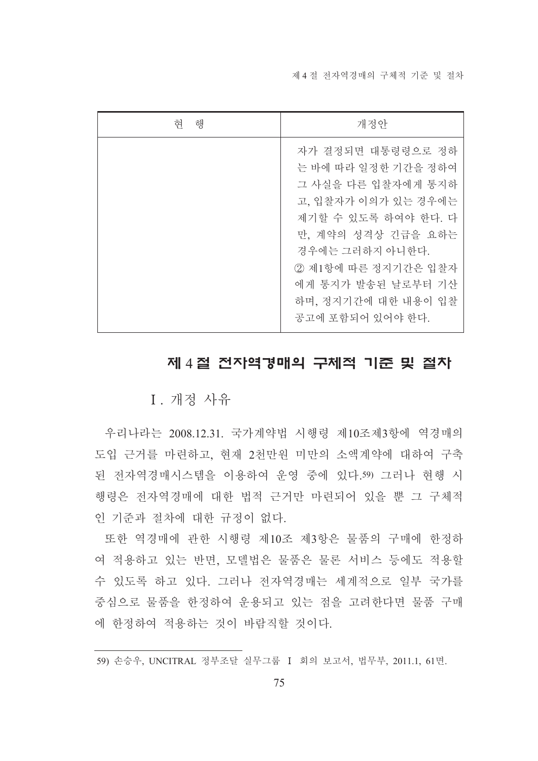| 현 행 | 개정안 |
| --- | --- |
| | 자가 결정되면 대통령령으로 정하는 바에 따라 일정한 기간을 정하여 그 사실을 다른 입찰자에게 통지하고, 입찰자가 이의가 있는 경우에는 제기할 수 있도록 하여야 한다. 다만, 계약의 성격상 긴급을 요하는 경우에는 그러하지 아니한다.<br>② 제1항에 따른 정지기간은 입찰자에게 통지가 발송된 날로부터 기산하며, 정지기간에 대한 내용이 입찰공고에 포함되어 있어야 한다. |

## 제 4 절 전자역경매의 구체적 기준 및 절차

### Ⅰ. 개정 사유

우리나라는 2008.12.31. 국가계약법 시행령 제10조제3항에 역경매의 도입 근거를 마련하고, 현재 2천만원 미만의 소액계약에 대하여 구축된 전자역경매시스템을 이용하여 운영 중에 있다.[59] 그러나 현행 시행령은 전자역경매에 대한 법적 근거만 마련되어 있을 뿐 그 구체적인 기준과 절차에 대한 규정이 없다.

또한 역경매에 관한 시행령 제10조 제3항은 물품의 구매에 한정하여 적용하고 있는 반면, 모델법은 물품은 물론 서비스 등에도 적용할 수 있도록 하고 있다. 그러나 전자역경매는 세계적으로 일부 국가를 중심으로 물품을 한정하여 운용되고 있는 점을 고려한다면 물품 구매에 한정하여 적용하는 것이 바람직할 것이다.

---

59) 손승우, UNCITRAL 정부조달 실무그룹 Ⅰ 회의 보고서, 법무부, 2011.1, 61면.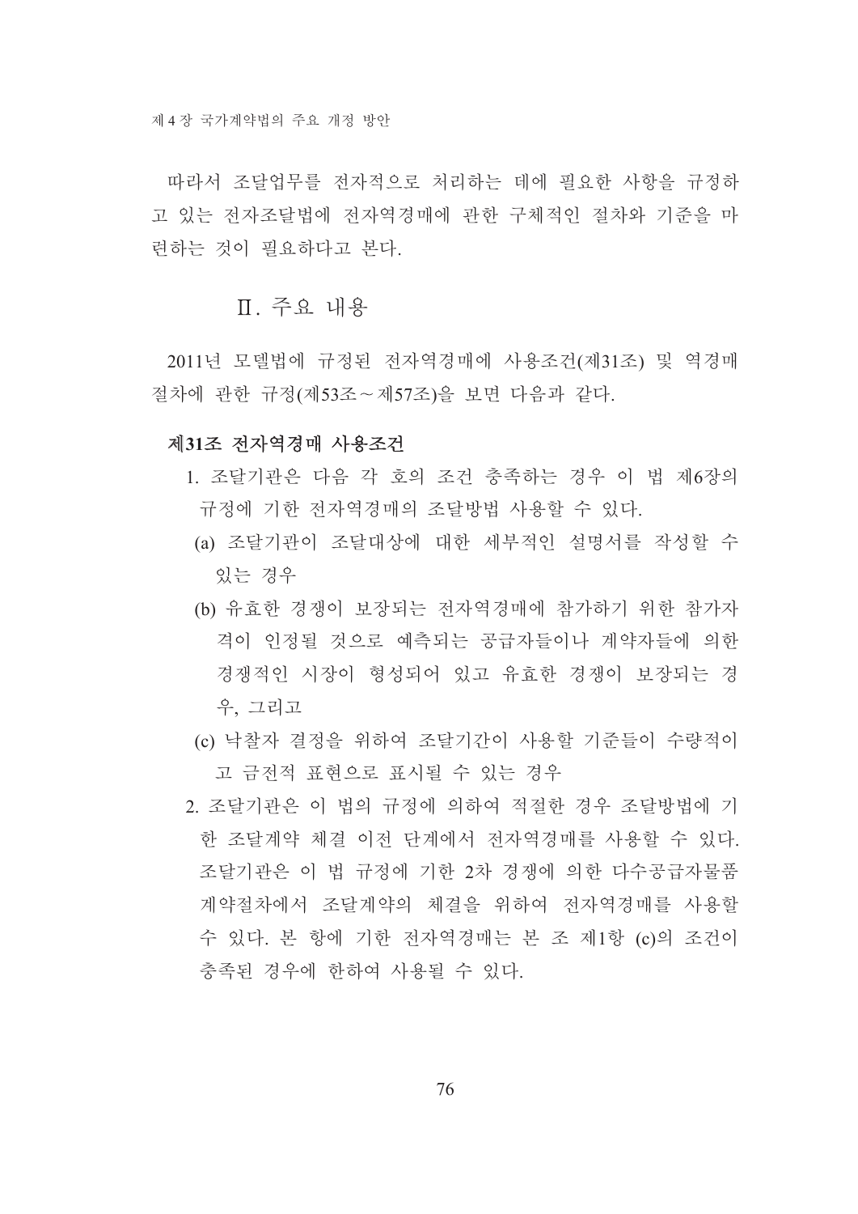따라서 조달업무를 전자적으로 처리하는 데에 필요한 사항을 규정하고 있는 전자조달법에 전자역경매에 관한 구체적인 절차와 기준을 마련하는 것이 필요하다고 본다.

## Ⅱ. 주요 내용

2011년 모델법에 규정된 전자역경매에 사용조건(제31조) 및 역경매 절차에 관한 규정(제53조～제57조)을 보면 다음과 같다.

**제31조 전자역경매 사용조건**

1. 조달기관은 다음 각 호의 조건 충족하는 경우 이 법 제6장의 규정에 기한 전자역경매의 조달방법 사용할 수 있다.
   (a) 조달기관이 조달대상에 대한 세부적인 설명서를 작성할 수 있는 경우
   (b) 유효한 경쟁이 보장되는 전자역경매에 참가하기 위한 참가자격이 인정될 것으로 예측되는 공급자들이나 계약자들에 의한 경쟁적인 시장이 형성되어 있고 유효한 경쟁이 보장되는 경우, 그리고
   (c) 낙찰자 결정을 위하여 조달기간이 사용할 기준들이 수량적이고 금전적 표현으로 표시될 수 있는 경우
2. 조달기관은 이 법의 규정에 의하여 적절한 경우 조달방법에 기한 조달계약 체결 이전 단계에서 전자역경매를 사용할 수 있다. 조달기관은 이 법 규정에 기한 2차 경쟁에 의한 다수공급자물품 계약절차에서 조달계약의 체결을 위하여 전자역경매를 사용할 수 있다. 본 항에 기한 전자역경매는 본 조 제1항 (c)의 조건이 충족된 경우에 한하여 사용될 수 있다.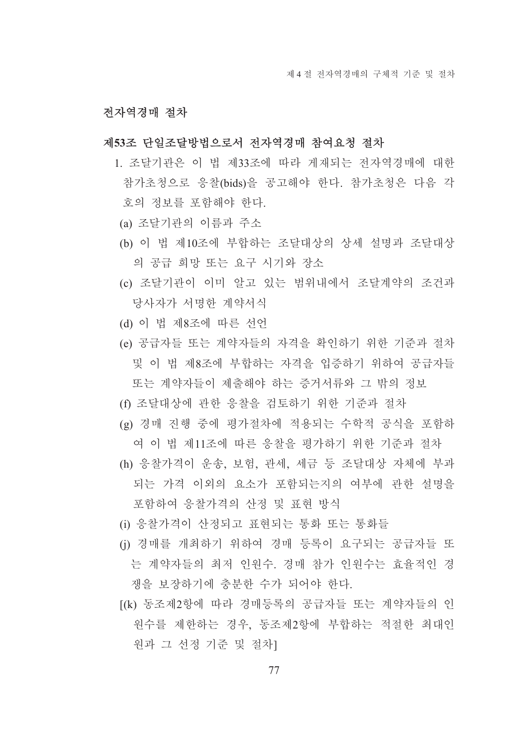## 전자역경매 절차

### 제53조 단일조달방법으로서 전자역경매 참여요청 절차

1. 조달기관은 이 법 제33조에 따라 게재되는 전자역경매에 대한 참가초청으로 응찰(bids)을 공고해야 한다. 참가초청은 다음 각 호의 정보를 포함해야 한다.

   (a) 조달기관의 이름과 주소

   (b) 이 법 제10조에 부합하는 조달대상의 상세 설명과 조달대상의 공급 희망 또는 요구 시기와 장소

   (c) 조달기관이 이미 알고 있는 범위내에서 조달계약의 조건과 당사자가 서명한 계약서식

   (d) 이 법 제8조에 따른 선언

   (e) 공급자들 또는 계약자들의 자격을 확인하기 위한 기준과 절차 및 이 법 제8조에 부합하는 자격을 입증하기 위하여 공급자들 또는 계약자들이 제출해야 하는 증거서류와 그 밖의 정보

   (f) 조달대상에 관한 응찰을 검토하기 위한 기준과 절차

   (g) 경매 진행 중에 평가절차에 적용되는 수학적 공식을 포함하여 이 법 제11조에 따른 응찰을 평가하기 위한 기준과 절차

   (h) 응찰가격이 운송, 보험, 관세, 세금 등 조달대상 자체에 부과되는 가격 이외의 요소가 포함되는지의 여부에 관한 설명을 포함하여 응찰가격의 산정 및 표현 방식

   (i) 응찰가격이 산정되고 표현되는 통화 또는 통화들

   (j) 경매를 개최하기 위하여 경매 등록이 요구되는 공급자들 또는 계약자들의 최저 인원수. 경매 참가 인원수는 효율적인 경쟁을 보장하기에 충분한 수가 되어야 한다.

   [(k) 동조제2항에 따라 경매등록의 공급자들 또는 계약자들의 인원수를 제한하는 경우, 동조제2항에 부합하는 적절한 최대인원과 그 선정 기준 및 절차]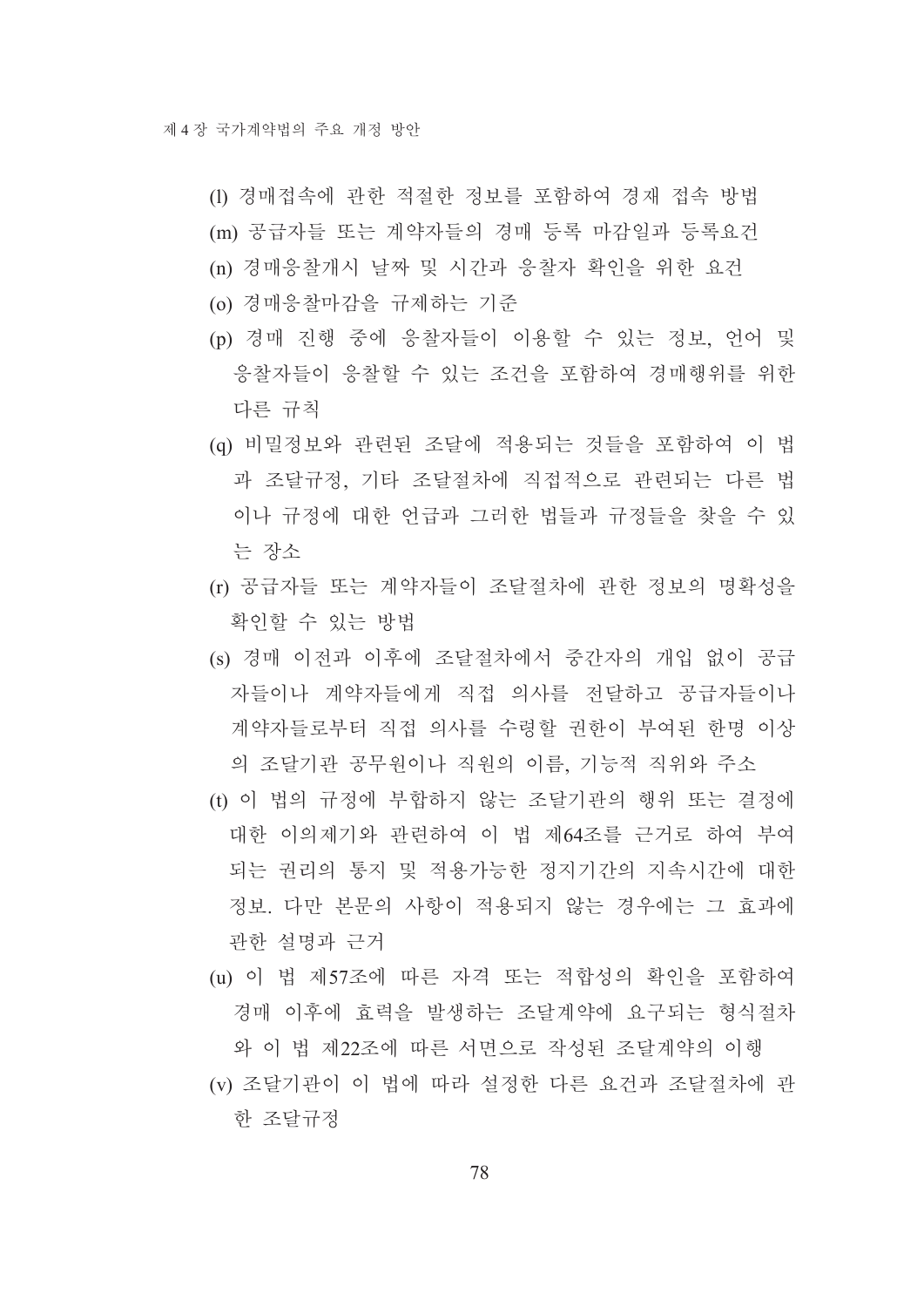(l) 경매접속에 관한 적절한 정보를 포함하여 경재 접속 방법

(m) 공급자들 또는 계약자들의 경매 등록 마감일과 등록요건

(n) 경매응찰개시 날짜 및 시간과 응찰자 확인을 위한 요건

(o) 경매응찰마감을 규제하는 기준

(p) 경매 진행 중에 응찰자들이 이용할 수 있는 정보, 언어 및 응찰자들이 응찰할 수 있는 조건을 포함하여 경매행위를 위한 다른 규칙

(q) 비밀정보와 관련된 조달에 적용되는 것들을 포함하여 이 법과 조달규정, 기타 조달절차에 직접적으로 관련되는 다른 법이나 규정에 대한 언급과 그러한 법들과 규정들을 찾을 수 있는 장소

(r) 공급자들 또는 계약자들이 조달절차에 관한 정보의 명확성을 확인할 수 있는 방법

(s) 경매 이전과 이후에 조달절차에서 중간자의 개입 없이 공급자들이나 계약자들에게 직접 의사를 전달하고 공급자들이나 계약자들로부터 직접 의사를 수령할 권한이 부여된 한명 이상의 조달기관 공무원이나 직원의 이름, 기능적 직위와 주소

(t) 이 법의 규정에 부합하지 않는 조달기관의 행위 또는 결정에 대한 이의제기와 관련하여 이 법 제64조를 근거로 하여 부여되는 권리의 통지 및 적용가능한 정지기간의 지속시간에 대한 정보. 다만 본문의 사항이 적용되지 않는 경우에는 그 효과에 관한 설명과 근거

(u) 이 법 제57조에 따른 자격 또는 적합성의 확인을 포함하여 경매 이후에 효력을 발생하는 조달계약에 요구되는 형식절차와 이 법 제22조에 따른 서면으로 작성된 조달계약의 이행

(v) 조달기관이 이 법에 따라 설정한 다른 요건과 조달절차에 관한 조달규정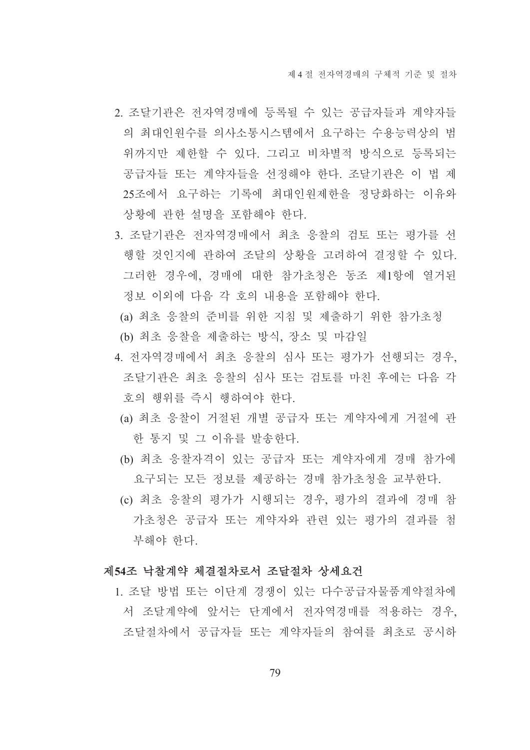2. 조달기관은 전자역경매에 등록될 수 있는 공급자들과 계약자들의 최대인원수를 의사소통시스템에서 요구하는 수용능력상의 범위까지만 제한할 수 있다. 그리고 비차별적 방식으로 등록되는 공급자들 또는 계약자들을 선정해야 한다. 조달기관은 이 법 제25조에서 요구하는 기록에 최대인원제한을 정당화하는 이유와 상황에 관한 설명을 포함해야 한다.

3. 조달기관은 전자역경매에서 최초 응찰의 검토 또는 평가를 선행할 것인지에 관하여 조달의 상황을 고려하여 결정할 수 있다. 그러한 경우에, 경매에 대한 참가초청은 동조 제1항에 열거된 정보 이외에 다음 각 호의 내용을 포함해야 한다.

   (a) 최초 응찰의 준비를 위한 지침 및 제출하기 위한 참가초청

   (b) 최초 응찰을 제출하는 방식, 장소 및 마감일

4. 전자역경매에서 최초 응찰의 심사 또는 평가가 선행되는 경우, 조달기관은 최초 응찰의 심사 또는 검토를 마친 후에는 다음 각 호의 행위를 즉시 행하여야 한다.

   (a) 최초 응찰이 거절된 개별 공급자 또는 계약자에게 거절에 관한 통지 및 그 이유를 발송한다.

   (b) 최초 응찰자격이 있는 공급자 또는 계약자에게 경매 참가에 요구되는 모든 정보를 제공하는 경매 참가초청을 교부한다.

   (c) 최초 응찰의 평가가 시행되는 경우, 평가의 결과에 경매 참가초청은 공급자 또는 계약자와 관련 있는 평가의 결과를 첨부해야 한다.

### 제54조 낙찰계약 체결절차로서 조달절차 상세요건

1. 조달 방법 또는 이단계 경쟁이 있는 다수공급자물품계약절차에서 조달계약에 앞서는 단계에서 전자역경매를 적용하는 경우, 조달절차에서 공급자들 또는 계약자들의 참여를 최초로 공시하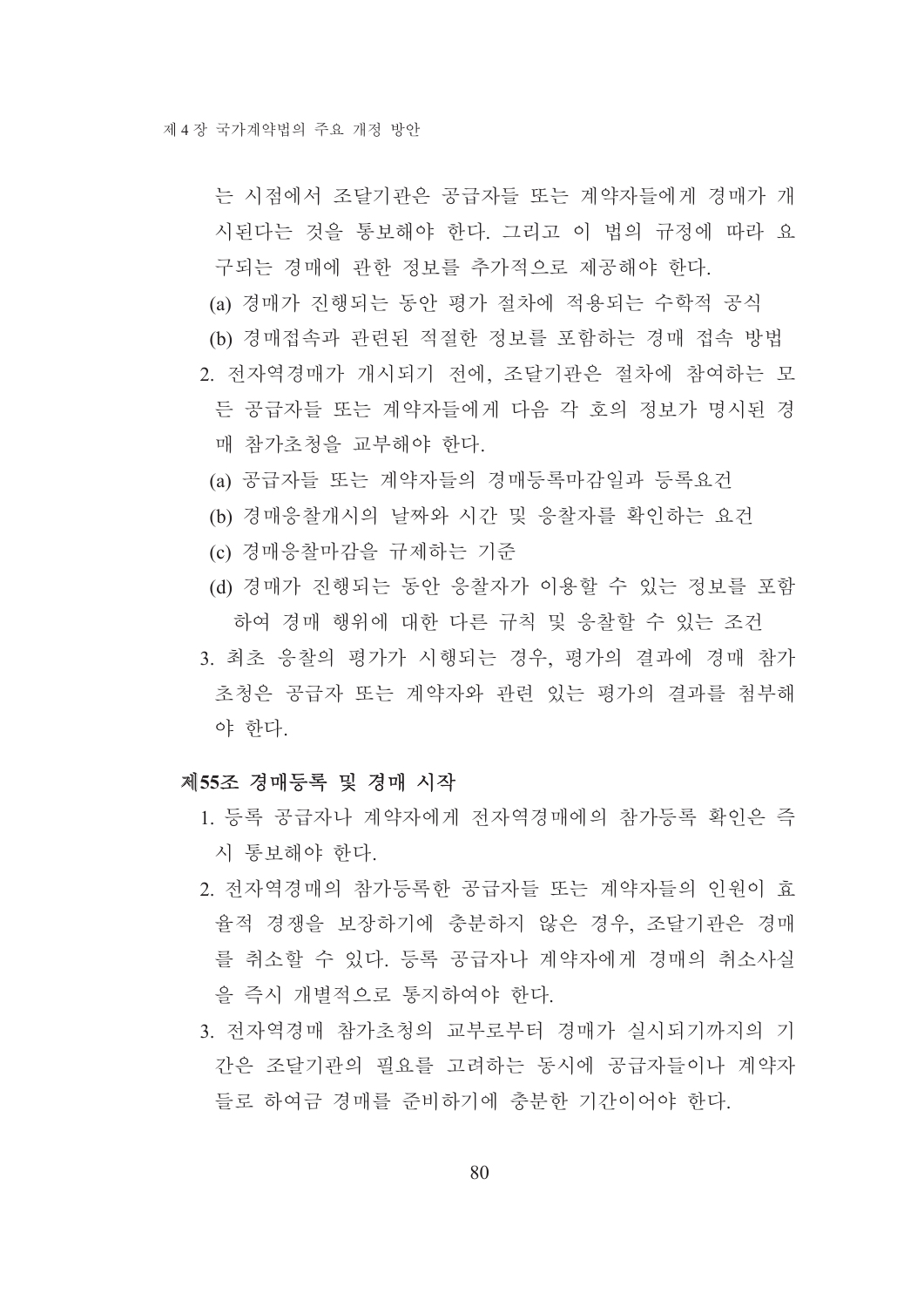는 시점에서 조달기관은 공급자들 또는 계약자들에게 경매가 개시된다는 것을 통보해야 한다. 그리고 이 법의 규정에 따라 요구되는 경매에 관한 정보를 추가적으로 제공해야 한다.

(a) 경매가 진행되는 동안 평가 절차에 적용되는 수학적 공식

(b) 경매접속과 관련된 적절한 정보를 포함하는 경매 접속 방법

2. 전자역경매가 개시되기 전에, 조달기관은 절차에 참여하는 모든 공급자들 또는 계약자들에게 다음 각 호의 정보가 명시된 경매 참가초청을 교부해야 한다.

   (a) 공급자들 또는 계약자들의 경매등록마감일과 등록요건

   (b) 경매응찰개시의 날짜와 시간 및 응찰자를 확인하는 요건

   (c) 경매응찰마감을 규제하는 기준

   (d) 경매가 진행되는 동안 응찰자가 이용할 수 있는 정보를 포함하여 경매 행위에 대한 다른 규칙 및 응찰할 수 있는 조건

3. 최초 응찰의 평가가 시행되는 경우, 평가의 결과에 경매 참가초청은 공급자 또는 계약자와 관련 있는 평가의 결과를 첨부해야 한다.

**제55조 경매등록 및 경매 시작**

1. 등록 공급자나 계약자에게 전자역경매에의 참가등록 확인은 즉시 통보해야 한다.
2. 전자역경매의 참가등록한 공급자들 또는 계약자들의 인원이 효율적 경쟁을 보장하기에 충분하지 않은 경우, 조달기관은 경매를 취소할 수 있다. 등록 공급자나 계약자에게 경매의 취소사실을 즉시 개별적으로 통지하여야 한다.
3. 전자역경매 참가초청의 교부로부터 경매가 실시되기까지의 기간은 조달기관의 필요를 고려하는 동시에 공급자들이나 계약자들로 하여금 경매를 준비하기에 충분한 기간이어야 한다.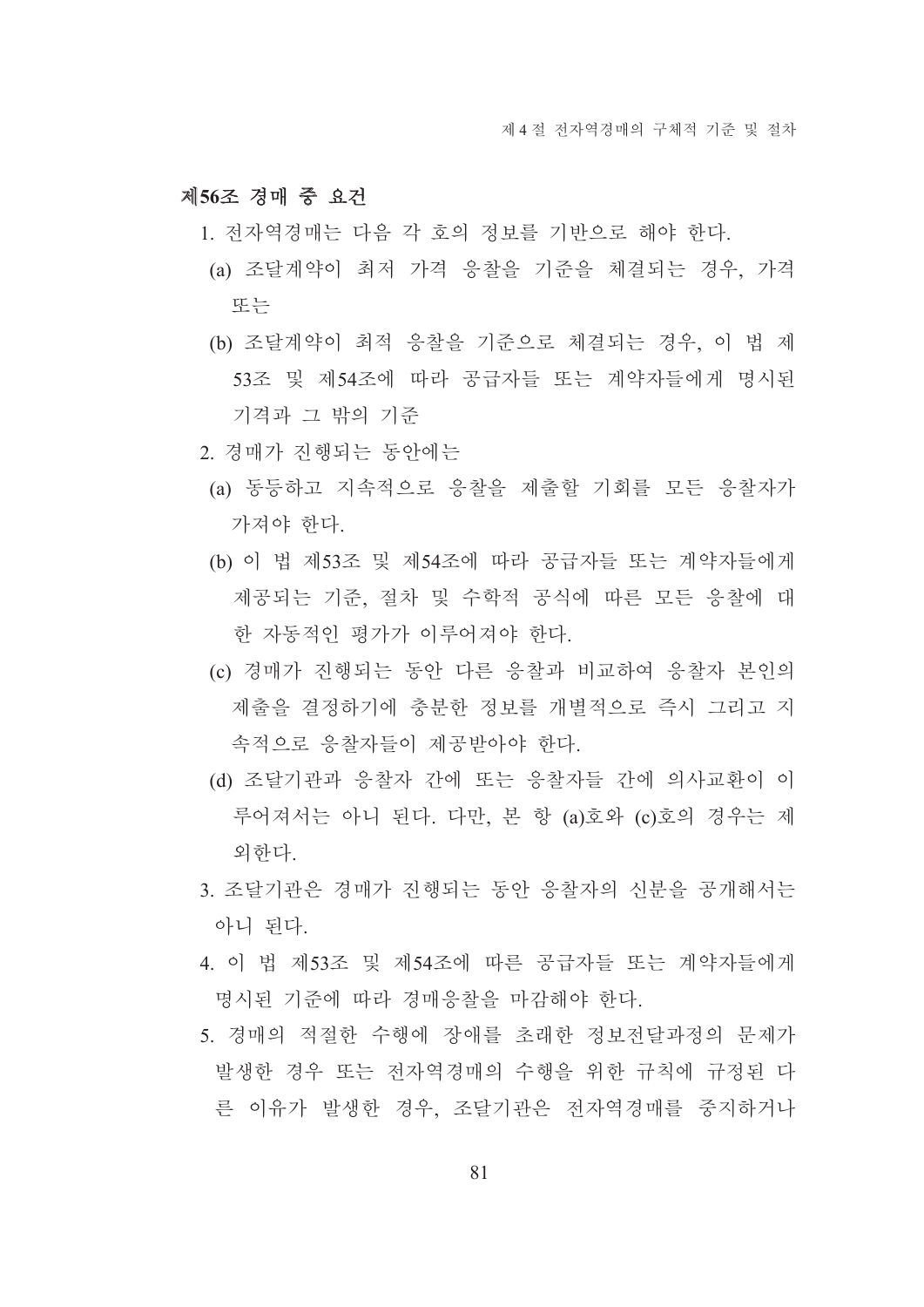### 제56조 경매 중 요건

1. 전자역경매는 다음 각 호의 정보를 기반으로 해야 한다.
   (a) 조달계약이 최저 가격 응찰을 기준을 체결되는 경우, 가격 또는
   (b) 조달계약이 최적 응찰을 기준으로 체결되는 경우, 이 법 제53조 및 제54조에 따라 공급자들 또는 계약자들에게 명시된 기격과 그 밖의 기준
2. 경매가 진행되는 동안에는
   (a) 동등하고 지속적으로 응찰을 제출할 기회를 모든 응찰자가 가져야 한다.
   (b) 이 법 제53조 및 제54조에 따라 공급자들 또는 계약자들에게 제공되는 기준, 절차 및 수학적 공식에 따른 모든 응찰에 대한 자동적인 평가가 이루어져야 한다.
   (c) 경매가 진행되는 동안 다른 응찰과 비교하여 응찰자 본인의 제출을 결정하기에 충분한 정보를 개별적으로 즉시 그리고 지속적으로 응찰자들이 제공받아야 한다.
   (d) 조달기관과 응찰자 간에 또는 응찰자들 간에 의사교환이 이루어져서는 아니 된다. 다만, 본 항 (a)호와 (c)호의 경우는 제외한다.
3. 조달기관은 경매가 진행되는 동안 응찰자의 신분을 공개해서는 아니 된다.
4. 이 법 제53조 및 제54조에 따른 공급자들 또는 계약자들에게 명시된 기준에 따라 경매응찰을 마감해야 한다.
5. 경매의 적절한 수행에 장애를 초래한 정보전달과정의 문제가 발생한 경우 또는 전자역경매의 수행을 위한 규칙에 규정된 다른 이유가 발생한 경우, 조달기관은 전자역경매를 중지하거나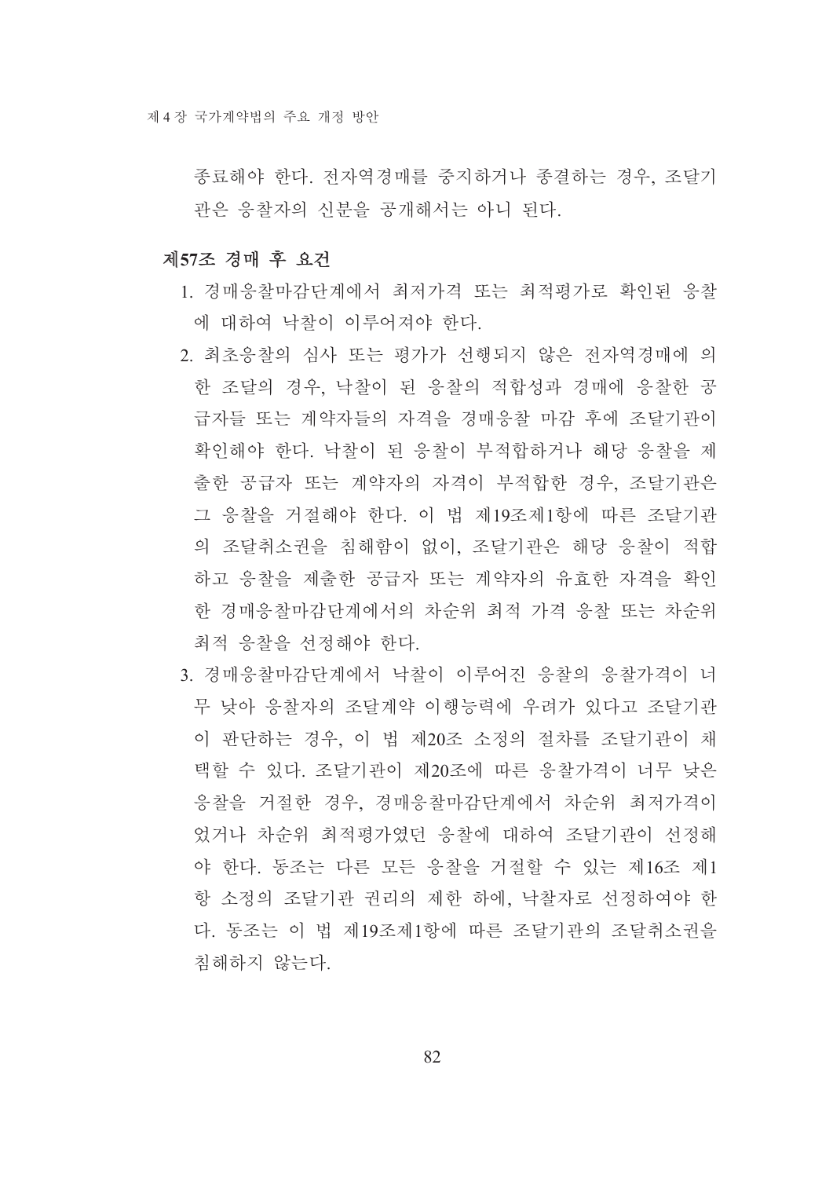종료해야 한다. 전자역경매를 중지하거나 종결하는 경우, 조달기관은 응찰자의 신분을 공개해서는 아니 된다.

**제57조 경매 후 요건**

1. 경매응찰마감단계에서 최저가격 또는 최적평가로 확인된 응찰에 대하여 낙찰이 이루어져야 한다.
2. 최초응찰의 심사 또는 평가가 선행되지 않은 전자역경매에 의한 조달의 경우, 낙찰이 된 응찰의 적합성과 경매에 응찰한 공급자들 또는 계약자들의 자격을 경매응찰 마감 후에 조달기관이 확인해야 한다. 낙찰이 된 응찰이 부적합하거나 해당 응찰을 제출한 공급자 또는 계약자의 자격이 부적합한 경우, 조달기관은 그 응찰을 거절해야 한다. 이 법 제19조제1항에 따른 조달기관의 조달취소권을 침해함이 없이, 조달기관은 해당 응찰이 적합하고 응찰을 제출한 공급자 또는 계약자의 유효한 자격을 확인한 경매응찰마감단계에서의 차순위 최적 가격 응찰 또는 차순위 최적 응찰을 선정해야 한다.
3. 경매응찰마감단계에서 낙찰이 이루어진 응찰의 응찰가격이 너무 낮아 응찰자의 조달계약 이행능력에 우려가 있다고 조달기관이 판단하는 경우, 이 법 제20조 소정의 절차를 조달기관이 채택할 수 있다. 조달기관이 제20조에 따른 응찰가격이 너무 낮은 응찰을 거절한 경우, 경매응찰마감단계에서 차순위 최저가격이었거나 차순위 최적평가였던 응찰에 대하여 조달기관이 선정해야 한다. 동조는 다른 모든 응찰을 거절할 수 있는 제16조 제1항 소정의 조달기관 권리의 제한 하에, 낙찰자로 선정하여야 한다. 동조는 이 법 제19조제1항에 따른 조달기관의 조달취소권을 침해하지 않는다.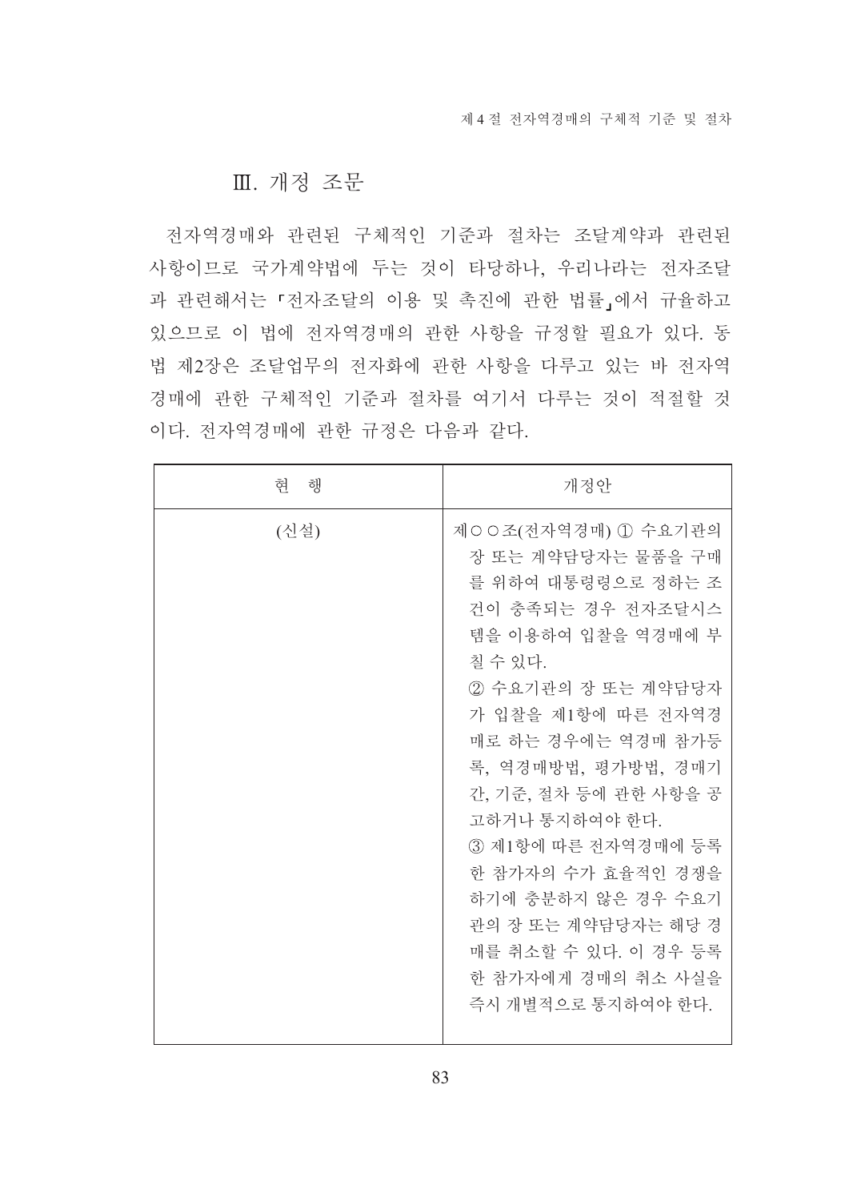## Ⅲ. 개정 조문

전자역경매와 관련된 구체적인 기준과 절차는 조달계약과 관련된 사항이므로 국가계약법에 두는 것이 타당하나, 우리나라는 전자조달과 관련해서는 「전자조달의 이용 및 촉진에 관한 법률」에서 규율하고 있으므로 이 법에 전자역경매의 관한 사항을 규정할 필요가 있다. 동법 제2장은 조달업무의 전자화에 관한 사항을 다루고 있는 바 전자역경매에 관한 구체적인 기준과 절차를 여기서 다루는 것이 적절할 것이다. 전자역경매에 관한 규정은 다음과 같다.

| 현 행 | 개정안 |
| --- | --- |
| (신설) | 제○○조(전자역경매) ① 수요기관의 장 또는 계약담당자는 물품을 구매를 위하여 대통령령으로 정하는 조건이 충족되는 경우 전자조달시스템을 이용하여 입찰을 역경매에 부칠 수 있다.<br>② 수요기관의 장 또는 계약담당자가 입찰을 제1항에 따른 전자역경매로 하는 경우에는 역경매 참가등록, 역경매방법, 평가방법, 경매기간, 기준, 절차 등에 관한 사항을 공고하거나 통지하여야 한다.<br>③ 제1항에 따른 전자역경매에 등록한 참가자의 수가 효율적인 경쟁을 하기에 충분하지 않은 경우 수요기관의 장 또는 계약담당자는 해당 경매를 취소할 수 있다. 이 경우 등록한 참가자에게 경매의 취소 사실을 즉시 개별적으로 통지하여야 한다. |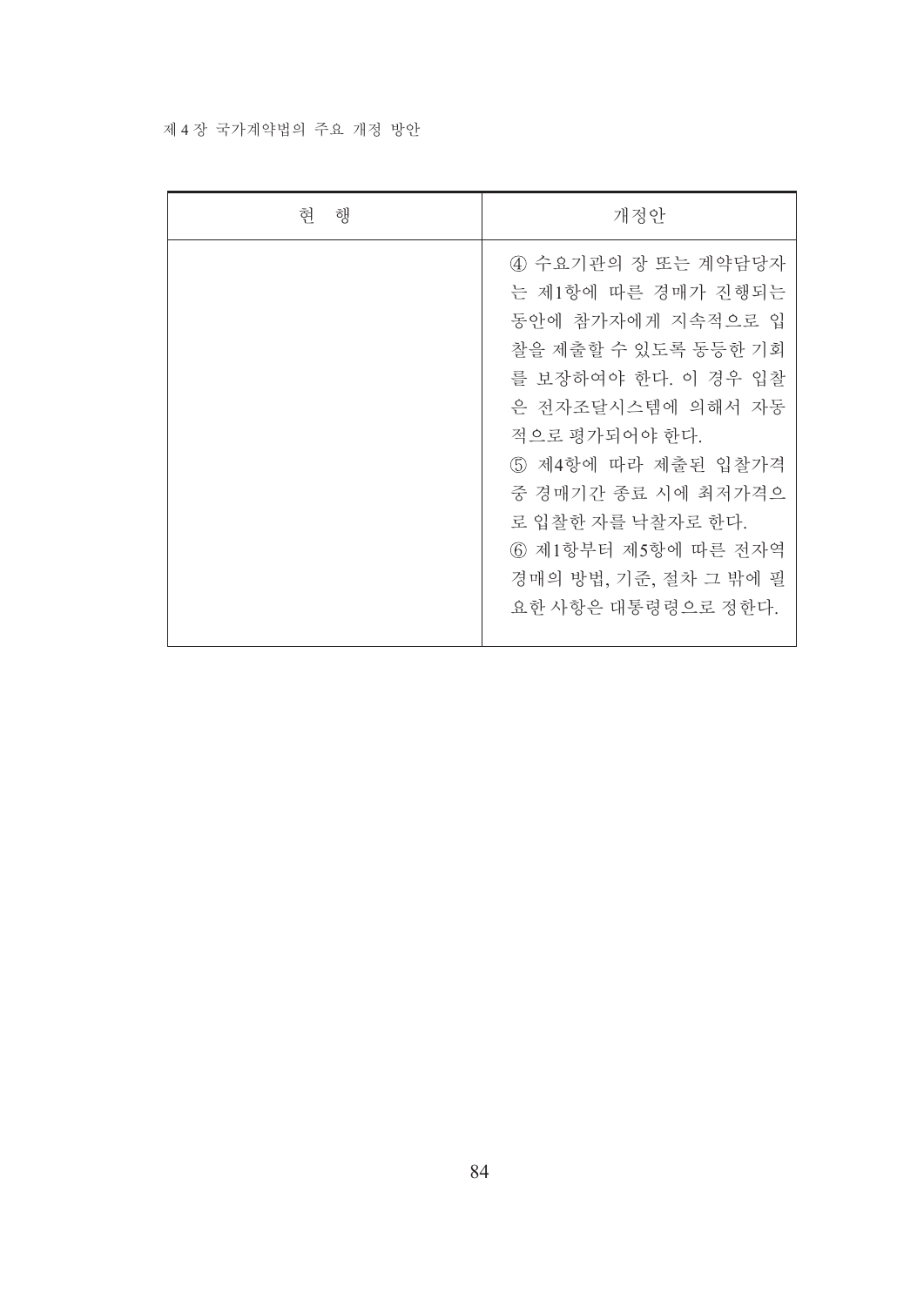| 현 행 | 개정안 |
| --- | --- |
| | ④ 수요기관의 장 또는 계약담당자는 제1항에 따른 경매가 진행되는 동안에 참가자에게 지속적으로 입찰을 제출할 수 있도록 동등한 기회를 보장하여야 한다. 이 경우 입찰은 전자조달시스템에 의해서 자동적으로 평가되어야 한다.<br>⑤ 제4항에 따라 제출된 입찰가격 중 경매기간 종료 시에 최저가격으로 입찰한 자를 낙찰자로 한다.<br>⑥ 제1항부터 제5항에 따른 전자역경매의 방법, 기준, 절차 그 밖에 필요한 사항은 대통령령으로 정한다. |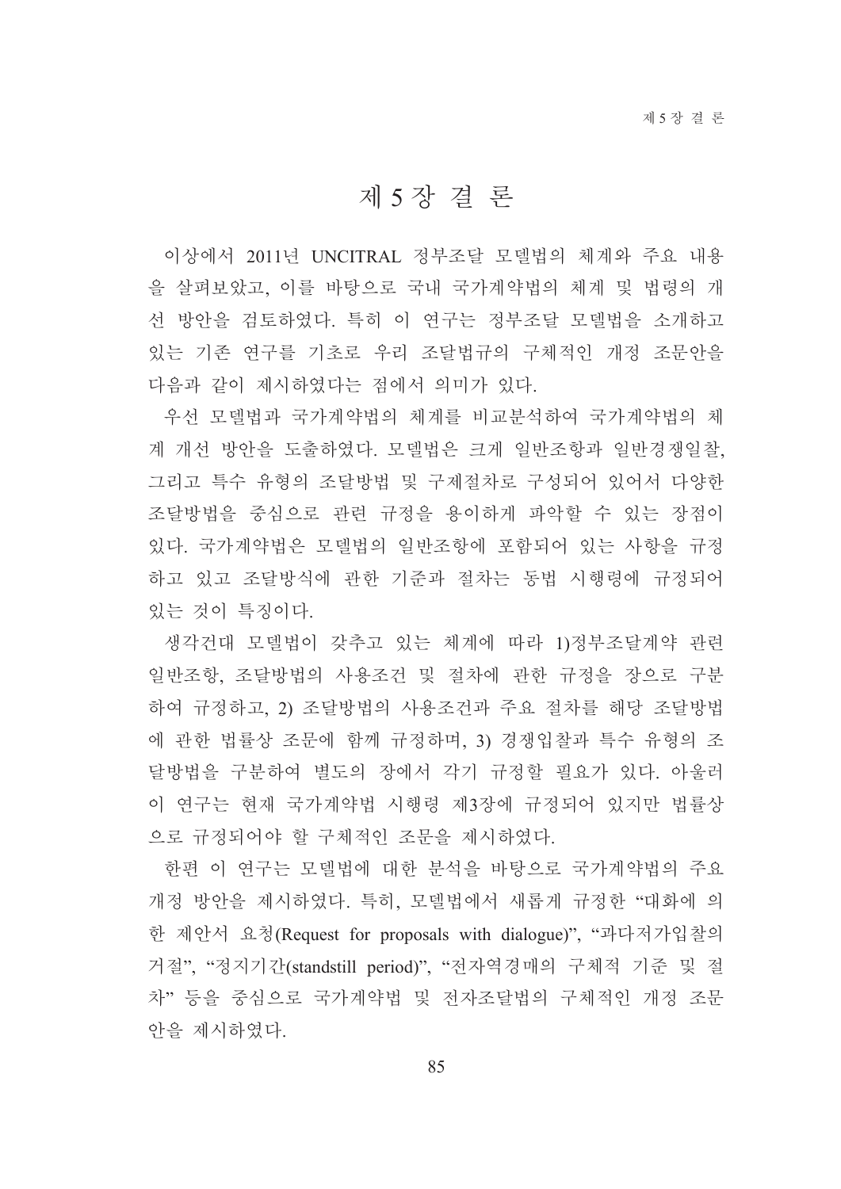# 제 5 장 결 론

이상에서 2011년 UNCITRAL 정부조달 모델법의 체계와 주요 내용을 살펴보았고, 이를 바탕으로 국내 국가계약법의 체계 및 법령의 개선 방안을 검토하였다. 특히 이 연구는 정부조달 모델법을 소개하고 있는 기존 연구를 기초로 우리 조달법규의 구체적인 개정 조문안을 다음과 같이 제시하였다는 점에서 의미가 있다.

우선 모델법과 국가계약법의 체계를 비교분석하여 국가계약법의 체계 개선 방안을 도출하였다. 모델법은 크게 일반조항과 일반경쟁입찰, 그리고 특수 유형의 조달방법 및 구제절차로 구성되어 있어서 다양한 조달방법을 중심으로 관련 규정을 용이하게 파악할 수 있는 장점이 있다. 국가계약법은 모델법의 일반조항에 포함되어 있는 사항을 규정하고 있고 조달방식에 관한 기준과 절차는 동법 시행령에 규정되어 있는 것이 특징이다.

생각건대 모델법이 갖추고 있는 체계에 따라 1)정부조달계약 관련 일반조항, 조달방법의 사용조건 및 절차에 관한 규정을 장으로 구분하여 규정하고, 2) 조달방법의 사용조건과 주요 절차를 해당 조달방법에 관한 법률상 조문에 함께 규정하며, 3) 경쟁입찰과 특수 유형의 조달방법을 구분하여 별도의 장에서 각기 규정할 필요가 있다. 아울러 이 연구는 현재 국가계약법 시행령 제3장에 규정되어 있지만 법률상으로 규정되어야 할 구체적인 조문을 제시하였다.

한편 이 연구는 모델법에 대한 분석을 바탕으로 국가계약법의 주요 개정 방안을 제시하였다. 특히, 모델법에서 새롭게 규정한 "대화에 의한 제안서 요청(Request for proposals with dialogue)", "과다저가입찰의 거절", "정지기간(standstill period)", "전자역경매의 구체적 기준 및 절차" 등을 중심으로 국가계약법 및 전자조달법의 구체적인 개정 조문안을 제시하였다.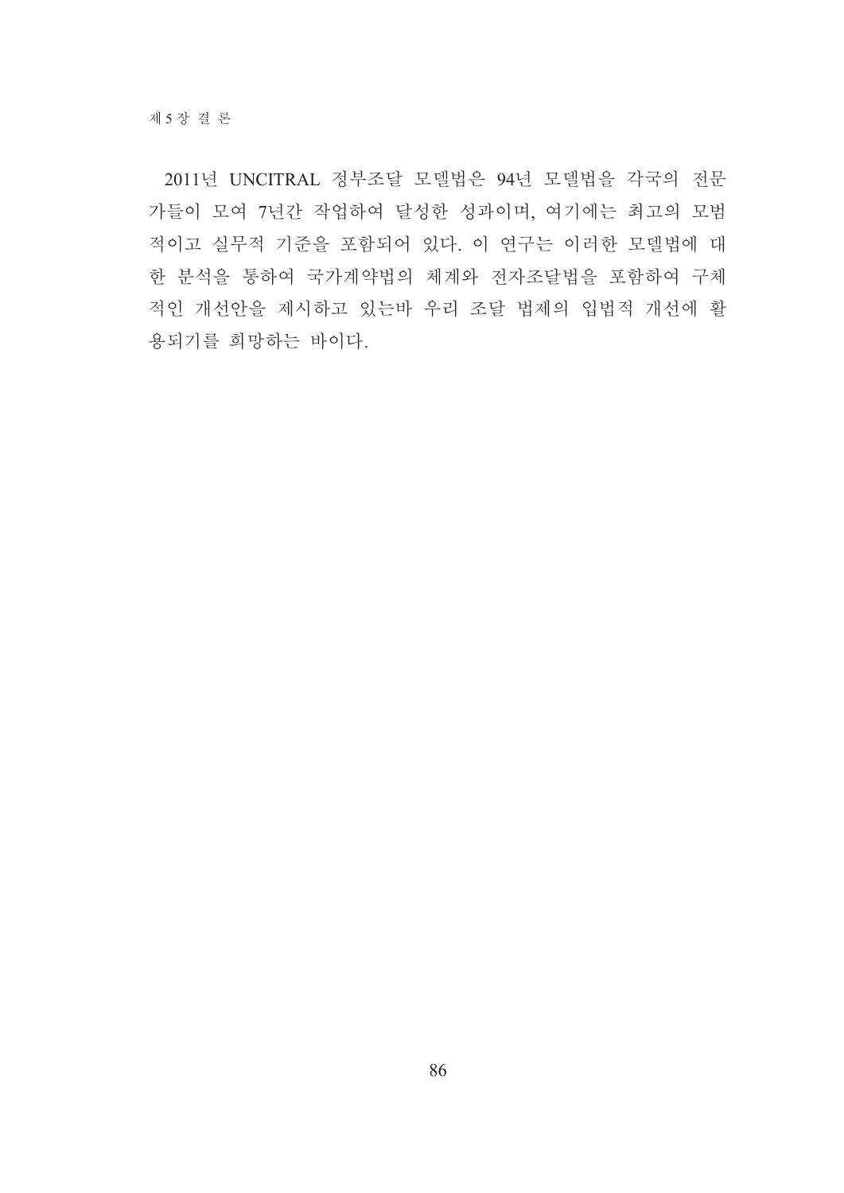2011년 UNCITRAL 정부조달 모델법은 94년 모델법을 각국의 전문가들이 모여 7년간 작업하여 달성한 성과이며, 여기에는 최고의 모범적이고 실무적 기준을 포함되어 있다. 이 연구는 이러한 모델법에 대한 분석을 통하여 국가계약법의 체계와 전자조달법을 포함하여 구체적인 개선안을 제시하고 있는바 우리 조달 법제의 입법적 개선에 활용되기를 희망하는 바이다.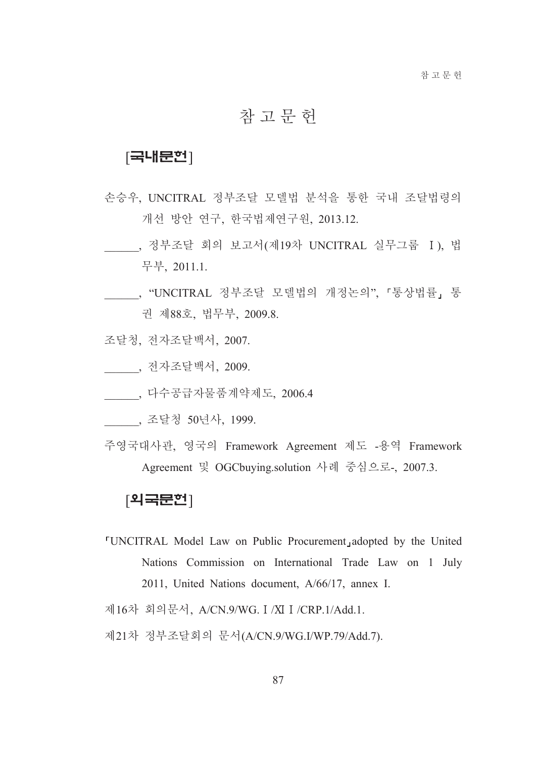# 참 고 문 헌

## [국내문헌]

손승우, UNCITRAL 정부조달 모델법 분석을 통한 국내 조달법령의 개선 방안 연구, 한국법제연구원, 2013.12.

______, 정부조달 회의 보고서(제19차 UNCITRAL 실무그룹 Ⅰ), 법무부, 2011.1.

______, "UNCITRAL 정부조달 모델법의 개정논의", 「통상법률」 통권 제88호, 법무부, 2009.8.

조달청, 전자조달백서, 2007.

______, 전자조달백서, 2009.

______, 다수공급자물품계약제도, 2006.4

______, 조달청 50년사, 1999.

주영국대사관, 영국의 Framework Agreement 제도 -용역 Framework Agreement 및 OGCbuying.solution 사례 중심으로-, 2007.3.

## [외국문헌]

「UNCITRAL Model Law on Public Procurement」adopted by the United Nations Commission on International Trade Law on 1 July 2011, United Nations document, A/66/17, annex I.

제16차 회의문서, A/CN.9/WG.Ⅰ/ⅪⅠ/CRP.1/Add.1.

제21차 정부조달회의 문서(A/CN.9/WG.I/WP.79/Add.7).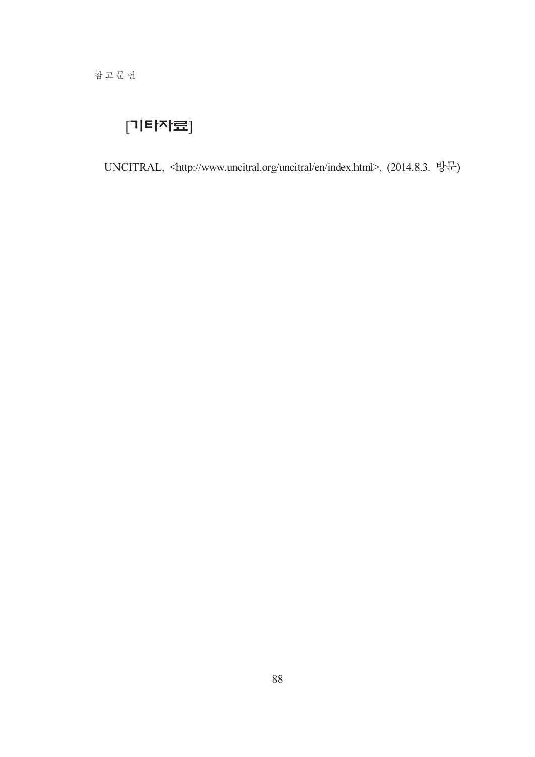### [기타자료]

UNCITRAL, <http://www.uncitral.org/uncitral/en/index.html>, (2014.8.3. 방문)